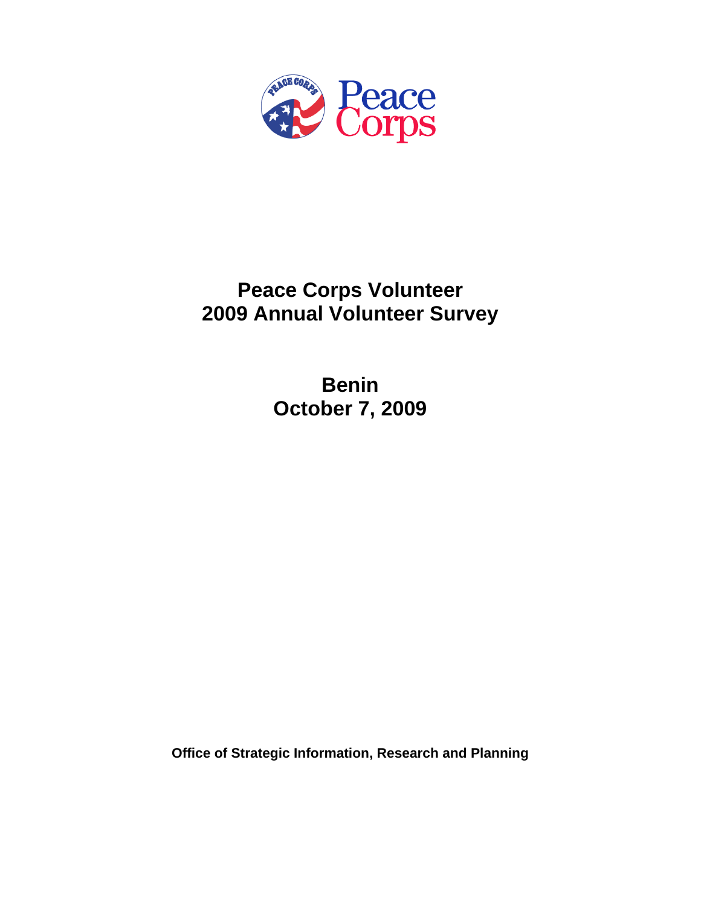# Peace Corps Volunteer
# 2009 Annual Volunteer Survey

## Benin
## October 7, 2009

**Office of Strategic Information, Research and Planning**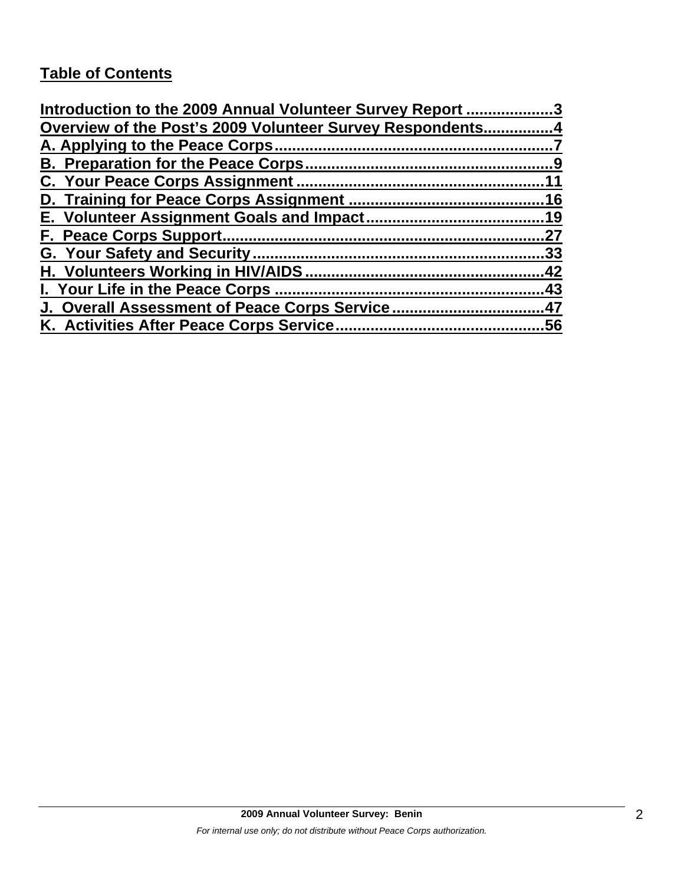## Table of Contents

Introduction to the 2009 Annual Volunteer Survey Report ....................3
Overview of the Post's 2009 Volunteer Survey Respondents................4
A. Applying to the Peace Corps................................................................7
B. Preparation for the Peace Corps.........................................................9
C. Your Peace Corps Assignment ........................................................11
D. Training for Peace Corps Assignment ............................................16
E. Volunteer Assignment Goals and Impact........................................19
F. Peace Corps Support..........................................................................27
G. Your Safety and Security...................................................................33
H. Volunteers Working in HIV/AIDS.......................................................42
I. Your Life in the Peace Corps .............................................................43
J. Overall Assessment of Peace Corps Service ..................................47
K. Activities After Peace Corps Service................................................56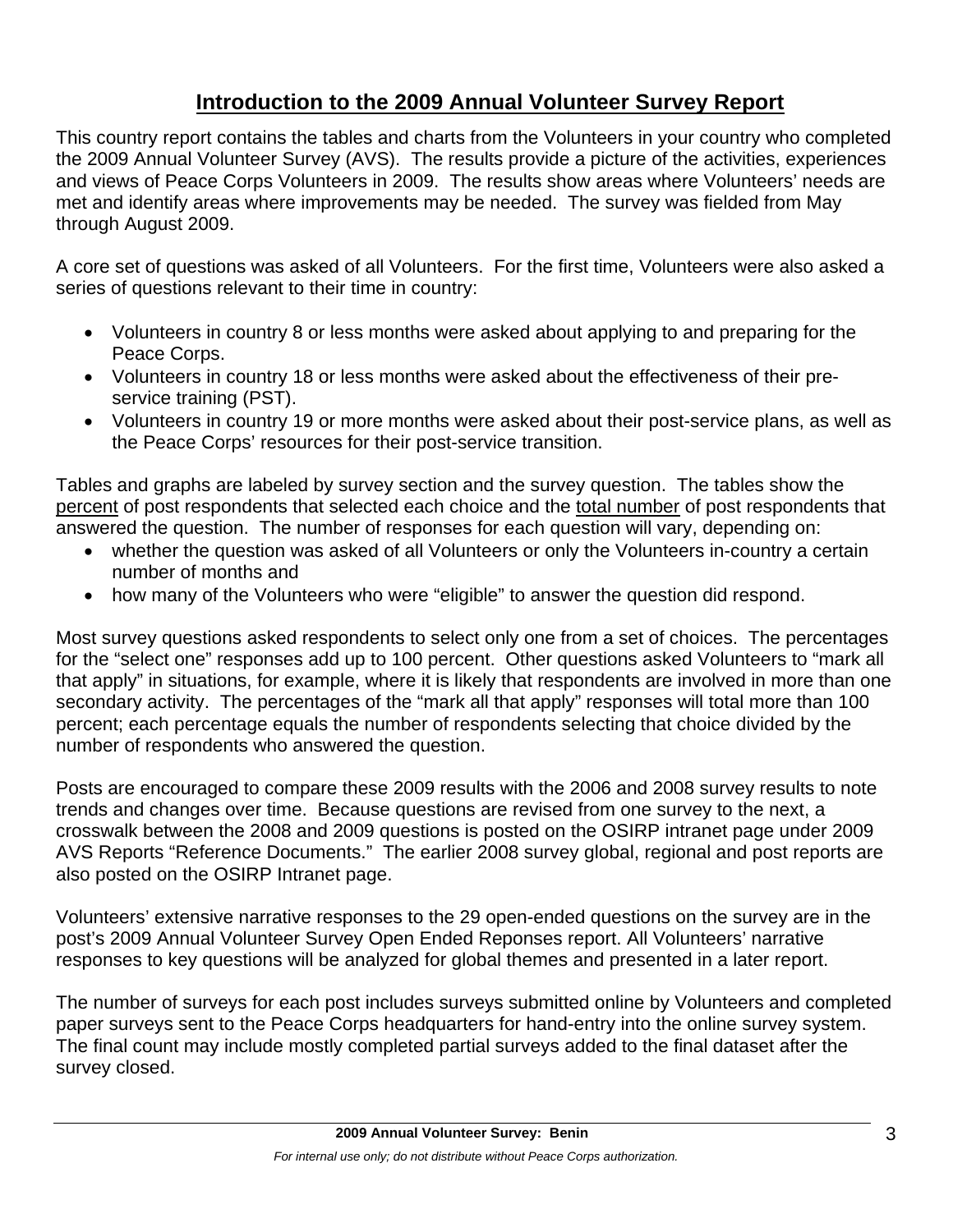# Introduction to the 2009 Annual Volunteer Survey Report

This country report contains the tables and charts from the Volunteers in your country who completed the 2009 Annual Volunteer Survey (AVS). The results provide a picture of the activities, experiences and views of Peace Corps Volunteers in 2009. The results show areas where Volunteers' needs are met and identify areas where improvements may be needed. The survey was fielded from May through August 2009.

A core set of questions was asked of all Volunteers. For the first time, Volunteers were also asked a series of questions relevant to their time in country:

- Volunteers in country 8 or less months were asked about applying to and preparing for the Peace Corps.
- Volunteers in country 18 or less months were asked about the effectiveness of their pre-service training (PST).
- Volunteers in country 19 or more months were asked about their post-service plans, as well as the Peace Corps' resources for their post-service transition.

Tables and graphs are labeled by survey section and the survey question. The tables show the percent of post respondents that selected each choice and the total number of post respondents that answered the question. The number of responses for each question will vary, depending on:

- whether the question was asked of all Volunteers or only the Volunteers in-country a certain number of months and
- how many of the Volunteers who were "eligible" to answer the question did respond.

Most survey questions asked respondents to select only one from a set of choices. The percentages for the "select one" responses add up to 100 percent. Other questions asked Volunteers to "mark all that apply" in situations, for example, where it is likely that respondents are involved in more than one secondary activity. The percentages of the "mark all that apply" responses will total more than 100 percent; each percentage equals the number of respondents selecting that choice divided by the number of respondents who answered the question.

Posts are encouraged to compare these 2009 results with the 2006 and 2008 survey results to note trends and changes over time. Because questions are revised from one survey to the next, a crosswalk between the 2008 and 2009 questions is posted on the OSIRP intranet page under 2009 AVS Reports "Reference Documents." The earlier 2008 survey global, regional and post reports are also posted on the OSIRP Intranet page.

Volunteers' extensive narrative responses to the 29 open-ended questions on the survey are in the post's 2009 Annual Volunteer Survey Open Ended Reponses report. All Volunteers' narrative responses to key questions will be analyzed for global themes and presented in a later report.

The number of surveys for each post includes surveys submitted online by Volunteers and completed paper surveys sent to the Peace Corps headquarters for hand-entry into the online survey system. The final count may include mostly completed partial surveys added to the final dataset after the survey closed.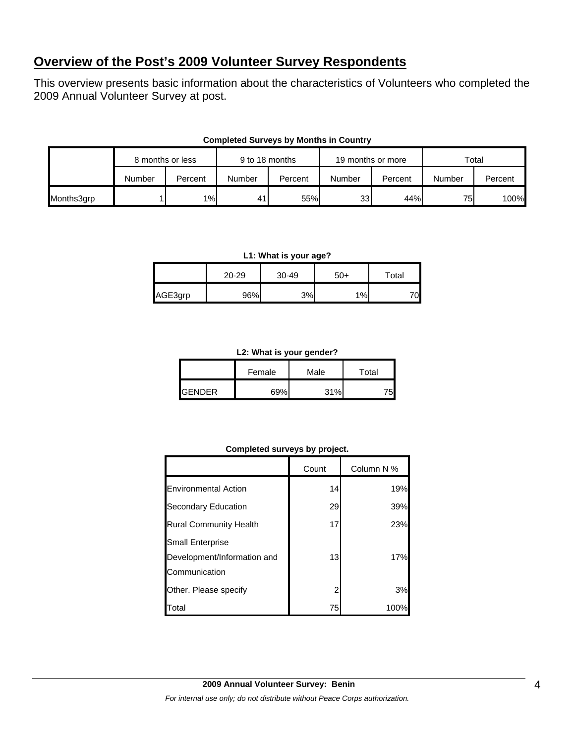## Overview of the Post's 2009 Volunteer Survey Respondents

This overview presents basic information about the characteristics of Volunteers who completed the 2009 Annual Volunteer Survey at post.

**Completed Surveys by Months in Country**

| | 8 months or less | | 9 to 18 months | | 19 months or more | | Total | |
|---|---|---|---|---|---|---|---|---|
| | Number | Percent | Number | Percent | Number | Percent | Number | Percent |
| Months3grp | 1 | 1% | 41 | 55% | 33 | 44% | 75 | 100% |

**L1: What is your age?**

| | 20-29 | 30-49 | 50+ | Total |
|---|---|---|---|---|
| AGE3grp | 96% | 3% | 1% | 70 |

**L2: What is your gender?**

| | Female | Male | Total |
|---|---|---|---|
| GENDER | 69% | 31% | 75 |

**Completed surveys by project.**

| | Count | Column N % |
|---|---|---|
| Environmental Action | 14 | 19% |
| Secondary Education | 29 | 39% |
| Rural Community Health | 17 | 23% |
| Small Enterprise Development/Information and Communication | 13 | 17% |
| Other. Please specify | 2 | 3% |
| Total | 75 | 100% |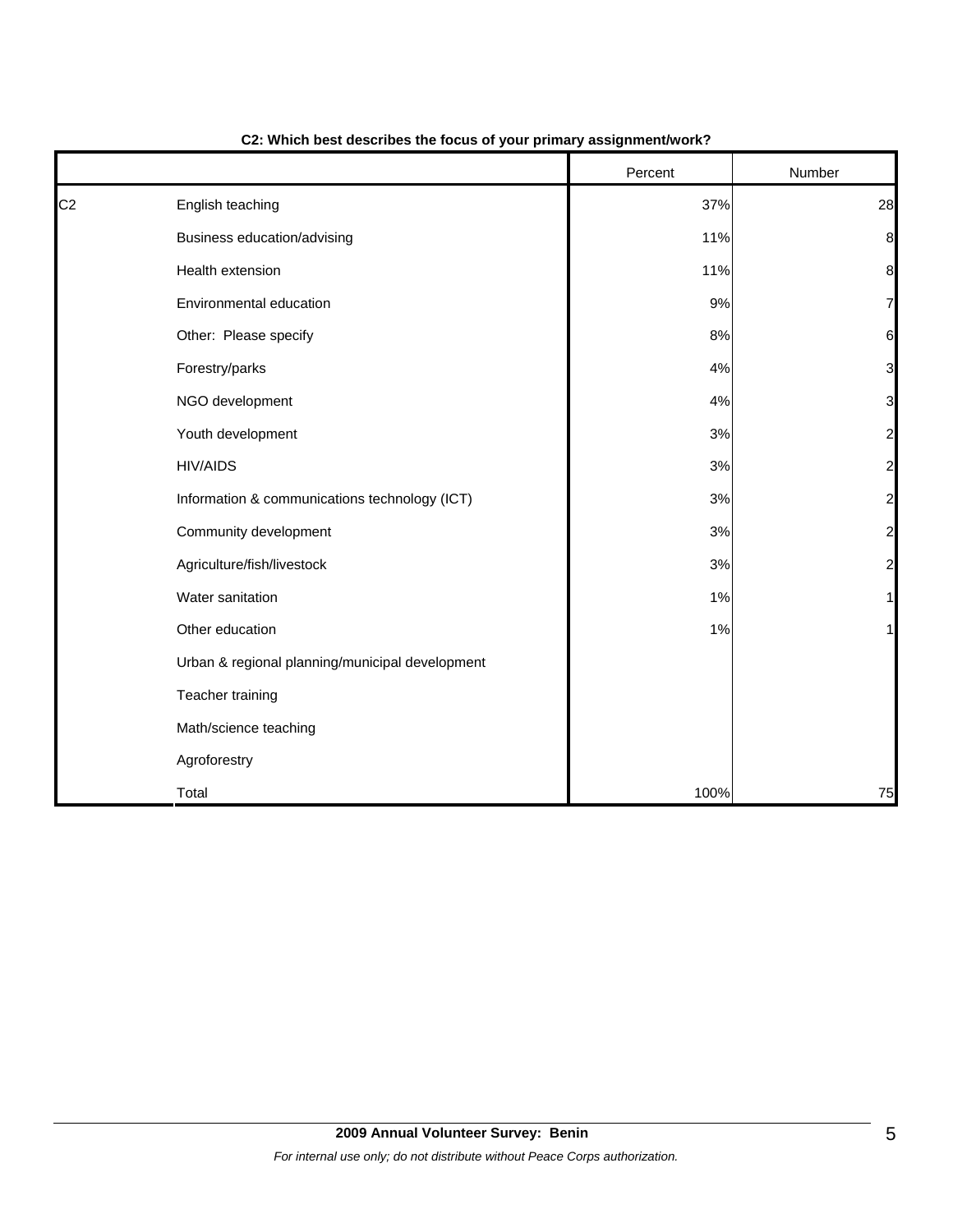**C2: Which best describes the focus of your primary assignment/work?**

| | | Percent | Number |
|---|---|---|---|
| C2 | English teaching | 37% | 28 |
| | Business education/advising | 11% | 8 |
| | Health extension | 11% | 8 |
| | Environmental education | 9% | 7 |
| | Other: Please specify | 8% | 6 |
| | Forestry/parks | 4% | 3 |
| | NGO development | 4% | 3 |
| | Youth development | 3% | 2 |
| | HIV/AIDS | 3% | 2 |
| | Information & communications technology (ICT) | 3% | 2 |
| | Community development | 3% | 2 |
| | Agriculture/fish/livestock | 3% | 2 |
| | Water sanitation | 1% | 1 |
| | Other education | 1% | 1 |
| | Urban & regional planning/municipal development | | |
| | Teacher training | | |
| | Math/science teaching | | |
| | Agroforestry | | |
| | Total | 100% | 75 |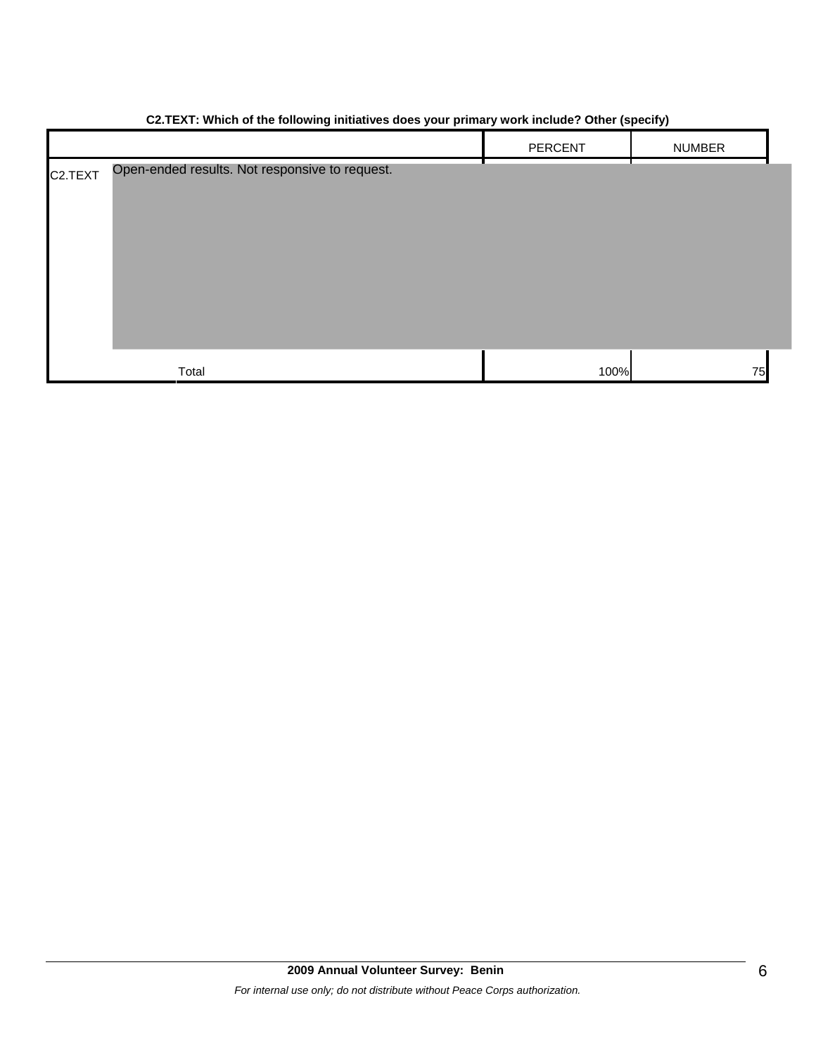**C2.TEXT: Which of the following initiatives does your primary work include? Other (specify)**

| | | PERCENT | NUMBER |
|---|---|---|---|
| C2.TEXT | Open-ended results. Not responsive to request. | | |
| | Total | 100% | 75 |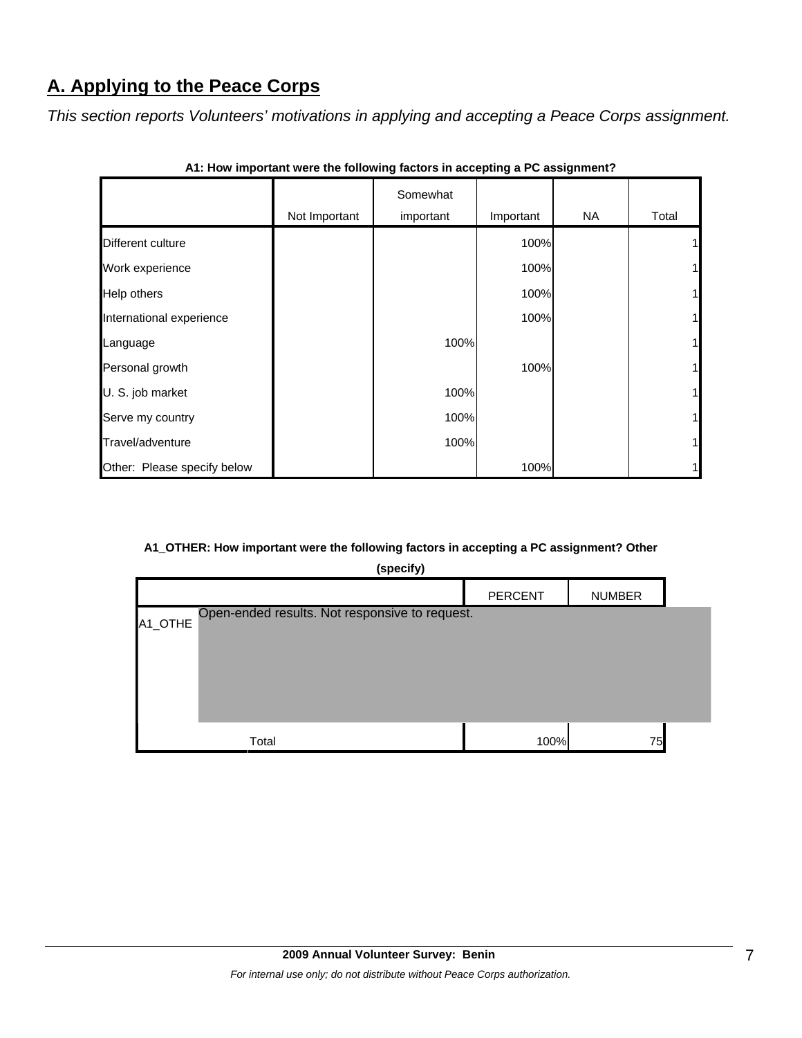## A. Applying to the Peace Corps

*This section reports Volunteers' motivations in applying and accepting a Peace Corps assignment.*

**A1: How important were the following factors in accepting a PC assignment?**

| | Not Important | Somewhat important | Important | NA | Total |
|---|---|---|---|---|---|
| Different culture | | | 100% | | 1 |
| Work experience | | | 100% | | 1 |
| Help others | | | 100% | | 1 |
| International experience | | | 100% | | 1 |
| Language | | 100% | | | 1 |
| Personal growth | | | 100% | | 1 |
| U. S. job market | | 100% | | | 1 |
| Serve my country | | 100% | | | 1 |
| Travel/adventure | | 100% | | | 1 |
| Other: Please specify below | | | 100% | | 1 |

**A1_OTHER: How important were the following factors in accepting a PC assignment? Other (specify)**

| | | PERCENT | NUMBER |
|---|---|---|---|
| A1_OTHE | Open-ended results. Not responsive to request. | | |
| | Total | 100% | 75 |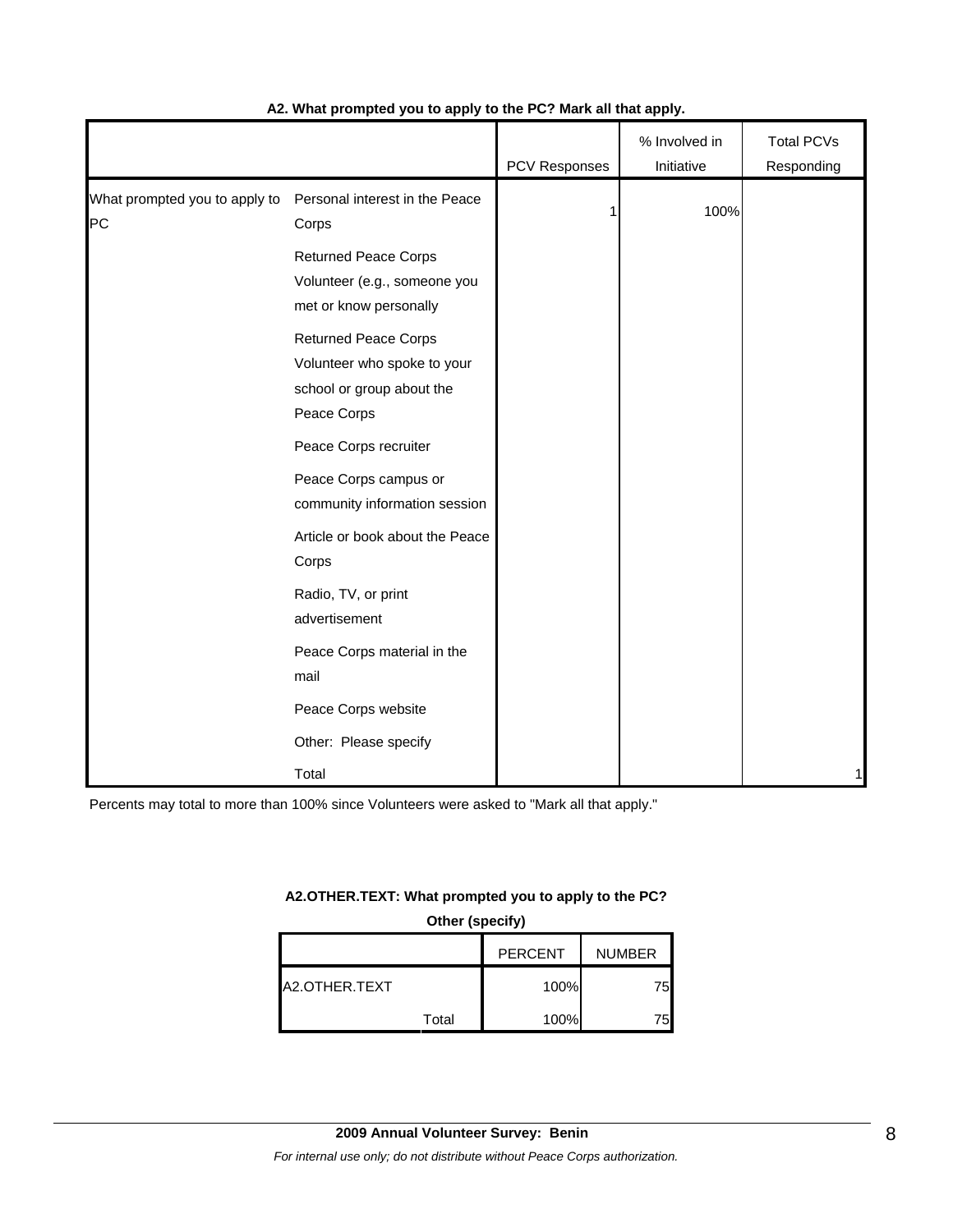**A2. What prompted you to apply to the PC? Mark all that apply.**

| | | PCV Responses | % Involved in Initiative | Total PCVs Responding |
|---|---|---|---|---|
| What prompted you to apply to PC | Personal interest in the Peace Corps | 1 | 100% | |
| | Returned Peace Corps Volunteer (e.g., someone you met or know personally | | | |
| | Returned Peace Corps Volunteer who spoke to your school or group about the Peace Corps | | | |
| | Peace Corps recruiter | | | |
| | Peace Corps campus or community information session | | | |
| | Article or book about the Peace Corps | | | |
| | Radio, TV, or print advertisement | | | |
| | Peace Corps material in the mail | | | |
| | Peace Corps website | | | |
| | Other: Please specify | | | |
| | Total | | | 1 |

Percents may total to more than 100% since Volunteers were asked to "Mark all that apply."

**A2.OTHER.TEXT: What prompted you to apply to the PC? Other (specify)**

| | | PERCENT | NUMBER |
|---|---|---|---|
| A2.OTHER.TEXT | | 100% | 75 |
| | Total | 100% | 75 |

**2009 Annual Volunteer Survey: Benin**

*For internal use only; do not distribute without Peace Corps authorization.*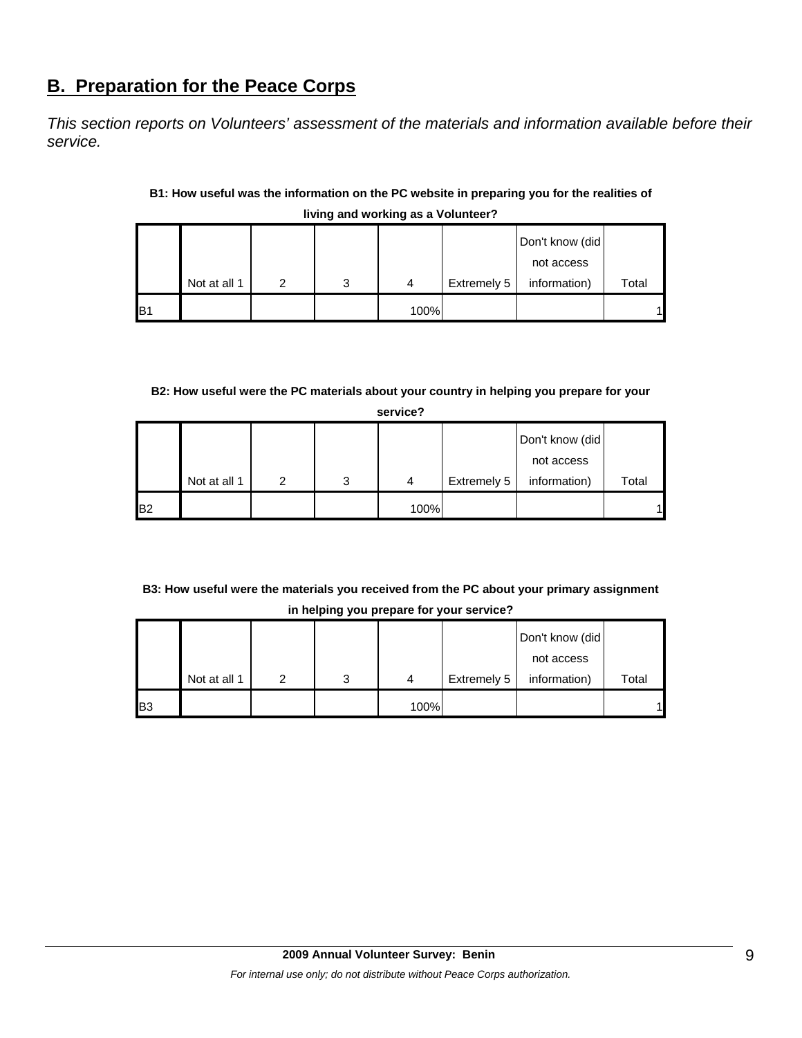## B. Preparation for the Peace Corps

*This section reports on Volunteers' assessment of the materials and information available before their service.*

**B1: How useful was the information on the PC website in preparing you for the realities of living and working as a Volunteer?**

| | Not at all 1 | 2 | 3 | 4 | Extremely 5 | Don't know (did not access information) | Total |
|---|---|---|---|---|---|---|---|
| B1 | | | | 100% | | | 1 |

**B2: How useful were the PC materials about your country in helping you prepare for your service?**

| | Not at all 1 | 2 | 3 | 4 | Extremely 5 | Don't know (did not access information) | Total |
|---|---|---|---|---|---|---|---|
| B2 | | | | 100% | | | 1 |

**B3: How useful were the materials you received from the PC about your primary assignment in helping you prepare for your service?**

| | Not at all 1 | 2 | 3 | 4 | Extremely 5 | Don't know (did not access information) | Total |
|---|---|---|---|---|---|---|---|
| B3 | | | | 100% | | | 1 |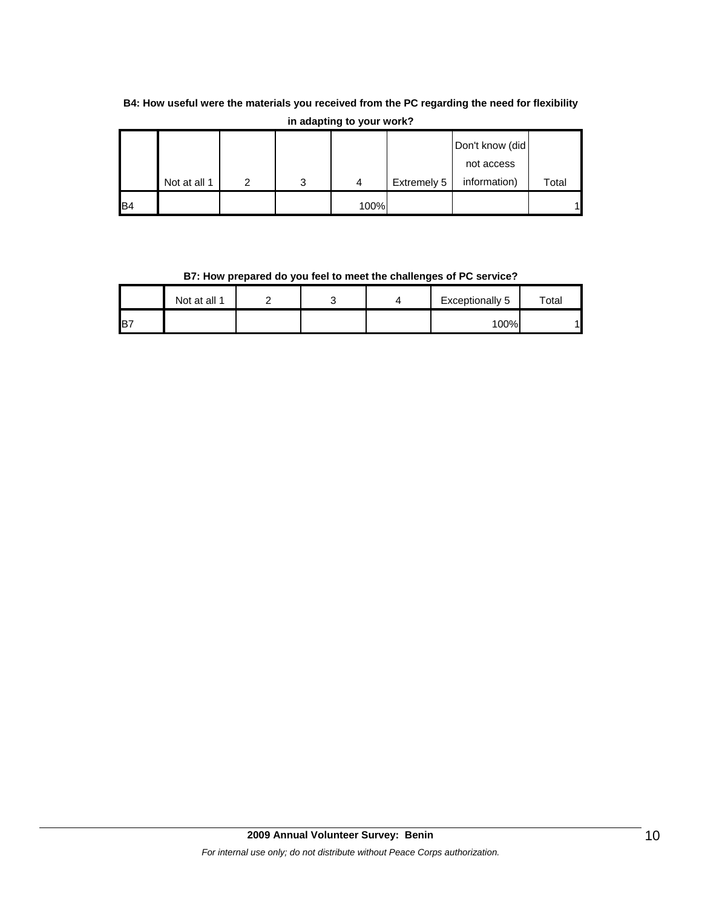**B4: How useful were the materials you received from the PC regarding the need for flexibility in adapting to your work?**

| | Not at all 1 | 2 | 3 | 4 | Extremely 5 | Don't know (did not access information) | Total |
|---|---|---|---|---|---|---|---|
| B4 | | | | 100% | | | 1 |

**B7: How prepared do you feel to meet the challenges of PC service?**

| | Not at all 1 | 2 | 3 | 4 | Exceptionally 5 | Total |
|---|---|---|---|---|---|---|
| B7 | | | | | 100% | 1 |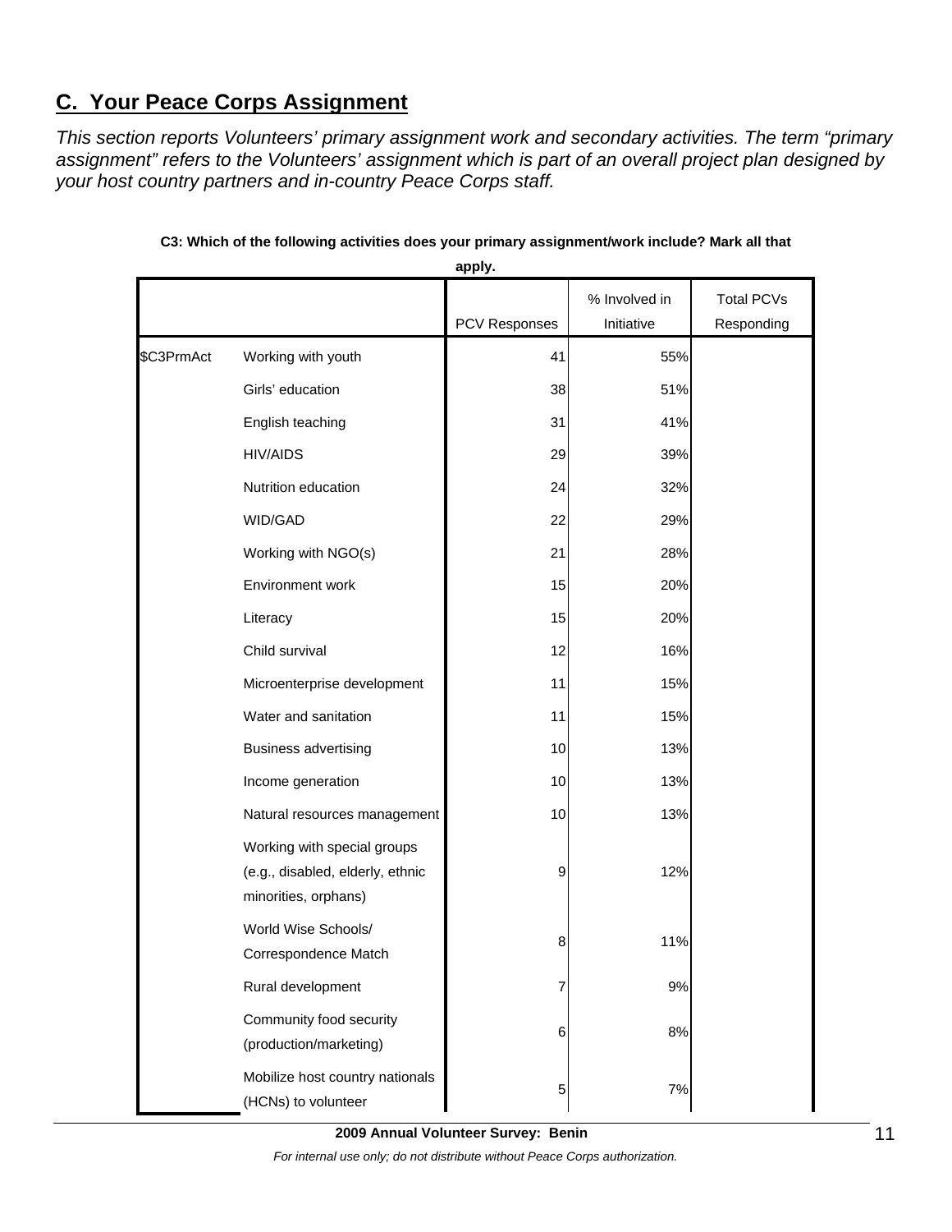## C. Your Peace Corps Assignment

*This section reports Volunteers' primary assignment work and secondary activities. The term "primary assignment" refers to the Volunteers' assignment which is part of an overall project plan designed by your host country partners and in-country Peace Corps staff.*

**C3: Which of the following activities does your primary assignment/work include? Mark all that apply.**

| | | PCV Responses | % Involved in Initiative | Total PCVs Responding |
|---|---|---|---|---|
| $C3PrmAct | Working with youth | 41 | 55% | |
| | Girls' education | 38 | 51% | |
| | English teaching | 31 | 41% | |
| | HIV/AIDS | 29 | 39% | |
| | Nutrition education | 24 | 32% | |
| | WID/GAD | 22 | 29% | |
| | Working with NGO(s) | 21 | 28% | |
| | Environment work | 15 | 20% | |
| | Literacy | 15 | 20% | |
| | Child survival | 12 | 16% | |
| | Microenterprise development | 11 | 15% | |
| | Water and sanitation | 11 | 15% | |
| | Business advertising | 10 | 13% | |
| | Income generation | 10 | 13% | |
| | Natural resources management | 10 | 13% | |
| | Working with special groups (e.g., disabled, elderly, ethnic minorities, orphans) | 9 | 12% | |
| | World Wise Schools/ Correspondence Match | 8 | 11% | |
| | Rural development | 7 | 9% | |
| | Community food security (production/marketing) | 6 | 8% | |
| | Mobilize host country nationals (HCNs) to volunteer | 5 | 7% | |

**2009 Annual Volunteer Survey: Benin**

*For internal use only; do not distribute without Peace Corps authorization.*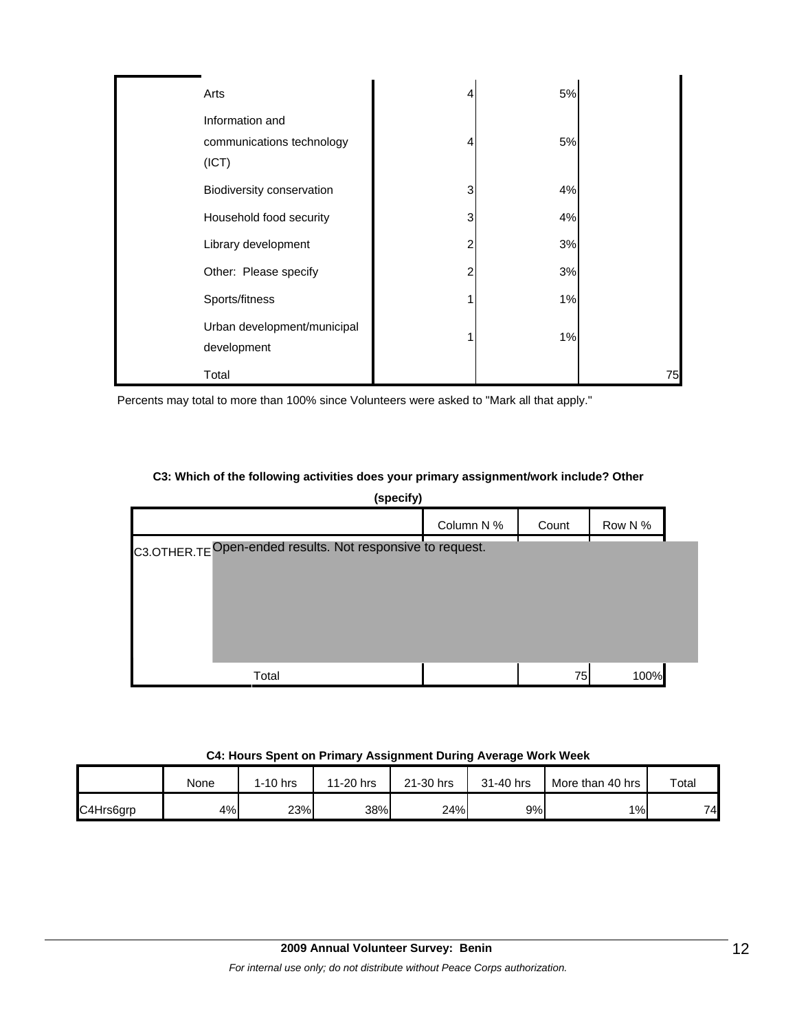| | | | |
|---|---|---|---|
| Arts | 4 | 5% | |
| Information and communications technology (ICT) | 4 | 5% | |
| Biodiversity conservation | 3 | 4% | |
| Household food security | 3 | 4% | |
| Library development | 2 | 3% | |
| Other: Please specify | 2 | 3% | |
| Sports/fitness | 1 | 1% | |
| Urban development/municipal development | 1 | 1% | |
| Total | | | 75 |

Percents may total to more than 100% since Volunteers were asked to "Mark all that apply."

**C3: Which of the following activities does your primary assignment/work include? Other (specify)**

| | | Column N % | Count | Row N % |
|---|---|---|---|---|
| C3.OTHER.TE | Open-ended results. Not responsive to request. | | | |
| | Total | | 75 | 100% |

**C4: Hours Spent on Primary Assignment During Average Work Week**

| | None | 1-10 hrs | 11-20 hrs | 21-30 hrs | 31-40 hrs | More than 40 hrs | Total |
|---|---|---|---|---|---|---|---|
| C4Hrs6grp | 4% | 23% | 38% | 24% | 9% | 1% | 74 |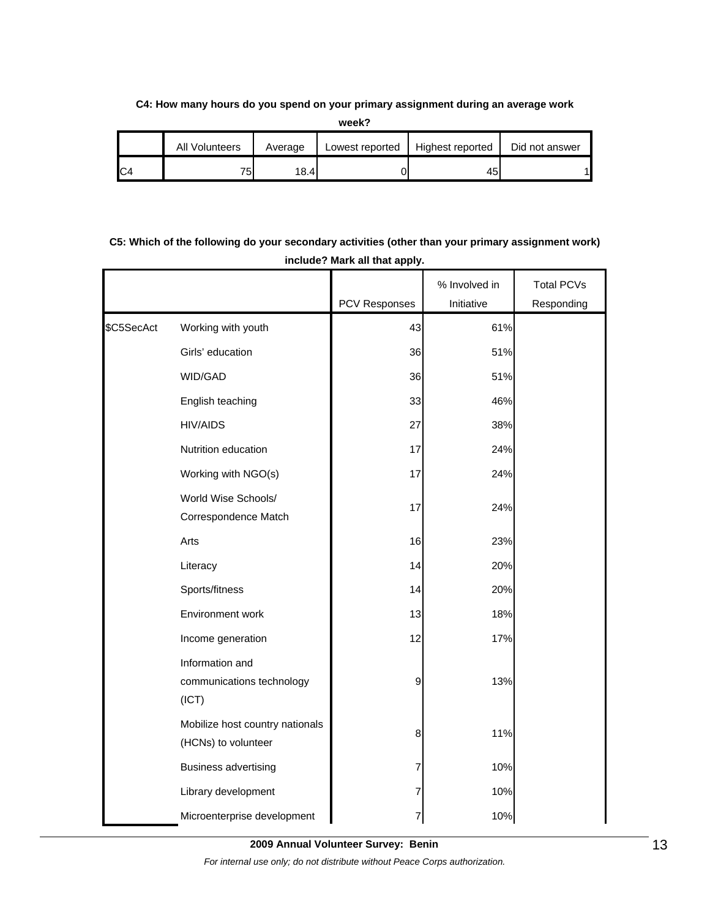**C4: How many hours do you spend on your primary assignment during an average work week?**

| | All Volunteers | Average | Lowest reported | Highest reported | Did not answer |
|---|---|---|---|---|---|
| C4 | 75 | 18.4 | 0 | 45 | 1 |

**C5: Which of the following do your secondary activities (other than your primary assignment work) include? Mark all that apply.**

| | | PCV Responses | % Involved in Initiative | Total PCVs Responding |
|---|---|---|---|---|
| $C5SecAct | Working with youth | 43 | 61% | |
| | Girls' education | 36 | 51% | |
| | WID/GAD | 36 | 51% | |
| | English teaching | 33 | 46% | |
| | HIV/AIDS | 27 | 38% | |
| | Nutrition education | 17 | 24% | |
| | Working with NGO(s) | 17 | 24% | |
| | World Wise Schools/ Correspondence Match | 17 | 24% | |
| | Arts | 16 | 23% | |
| | Literacy | 14 | 20% | |
| | Sports/fitness | 14 | 20% | |
| | Environment work | 13 | 18% | |
| | Income generation | 12 | 17% | |
| | Information and communications technology (ICT) | 9 | 13% | |
| | Mobilize host country nationals (HCNs) to volunteer | 8 | 11% | |
| | Business advertising | 7 | 10% | |
| | Library development | 7 | 10% | |
| | Microenterprise development | 7 | 10% | |

**2009 Annual Volunteer Survey: Benin**

*For internal use only; do not distribute without Peace Corps authorization.*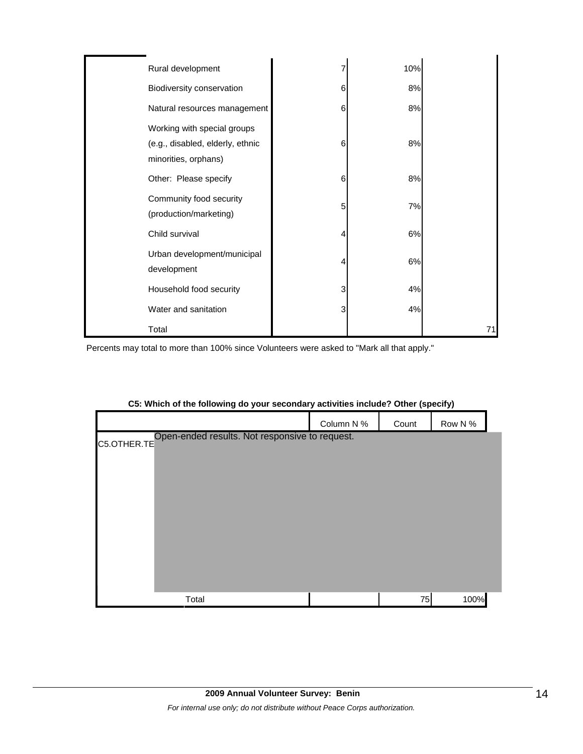| | | | | |
|---|---|---|---|---|
| | Rural development | 7 | 10% | |
| | Biodiversity conservation | 6 | 8% | |
| | Natural resources management | 6 | 8% | |
| | Working with special groups (e.g., disabled, elderly, ethnic minorities, orphans) | 6 | 8% | |
| | Other: Please specify | 6 | 8% | |
| | Community food security (production/marketing) | 5 | 7% | |
| | Child survival | 4 | 6% | |
| | Urban development/municipal development | 4 | 6% | |
| | Household food security | 3 | 4% | |
| | Water and sanitation | 3 | 4% | |
| | Total | | | 71 |

Percents may total to more than 100% since Volunteers were asked to "Mark all that apply."

**C5: Which of the following do your secondary activities include? Other (specify)**

| | | Column N % | Count | Row N % |
|---|---|---|---|---|
| C5.OTHER.TE | Open-ended results. Not responsive to request. | | | |
| | Total | | 75 | 100% |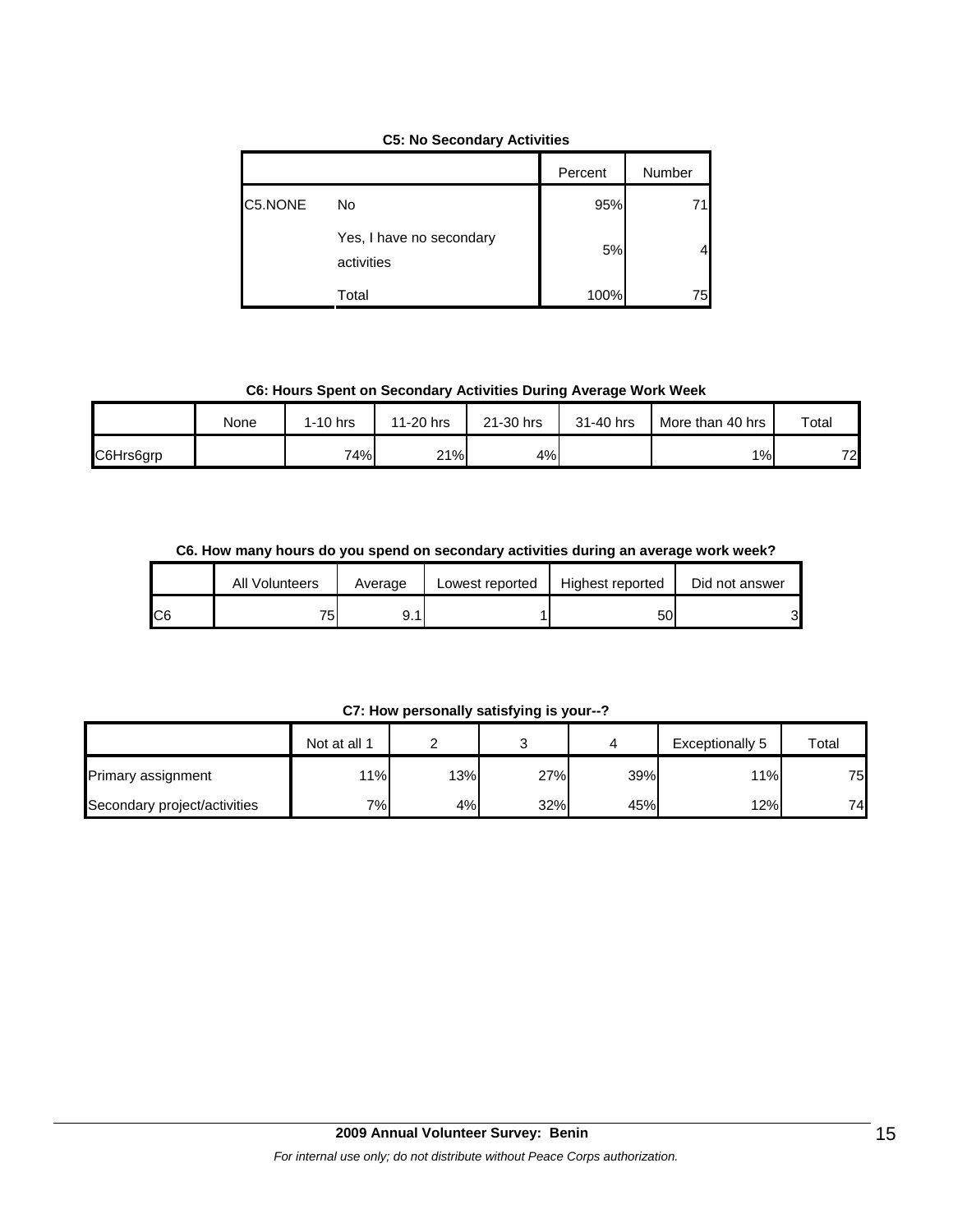**C5: No Secondary Activities**

| | | Percent | Number |
|---|---|---|---|
| C5.NONE | No | 95% | 71 |
| | Yes, I have no secondary activities | 5% | 4 |
| | Total | 100% | 75 |

**C6: Hours Spent on Secondary Activities During Average Work Week**

| | None | 1-10 hrs | 11-20 hrs | 21-30 hrs | 31-40 hrs | More than 40 hrs | Total |
|---|---|---|---|---|---|---|---|
| C6Hrs6grp | | 74% | 21% | 4% | | 1% | 72 |

**C6. How many hours do you spend on secondary activities during an average work week?**

| | All Volunteers | Average | Lowest reported | Highest reported | Did not answer |
|---|---|---|---|---|---|
| C6 | 75 | 9.1 | 1 | 50 | 3 |

**C7: How personally satisfying is your--?**

| | Not at all 1 | 2 | 3 | 4 | Exceptionally 5 | Total |
|---|---|---|---|---|---|---|
| Primary assignment | 11% | 13% | 27% | 39% | 11% | 75 |
| Secondary project/activities | 7% | 4% | 32% | 45% | 12% | 74 |

**2009 Annual Volunteer Survey: Benin**

*For internal use only; do not distribute without Peace Corps authorization.*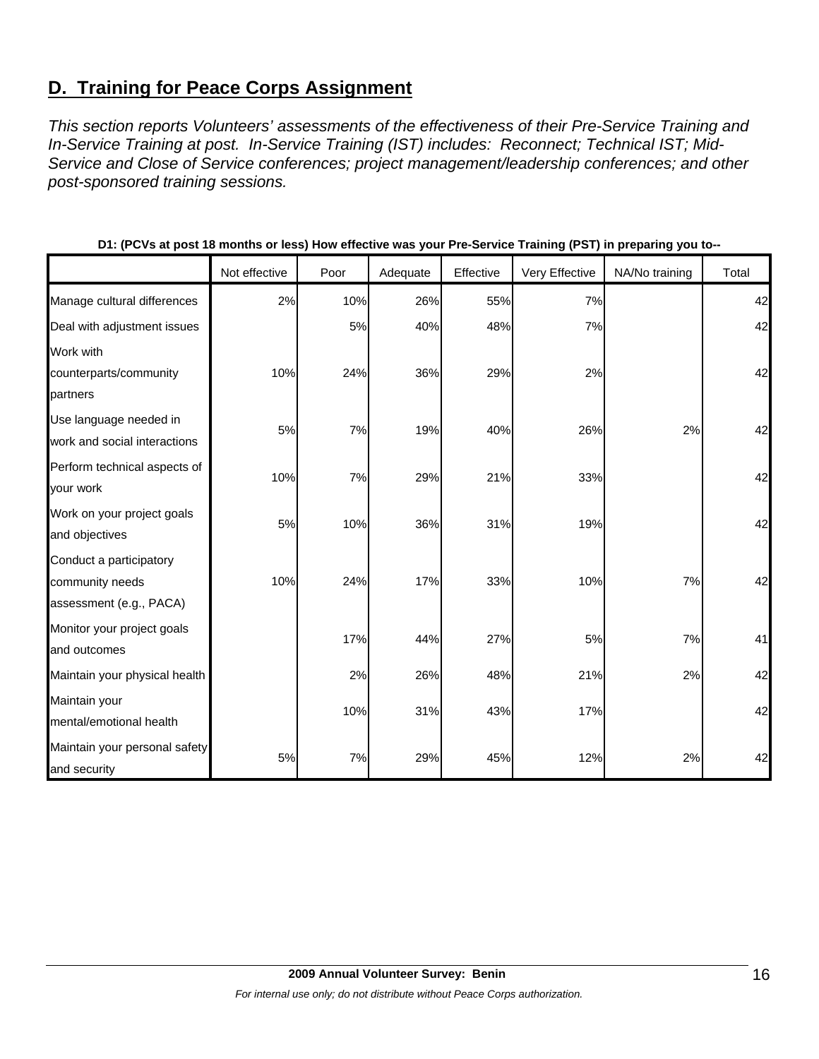## D. Training for Peace Corps Assignment

*This section reports Volunteers' assessments of the effectiveness of their Pre-Service Training and In-Service Training at post. In-Service Training (IST) includes: Reconnect; Technical IST; Mid-Service and Close of Service conferences; project management/leadership conferences; and other post-sponsored training sessions.*

**D1: (PCVs at post 18 months or less) How effective was your Pre-Service Training (PST) in preparing you to--**

| | Not effective | Poor | Adequate | Effective | Very Effective | NA/No training | Total |
|---|---|---|---|---|---|---|---|
| Manage cultural differences | 2% | 10% | 26% | 55% | 7% | | 42 |
| Deal with adjustment issues | | 5% | 40% | 48% | 7% | | 42 |
| Work with counterparts/community partners | 10% | 24% | 36% | 29% | 2% | | 42 |
| Use language needed in work and social interactions | 5% | 7% | 19% | 40% | 26% | 2% | 42 |
| Perform technical aspects of your work | 10% | 7% | 29% | 21% | 33% | | 42 |
| Work on your project goals and objectives | 5% | 10% | 36% | 31% | 19% | | 42 |
| Conduct a participatory community needs assessment (e.g., PACA) | 10% | 24% | 17% | 33% | 10% | 7% | 42 |
| Monitor your project goals and outcomes | | 17% | 44% | 27% | 5% | 7% | 41 |
| Maintain your physical health | | 2% | 26% | 48% | 21% | 2% | 42 |
| Maintain your mental/emotional health | | 10% | 31% | 43% | 17% | | 42 |
| Maintain your personal safety and security | 5% | 7% | 29% | 45% | 12% | 2% | 42 |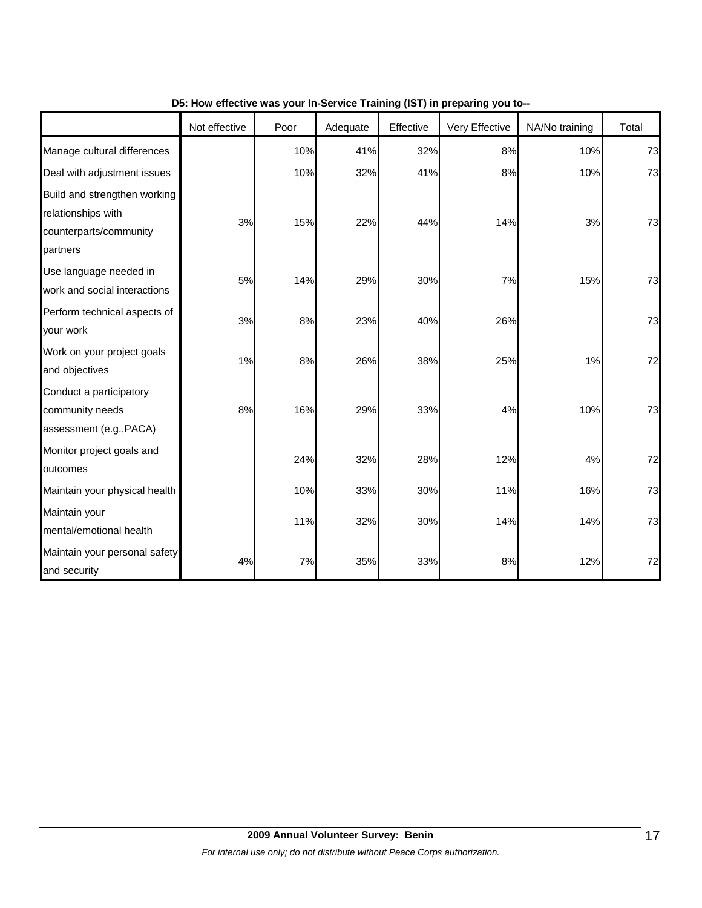**D5: How effective was your In-Service Training (IST) in preparing you to--**

| | Not effective | Poor | Adequate | Effective | Very Effective | NA/No training | Total |
|---|---|---|---|---|---|---|---|
| Manage cultural differences | | 10% | 41% | 32% | 8% | 10% | 73 |
| Deal with adjustment issues | | 10% | 32% | 41% | 8% | 10% | 73 |
| Build and strengthen working relationships with counterparts/community partners | 3% | 15% | 22% | 44% | 14% | 3% | 73 |
| Use language needed in work and social interactions | 5% | 14% | 29% | 30% | 7% | 15% | 73 |
| Perform technical aspects of your work | 3% | 8% | 23% | 40% | 26% | | 73 |
| Work on your project goals and objectives | 1% | 8% | 26% | 38% | 25% | 1% | 72 |
| Conduct a participatory community needs assessment (e.g.,PACA) | 8% | 16% | 29% | 33% | 4% | 10% | 73 |
| Monitor project goals and outcomes | | 24% | 32% | 28% | 12% | 4% | 72 |
| Maintain your physical health | | 10% | 33% | 30% | 11% | 16% | 73 |
| Maintain your mental/emotional health | | 11% | 32% | 30% | 14% | 14% | 73 |
| Maintain your personal safety and security | 4% | 7% | 35% | 33% | 8% | 12% | 72 |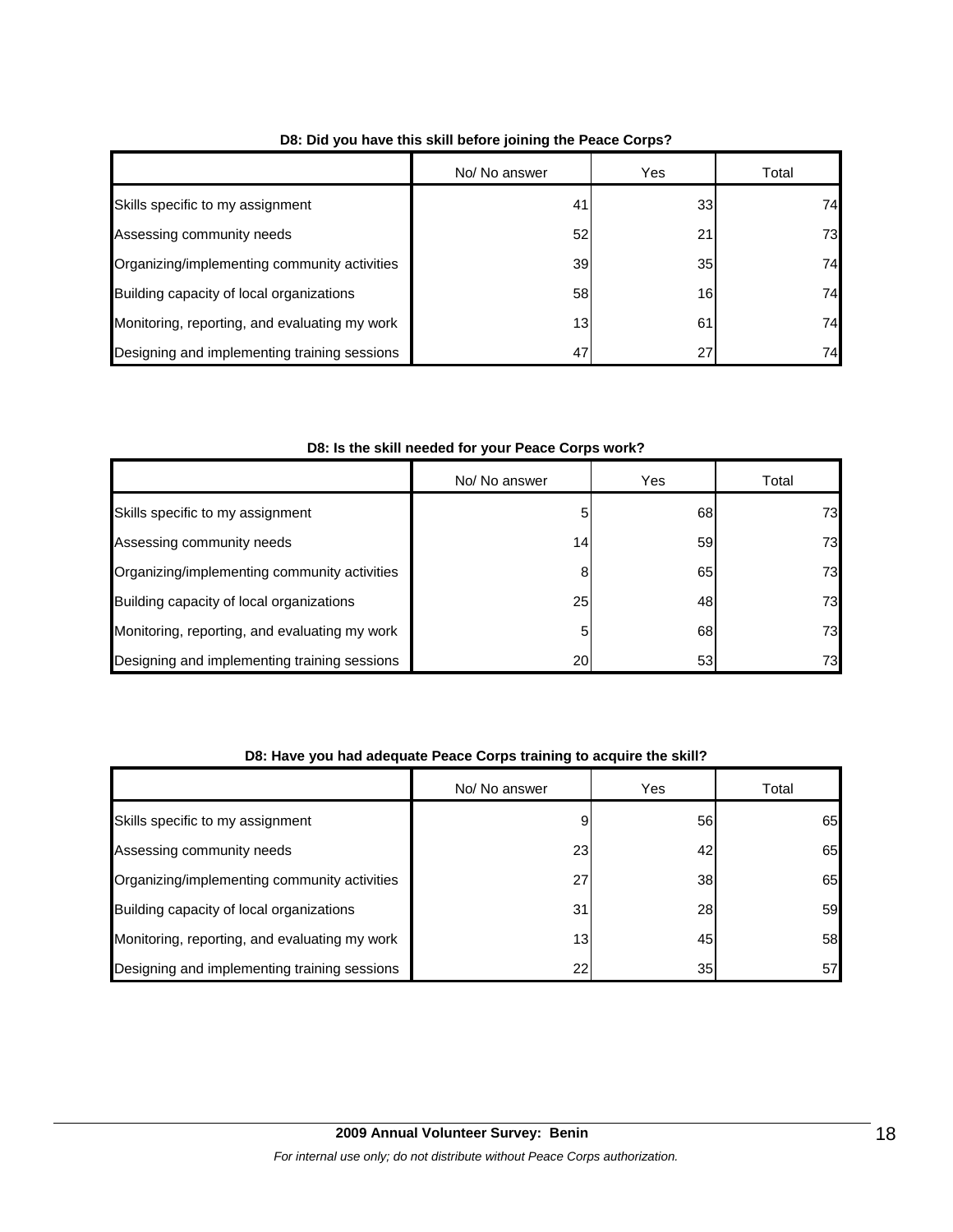**D8: Did you have this skill before joining the Peace Corps?**

| | No/ No answer | Yes | Total |
|---|---|---|---|
| Skills specific to my assignment | 41 | 33 | 74 |
| Assessing community needs | 52 | 21 | 73 |
| Organizing/implementing community activities | 39 | 35 | 74 |
| Building capacity of local organizations | 58 | 16 | 74 |
| Monitoring, reporting, and evaluating my work | 13 | 61 | 74 |
| Designing and implementing training sessions | 47 | 27 | 74 |

**D8: Is the skill needed for your Peace Corps work?**

| | No/ No answer | Yes | Total |
|---|---|---|---|
| Skills specific to my assignment | 5 | 68 | 73 |
| Assessing community needs | 14 | 59 | 73 |
| Organizing/implementing community activities | 8 | 65 | 73 |
| Building capacity of local organizations | 25 | 48 | 73 |
| Monitoring, reporting, and evaluating my work | 5 | 68 | 73 |
| Designing and implementing training sessions | 20 | 53 | 73 |

**D8: Have you had adequate Peace Corps training to acquire the skill?**

| | No/ No answer | Yes | Total |
|---|---|---|---|
| Skills specific to my assignment | 9 | 56 | 65 |
| Assessing community needs | 23 | 42 | 65 |
| Organizing/implementing community activities | 27 | 38 | 65 |
| Building capacity of local organizations | 31 | 28 | 59 |
| Monitoring, reporting, and evaluating my work | 13 | 45 | 58 |
| Designing and implementing training sessions | 22 | 35 | 57 |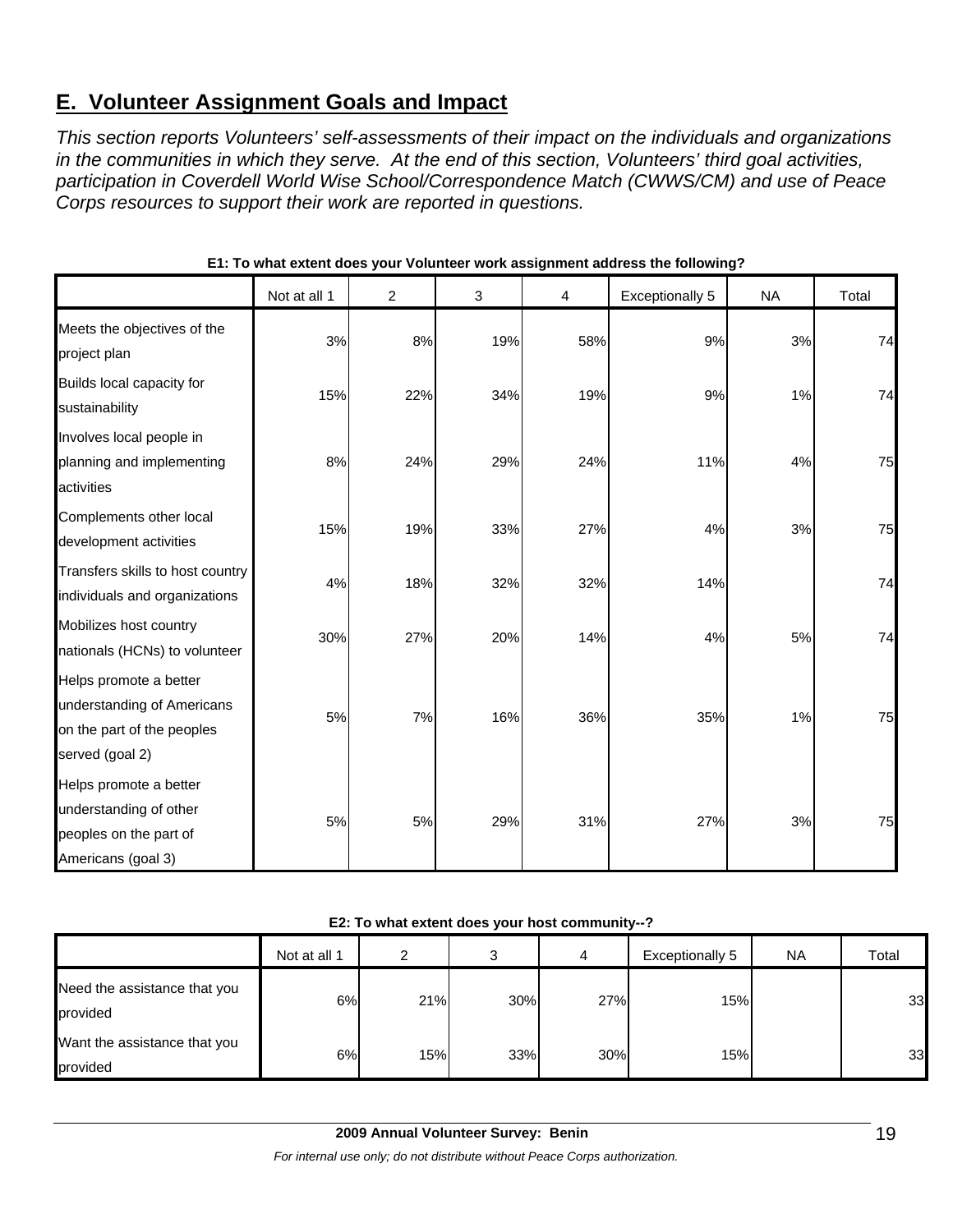## E. Volunteer Assignment Goals and Impact

*This section reports Volunteers' self-assessments of their impact on the individuals and organizations in the communities in which they serve. At the end of this section, Volunteers' third goal activities, participation in Coverdell World Wise School/Correspondence Match (CWWS/CM) and use of Peace Corps resources to support their work are reported in questions.*

**E1: To what extent does your Volunteer work assignment address the following?**

| | Not at all 1 | 2 | 3 | 4 | Exceptionally 5 | NA | Total |
|---|---|---|---|---|---|---|---|
| Meets the objectives of the project plan | 3% | 8% | 19% | 58% | 9% | 3% | 74 |
| Builds local capacity for sustainability | 15% | 22% | 34% | 19% | 9% | 1% | 74 |
| Involves local people in planning and implementing activities | 8% | 24% | 29% | 24% | 11% | 4% | 75 |
| Complements other local development activities | 15% | 19% | 33% | 27% | 4% | 3% | 75 |
| Transfers skills to host country individuals and organizations | 4% | 18% | 32% | 32% | 14% | | 74 |
| Mobilizes host country nationals (HCNs) to volunteer | 30% | 27% | 20% | 14% | 4% | 5% | 74 |
| Helps promote a better understanding of Americans on the part of the peoples served (goal 2) | 5% | 7% | 16% | 36% | 35% | 1% | 75 |
| Helps promote a better understanding of other peoples on the part of Americans (goal 3) | 5% | 5% | 29% | 31% | 27% | 3% | 75 |

**E2: To what extent does your host community--?**

| | Not at all 1 | 2 | 3 | 4 | Exceptionally 5 | NA | Total |
|---|---|---|---|---|---|---|---|
| Need the assistance that you provided | 6% | 21% | 30% | 27% | 15% | | 33 |
| Want the assistance that you provided | 6% | 15% | 33% | 30% | 15% | | 33 |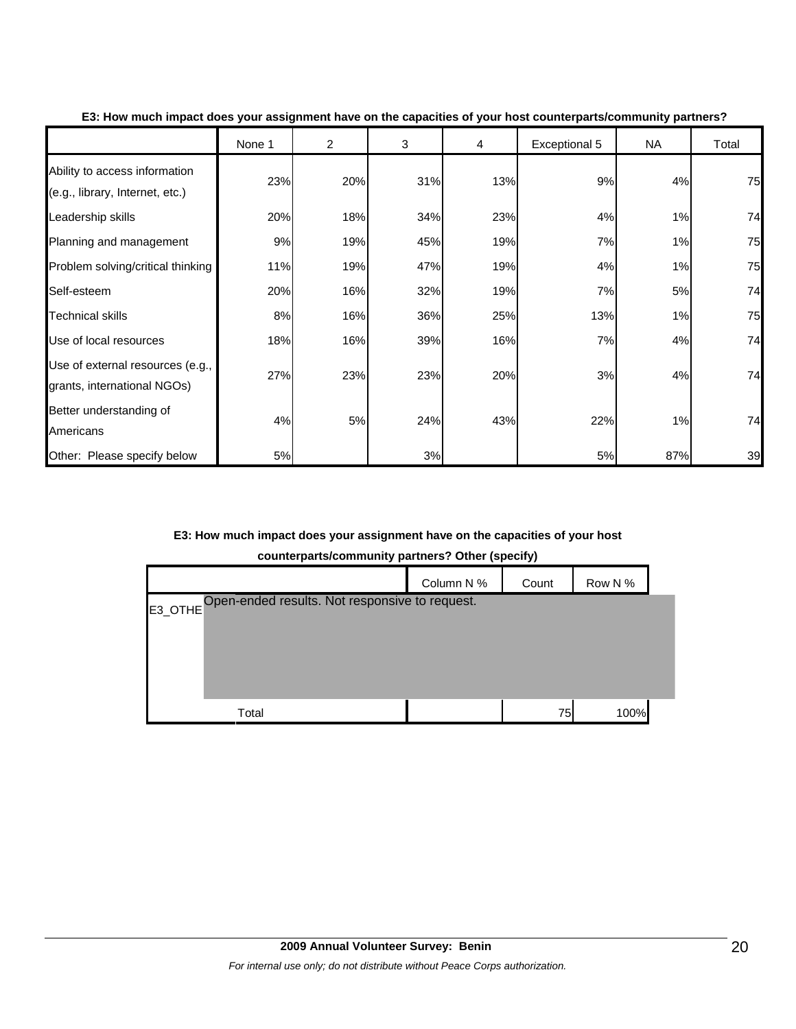**E3: How much impact does your assignment have on the capacities of your host counterparts/community partners?**

| | None 1 | 2 | 3 | 4 | Exceptional 5 | NA | Total |
|---|---|---|---|---|---|---|---|
| Ability to access information (e.g., library, Internet, etc.) | 23% | 20% | 31% | 13% | 9% | 4% | 75 |
| Leadership skills | 20% | 18% | 34% | 23% | 4% | 1% | 74 |
| Planning and management | 9% | 19% | 45% | 19% | 7% | 1% | 75 |
| Problem solving/critical thinking | 11% | 19% | 47% | 19% | 4% | 1% | 75 |
| Self-esteem | 20% | 16% | 32% | 19% | 7% | 5% | 74 |
| Technical skills | 8% | 16% | 36% | 25% | 13% | 1% | 75 |
| Use of local resources | 18% | 16% | 39% | 16% | 7% | 4% | 74 |
| Use of external resources (e.g., grants, international NGOs) | 27% | 23% | 23% | 20% | 3% | 4% | 74 |
| Better understanding of Americans | 4% | 5% | 24% | 43% | 22% | 1% | 74 |
| Other: Please specify below | 5% | | 3% | | 5% | 87% | 39 |

**E3: How much impact does your assignment have on the capacities of your host counterparts/community partners? Other (specify)**

| | | Column N % | Count | Row N % |
|---|---|---|---|---|
| E3_OTHE | Open-ended results. Not responsive to request. | | | |
| | Total | | 75 | 100% |

2009 Annual Volunteer Survey: Benin

*For internal use only; do not distribute without Peace Corps authorization.*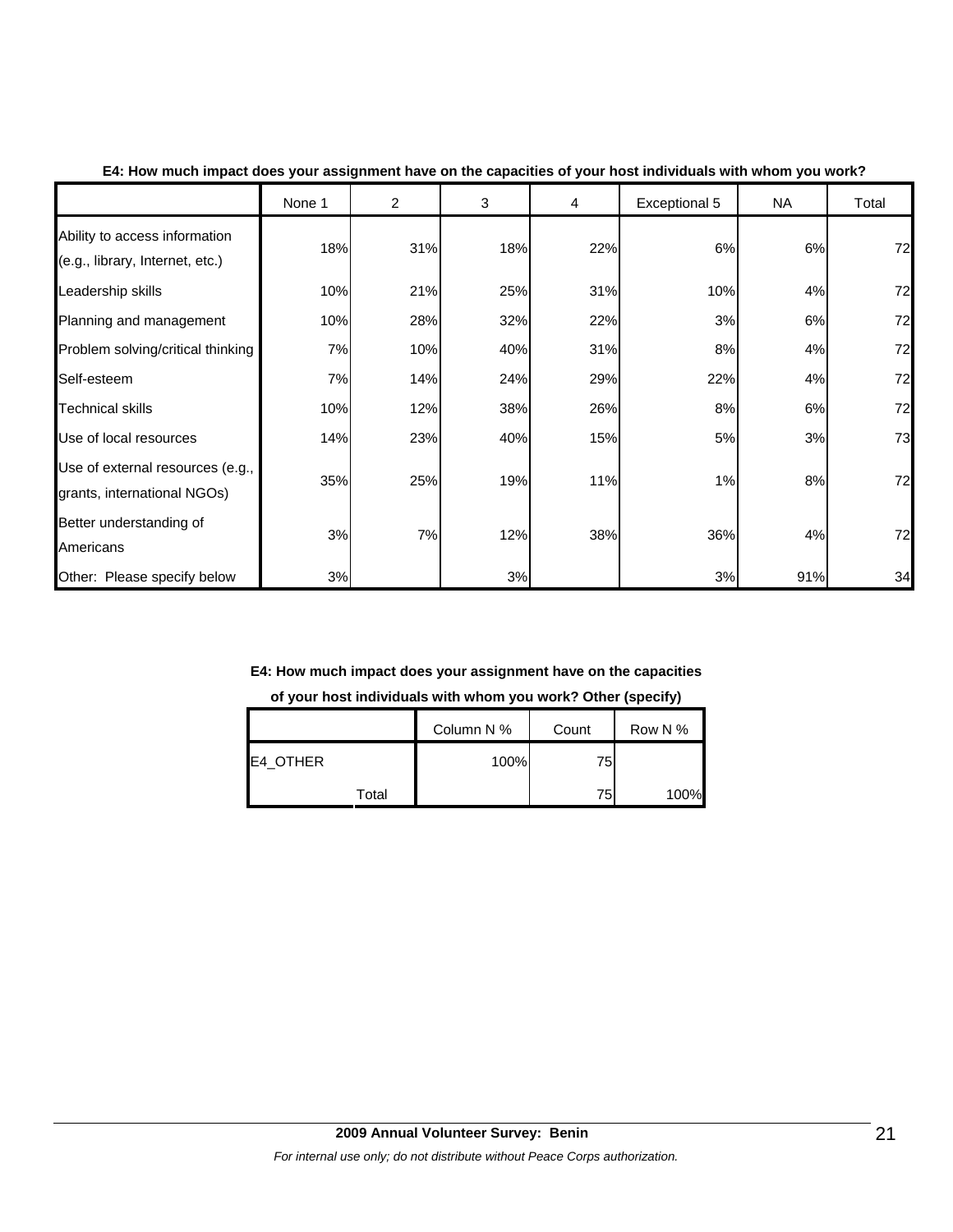**E4: How much impact does your assignment have on the capacities of your host individuals with whom you work?**

| | None 1 | 2 | 3 | 4 | Exceptional 5 | NA | Total |
|---|---|---|---|---|---|---|---|
| Ability to access information (e.g., library, Internet, etc.) | 18% | 31% | 18% | 22% | 6% | 6% | 72 |
| Leadership skills | 10% | 21% | 25% | 31% | 10% | 4% | 72 |
| Planning and management | 10% | 28% | 32% | 22% | 3% | 6% | 72 |
| Problem solving/critical thinking | 7% | 10% | 40% | 31% | 8% | 4% | 72 |
| Self-esteem | 7% | 14% | 24% | 29% | 22% | 4% | 72 |
| Technical skills | 10% | 12% | 38% | 26% | 8% | 6% | 72 |
| Use of local resources | 14% | 23% | 40% | 15% | 5% | 3% | 73 |
| Use of external resources (e.g., grants, international NGOs) | 35% | 25% | 19% | 11% | 1% | 8% | 72 |
| Better understanding of Americans | 3% | 7% | 12% | 38% | 36% | 4% | 72 |
| Other: Please specify below | 3% | | 3% | | 3% | 91% | 34 |

**E4: How much impact does your assignment have on the capacities of your host individuals with whom you work? Other (specify)**

| | | Column N % | Count | Row N % |
|---|---|---|---|---|
| E4_OTHER | | 100% | 75 | |
| | Total | | 75 | 100% |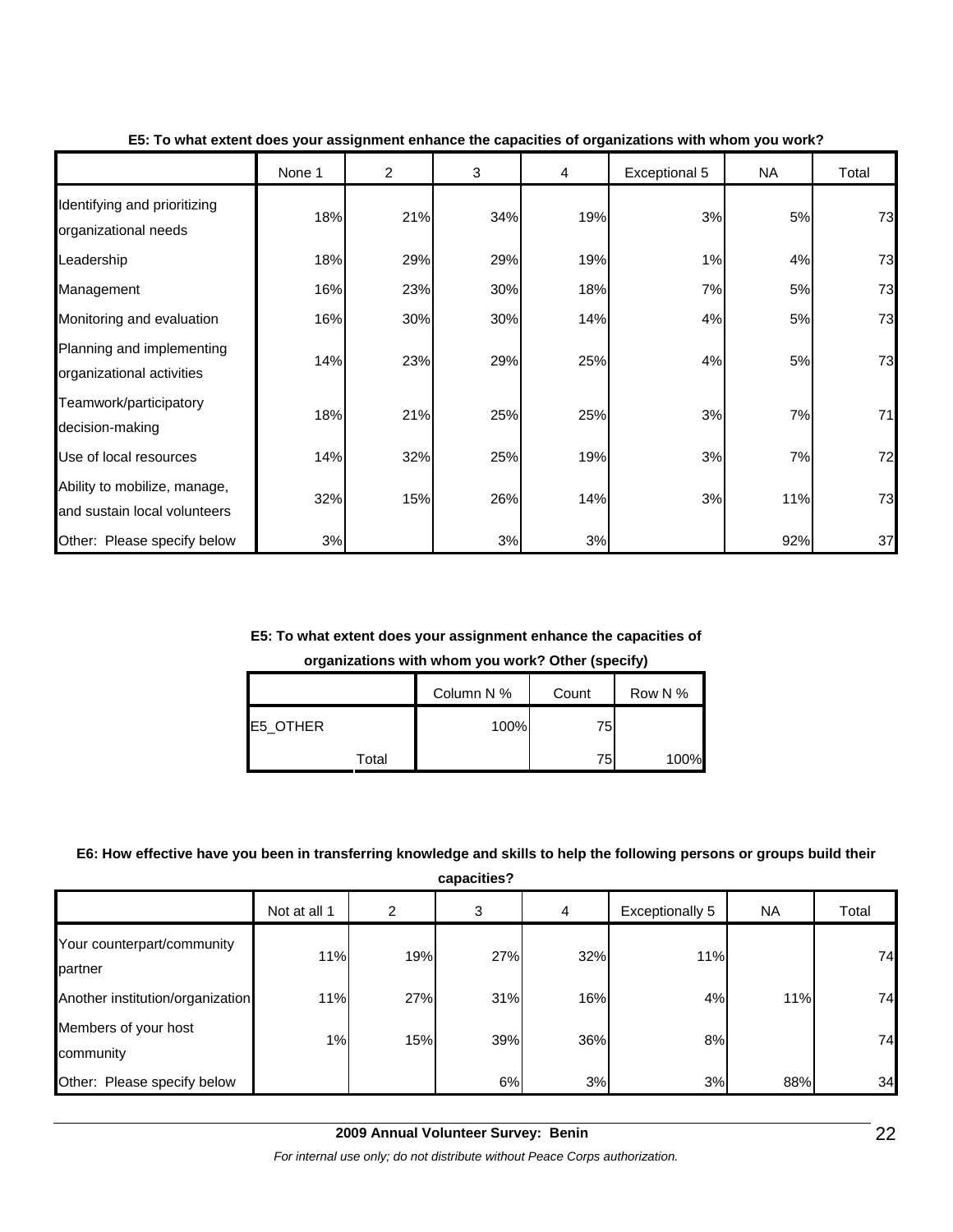**E5: To what extent does your assignment enhance the capacities of organizations with whom you work?**

| | None 1 | 2 | 3 | 4 | Exceptional 5 | NA | Total |
|---|---|---|---|---|---|---|---|
| Identifying and prioritizing organizational needs | 18% | 21% | 34% | 19% | 3% | 5% | 73 |
| Leadership | 18% | 29% | 29% | 19% | 1% | 4% | 73 |
| Management | 16% | 23% | 30% | 18% | 7% | 5% | 73 |
| Monitoring and evaluation | 16% | 30% | 30% | 14% | 4% | 5% | 73 |
| Planning and implementing organizational activities | 14% | 23% | 29% | 25% | 4% | 5% | 73 |
| Teamwork/participatory decision-making | 18% | 21% | 25% | 25% | 3% | 7% | 71 |
| Use of local resources | 14% | 32% | 25% | 19% | 3% | 7% | 72 |
| Ability to mobilize, manage, and sustain local volunteers | 32% | 15% | 26% | 14% | 3% | 11% | 73 |
| Other: Please specify below | 3% | | 3% | 3% | | 92% | 37 |

**E5: To what extent does your assignment enhance the capacities of organizations with whom you work? Other (specify)**

| | | Column N % | Count | Row N % |
|---|---|---|---|---|
| E5_OTHER | | 100% | 75 | |
| | Total | | 75 | 100% |

**E6: How effective have you been in transferring knowledge and skills to help the following persons or groups build their capacities?**

| | Not at all 1 | 2 | 3 | 4 | Exceptionally 5 | NA | Total |
|---|---|---|---|---|---|---|---|
| Your counterpart/community partner | 11% | 19% | 27% | 32% | 11% | | 74 |
| Another institution/organization | 11% | 27% | 31% | 16% | 4% | 11% | 74 |
| Members of your host community | 1% | 15% | 39% | 36% | 8% | | 74 |
| Other: Please specify below | | | 6% | 3% | 3% | 88% | 34 |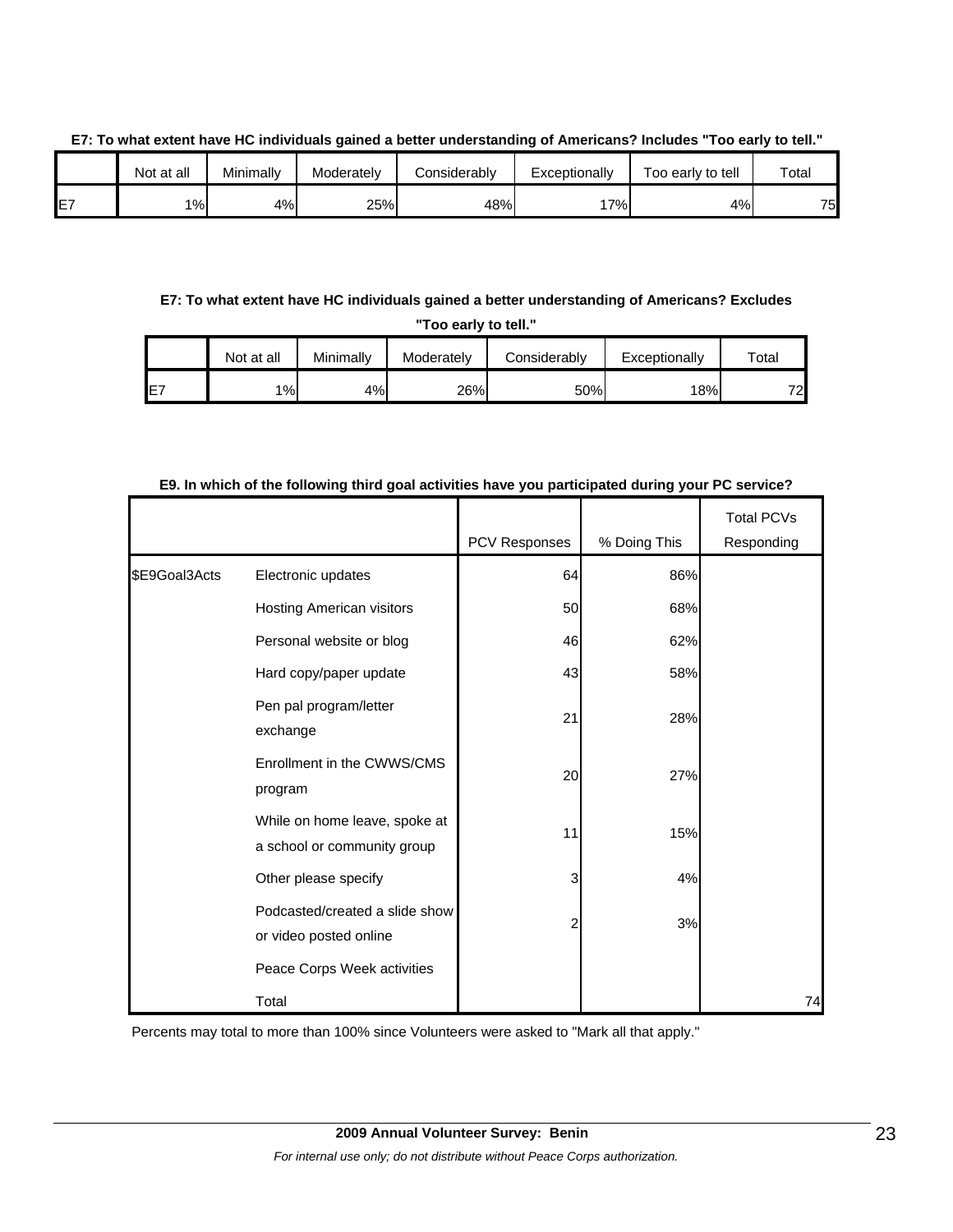**E7: To what extent have HC individuals gained a better understanding of Americans? Includes "Too early to tell."**

| | Not at all | Minimally | Moderately | Considerably | Exceptionally | Too early to tell | Total |
|---|---|---|---|---|---|---|---|
| E7 | 1% | 4% | 25% | 48% | 17% | 4% | 75 |

**E7: To what extent have HC individuals gained a better understanding of Americans? Excludes "Too early to tell."**

| | Not at all | Minimally | Moderately | Considerably | Exceptionally | Total |
|---|---|---|---|---|---|---|
| E7 | 1% | 4% | 26% | 50% | 18% | 72 |

**E9. In which of the following third goal activities have you participated during your PC service?**

| | | PCV Responses | % Doing This | Total PCVs Responding |
|---|---|---|---|---|
| $E9Goal3Acts | Electronic updates | 64 | 86% | |
| | Hosting American visitors | 50 | 68% | |
| | Personal website or blog | 46 | 62% | |
| | Hard copy/paper update | 43 | 58% | |
| | Pen pal program/letter exchange | 21 | 28% | |
| | Enrollment in the CWWS/CMS program | 20 | 27% | |
| | While on home leave, spoke at a school or community group | 11 | 15% | |
| | Other please specify | 3 | 4% | |
| | Podcasted/created a slide show or video posted online | 2 | 3% | |
| | Peace Corps Week activities | | | |
| | Total | | | 74 |

Percents may total to more than 100% since Volunteers were asked to "Mark all that apply."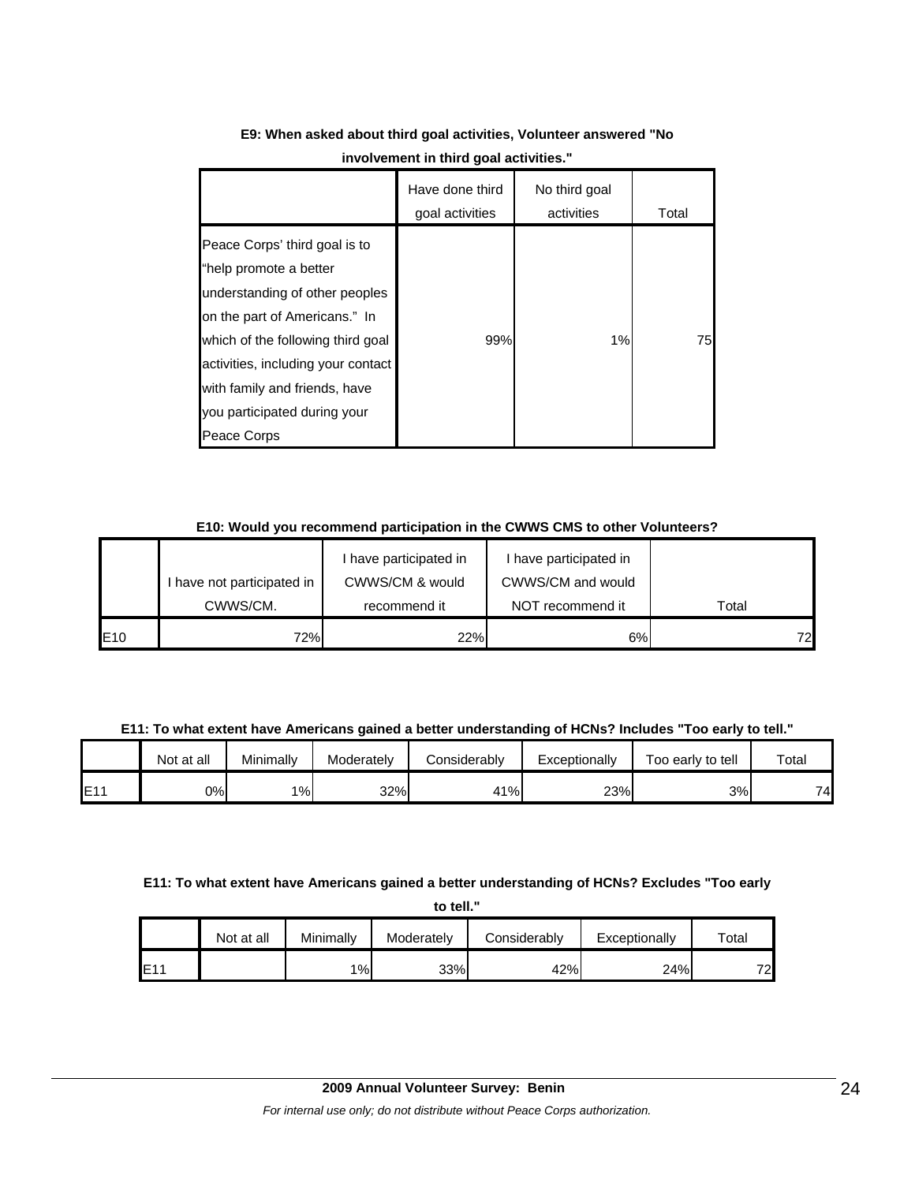**E9: When asked about third goal activities, Volunteer answered "No involvement in third goal activities."**

| | Have done third goal activities | No third goal activities | Total |
|---|---|---|---|
| Peace Corps' third goal is to "help promote a better understanding of other peoples on the part of Americans." In which of the following third goal activities, including your contact with family and friends, have you participated during your Peace Corps | 99% | 1% | 75 |

**E10: Would you recommend participation in the CWWS CMS to other Volunteers?**

| | I have not participated in CWWS/CM. | I have participated in CWWS/CM & would recommend it | I have participated in CWWS/CM and would NOT recommend it | Total |
|---|---|---|---|---|
| E10 | 72% | 22% | 6% | 72 |

**E11: To what extent have Americans gained a better understanding of HCNs? Includes "Too early to tell."**

| | Not at all | Minimally | Moderately | Considerably | Exceptionally | Too early to tell | Total |
|---|---|---|---|---|---|---|---|
| E11 | 0% | 1% | 32% | 41% | 23% | 3% | 74 |

**E11: To what extent have Americans gained a better understanding of HCNs? Excludes "Too early to tell."**

| | Not at all | Minimally | Moderately | Considerably | Exceptionally | Total |
|---|---|---|---|---|---|---|
| E11 | | 1% | 33% | 42% | 24% | 72 |

**2009 Annual Volunteer Survey: Benin**

*For internal use only; do not distribute without Peace Corps authorization.*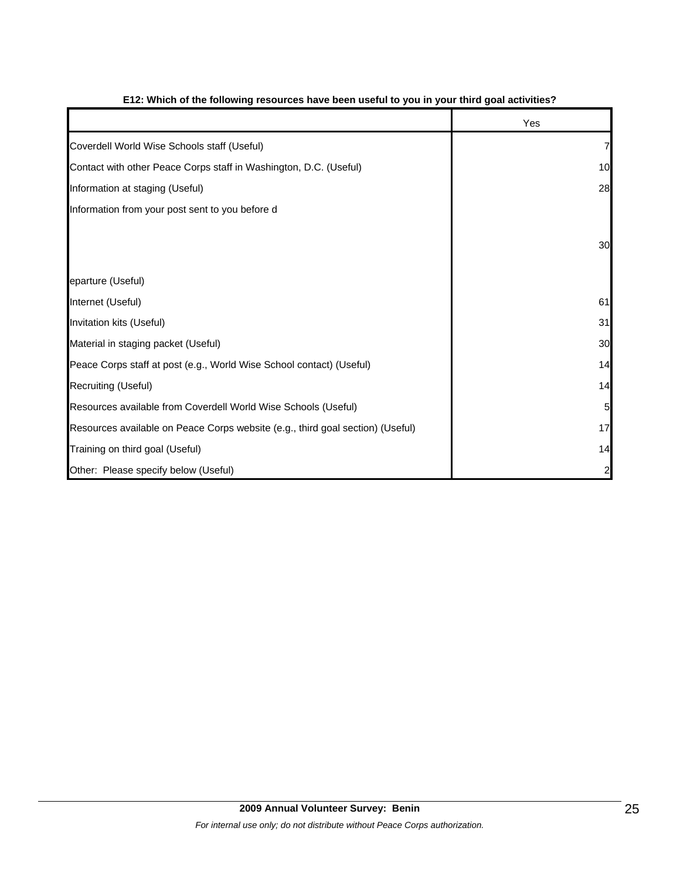**E12: Which of the following resources have been useful to you in your third goal activities?**

| | Yes |
|---|---|
| Coverdell World Wise Schools staff (Useful) | 7 |
| Contact with other Peace Corps staff in Washington, D.C. (Useful) | 10 |
| Information at staging (Useful) | 28 |
| Information from your post sent to you before departure (Useful) | 30 |
| Internet (Useful) | 61 |
| Invitation kits (Useful) | 31 |
| Material in staging packet (Useful) | 30 |
| Peace Corps staff at post (e.g., World Wise School contact) (Useful) | 14 |
| Recruiting (Useful) | 14 |
| Resources available from Coverdell World Wise Schools (Useful) | 5 |
| Resources available on Peace Corps website (e.g., third goal section) (Useful) | 17 |
| Training on third goal (Useful) | 14 |
| Other: Please specify below (Useful) | 2 |

**2009 Annual Volunteer Survey: Benin**

*For internal use only; do not distribute without Peace Corps authorization.*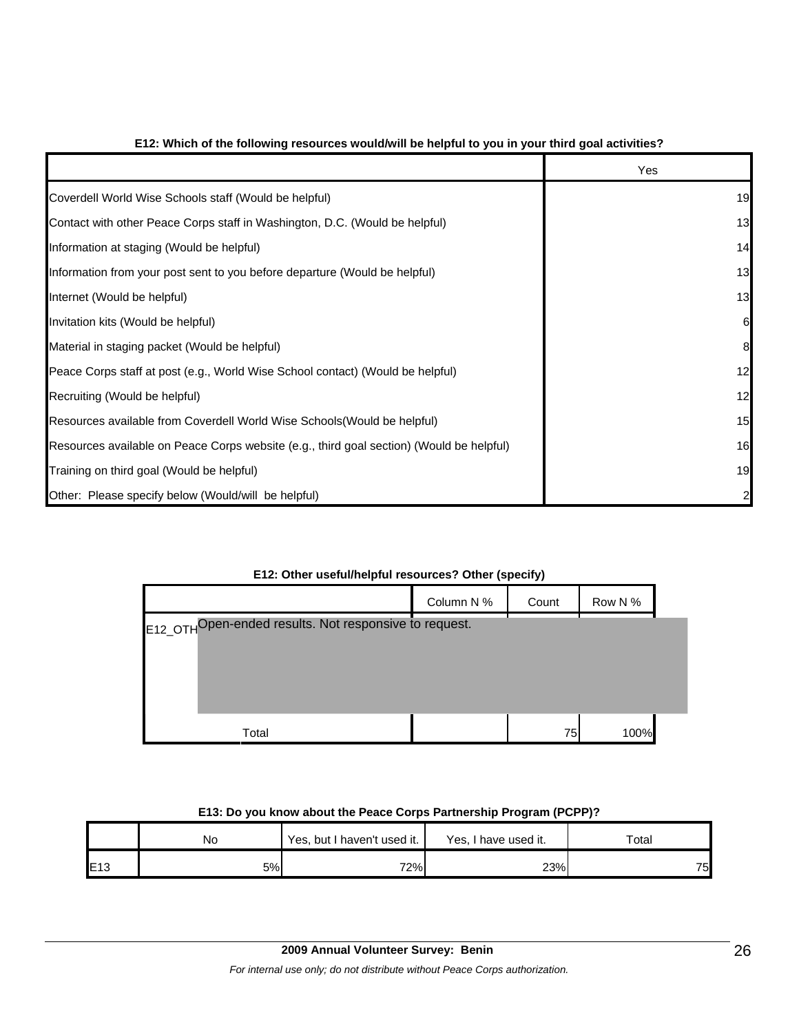**E12: Which of the following resources would/will be helpful to you in your third goal activities?**

| | Yes |
|---|---|
| Coverdell World Wise Schools staff (Would be helpful) | 19 |
| Contact with other Peace Corps staff in Washington, D.C. (Would be helpful) | 13 |
| Information at staging (Would be helpful) | 14 |
| Information from your post sent to you before departure (Would be helpful) | 13 |
| Internet (Would be helpful) | 13 |
| Invitation kits (Would be helpful) | 6 |
| Material in staging packet (Would be helpful) | 8 |
| Peace Corps staff at post (e.g., World Wise School contact) (Would be helpful) | 12 |
| Recruiting (Would be helpful) | 12 |
| Resources available from Coverdell World Wise Schools(Would be helpful) | 15 |
| Resources available on Peace Corps website (e.g., third goal section) (Would be helpful) | 16 |
| Training on third goal (Would be helpful) | 19 |
| Other: Please specify below (Would/will be helpful) | 2 |

**E12: Other useful/helpful resources? Other (specify)**

| | | Column N % | Count | Row N % |
|---|---|---|---|---|
| E12_OTH | Open-ended results. Not responsive to request. | | | |
| | Total | | 75 | 100% |

**E13: Do you know about the Peace Corps Partnership Program (PCPP)?**

| | No | Yes, but I haven't used it. | Yes, I have used it. | Total |
|---|---|---|---|---|
| E13 | 5% | 72% | 23% | 75 |

**2009 Annual Volunteer Survey: Benin**

*For internal use only; do not distribute without Peace Corps authorization.*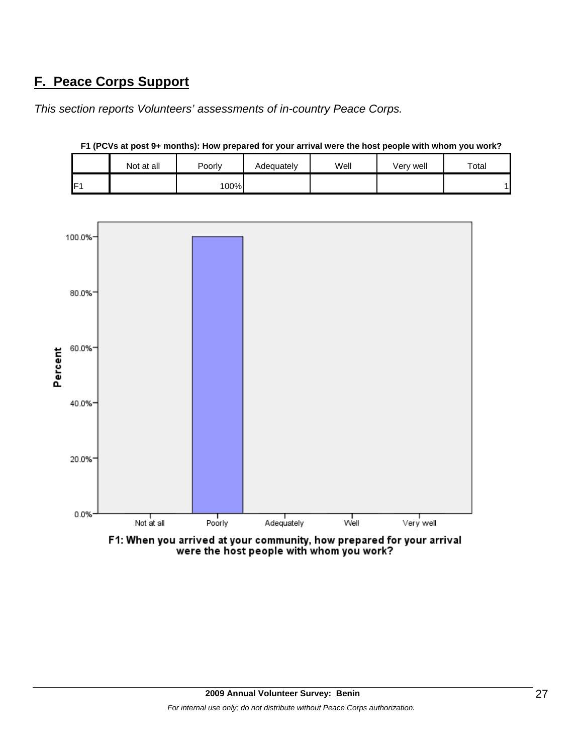## F. Peace Corps Support

*This section reports Volunteers' assessments of in-country Peace Corps.*

**F1 (PCVs at post 9+ months): How prepared for your arrival were the host people with whom you work?**

| | Not at all | Poorly | Adequately | Well | Very well | Total |
|---|---|---|---|---|---|---|
| F1 | | 100% | | | | 1 |

F1: When you arrived at your community, how prepared for your arrival were the host people with whom you work?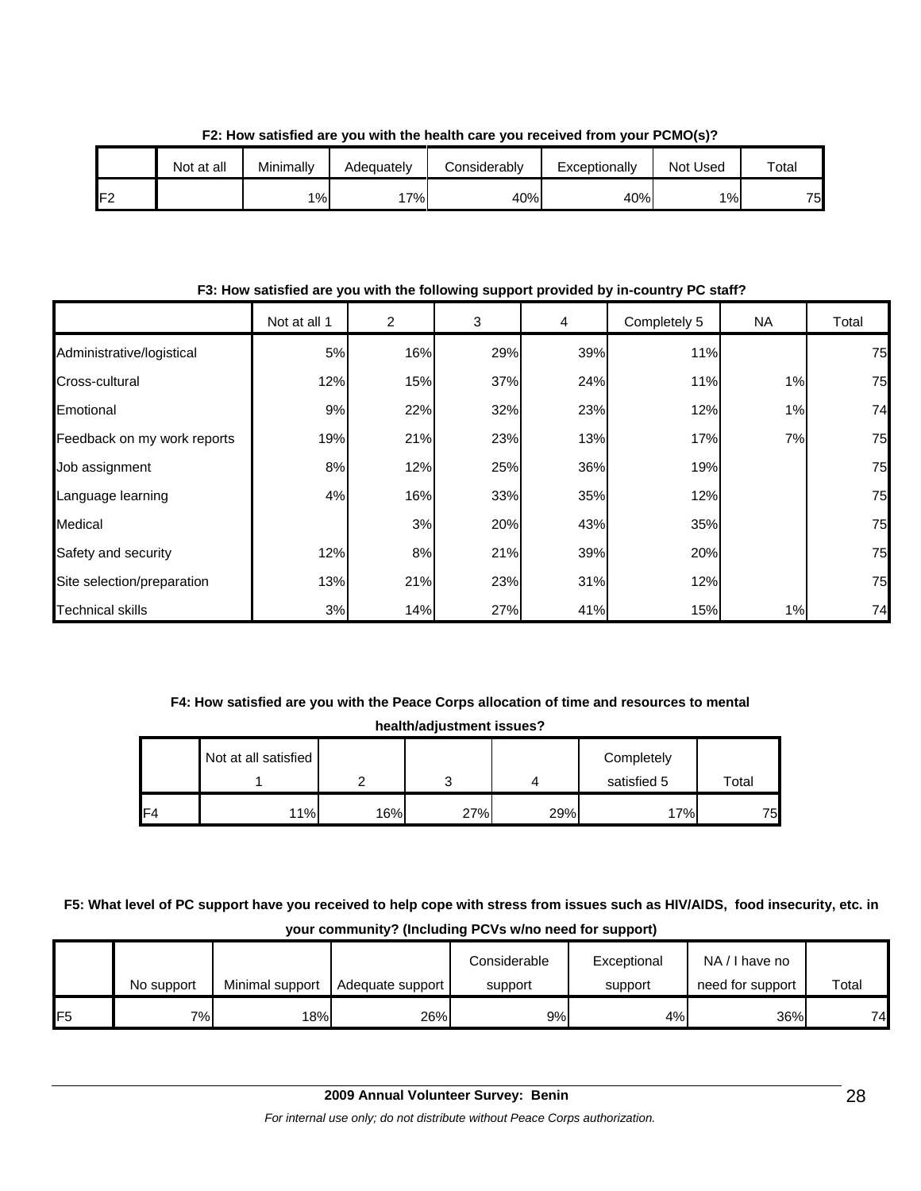**F2: How satisfied are you with the health care you received from your PCMO(s)?**

| | Not at all | Minimally | Adequately | Considerably | Exceptionally | Not Used | Total |
|---|---|---|---|---|---|---|---|
| F2 | | 1% | 17% | 40% | 40% | 1% | 75 |

**F3: How satisfied are you with the following support provided by in-country PC staff?**

| | Not at all 1 | 2 | 3 | 4 | Completely 5 | NA | Total |
|---|---|---|---|---|---|---|---|
| Administrative/logistical | 5% | 16% | 29% | 39% | 11% | | 75 |
| Cross-cultural | 12% | 15% | 37% | 24% | 11% | 1% | 75 |
| Emotional | 9% | 22% | 32% | 23% | 12% | 1% | 74 |
| Feedback on my work reports | 19% | 21% | 23% | 13% | 17% | 7% | 75 |
| Job assignment | 8% | 12% | 25% | 36% | 19% | | 75 |
| Language learning | 4% | 16% | 33% | 35% | 12% | | 75 |
| Medical | | 3% | 20% | 43% | 35% | | 75 |
| Safety and security | 12% | 8% | 21% | 39% | 20% | | 75 |
| Site selection/preparation | 13% | 21% | 23% | 31% | 12% | | 75 |
| Technical skills | 3% | 14% | 27% | 41% | 15% | 1% | 74 |

**F4: How satisfied are you with the Peace Corps allocation of time and resources to mental health/adjustment issues?**

| | Not at all satisfied 1 | 2 | 3 | 4 | Completely satisfied 5 | Total |
|---|---|---|---|---|---|---|
| F4 | 11% | 16% | 27% | 29% | 17% | 75 |

**F5: What level of PC support have you received to help cope with stress from issues such as HIV/AIDS, food insecurity, etc. in your community? (Including PCVs w/no need for support)**

| | No support | Minimal support | Adequate support | Considerable support | Exceptional support | NA / I have no need for support | Total |
|---|---|---|---|---|---|---|---|
| F5 | 7% | 18% | 26% | 9% | 4% | 36% | 74 |

**2009 Annual Volunteer Survey: Benin**

*For internal use only; do not distribute without Peace Corps authorization.*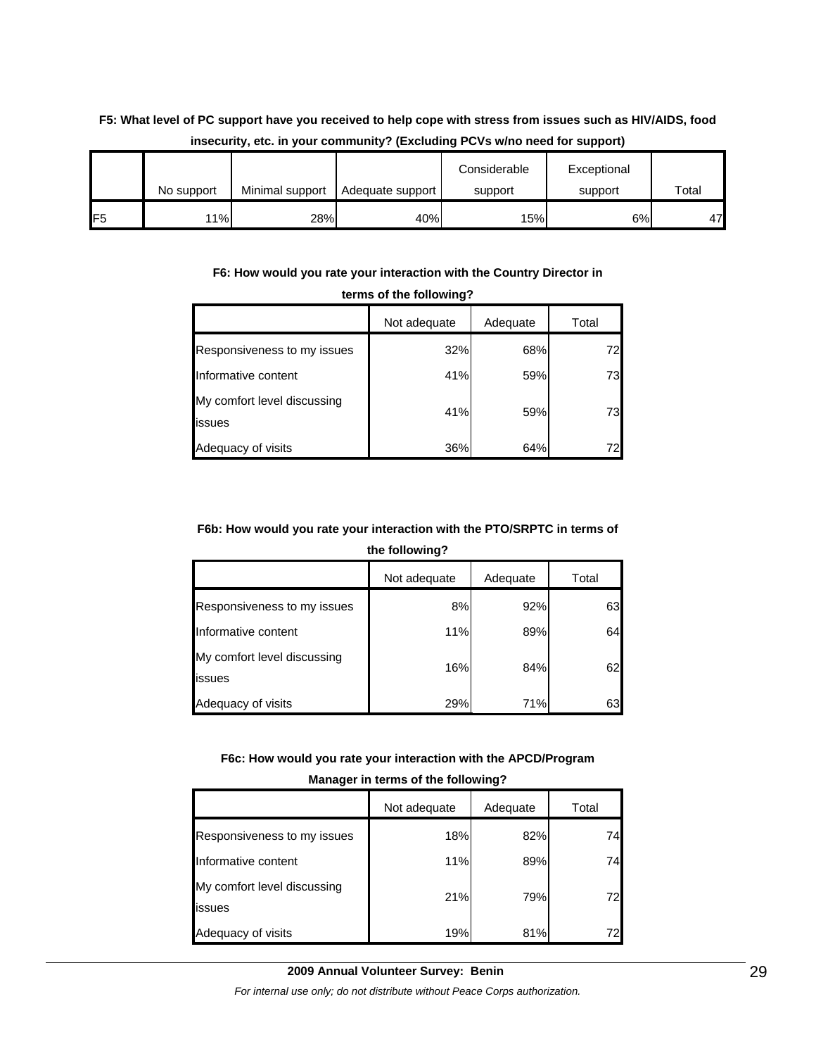**F5: What level of PC support have you received to help cope with stress from issues such as HIV/AIDS, food insecurity, etc. in your community? (Excluding PCVs w/no need for support)**

| | No support | Minimal support | Adequate support | Considerable support | Exceptional support | Total |
|---|---|---|---|---|---|---|
| F5 | 11% | 28% | 40% | 15% | 6% | 47 |

**F6: How would you rate your interaction with the Country Director in terms of the following?**

| | Not adequate | Adequate | Total |
|---|---|---|---|
| Responsiveness to my issues | 32% | 68% | 72 |
| Informative content | 41% | 59% | 73 |
| My comfort level discussing issues | 41% | 59% | 73 |
| Adequacy of visits | 36% | 64% | 72 |

**F6b: How would you rate your interaction with the PTO/SRPTC in terms of the following?**

| | Not adequate | Adequate | Total |
|---|---|---|---|
| Responsiveness to my issues | 8% | 92% | 63 |
| Informative content | 11% | 89% | 64 |
| My comfort level discussing issues | 16% | 84% | 62 |
| Adequacy of visits | 29% | 71% | 63 |

**F6c: How would you rate your interaction with the APCD/Program Manager in terms of the following?**

| | Not adequate | Adequate | Total |
|---|---|---|---|
| Responsiveness to my issues | 18% | 82% | 74 |
| Informative content | 11% | 89% | 74 |
| My comfort level discussing issues | 21% | 79% | 72 |
| Adequacy of visits | 19% | 81% | 72 |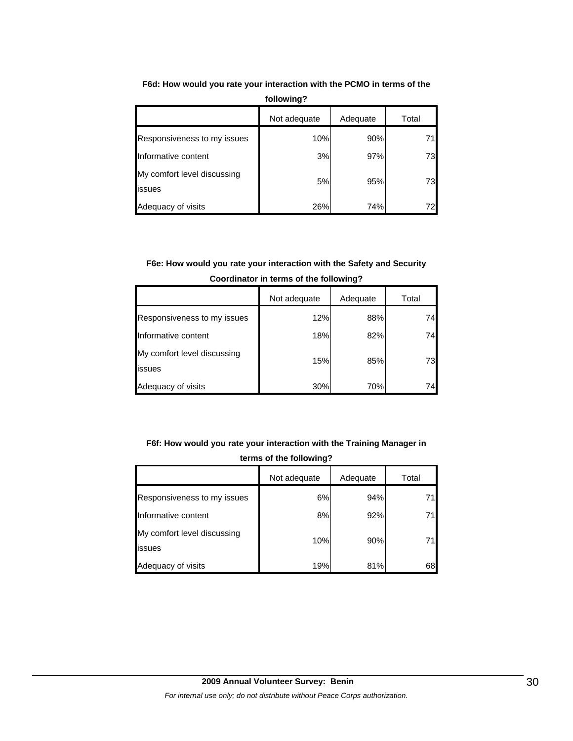**F6d: How would you rate your interaction with the PCMO in terms of the following?**

| | Not adequate | Adequate | Total |
|---|---|---|---|
| Responsiveness to my issues | 10% | 90% | 71 |
| Informative content | 3% | 97% | 73 |
| My comfort level discussing issues | 5% | 95% | 73 |
| Adequacy of visits | 26% | 74% | 72 |

**F6e: How would you rate your interaction with the Safety and Security Coordinator in terms of the following?**

| | Not adequate | Adequate | Total |
|---|---|---|---|
| Responsiveness to my issues | 12% | 88% | 74 |
| Informative content | 18% | 82% | 74 |
| My comfort level discussing issues | 15% | 85% | 73 |
| Adequacy of visits | 30% | 70% | 74 |

**F6f: How would you rate your interaction with the Training Manager in terms of the following?**

| | Not adequate | Adequate | Total |
|---|---|---|---|
| Responsiveness to my issues | 6% | 94% | 71 |
| Informative content | 8% | 92% | 71 |
| My comfort level discussing issues | 10% | 90% | 71 |
| Adequacy of visits | 19% | 81% | 68 |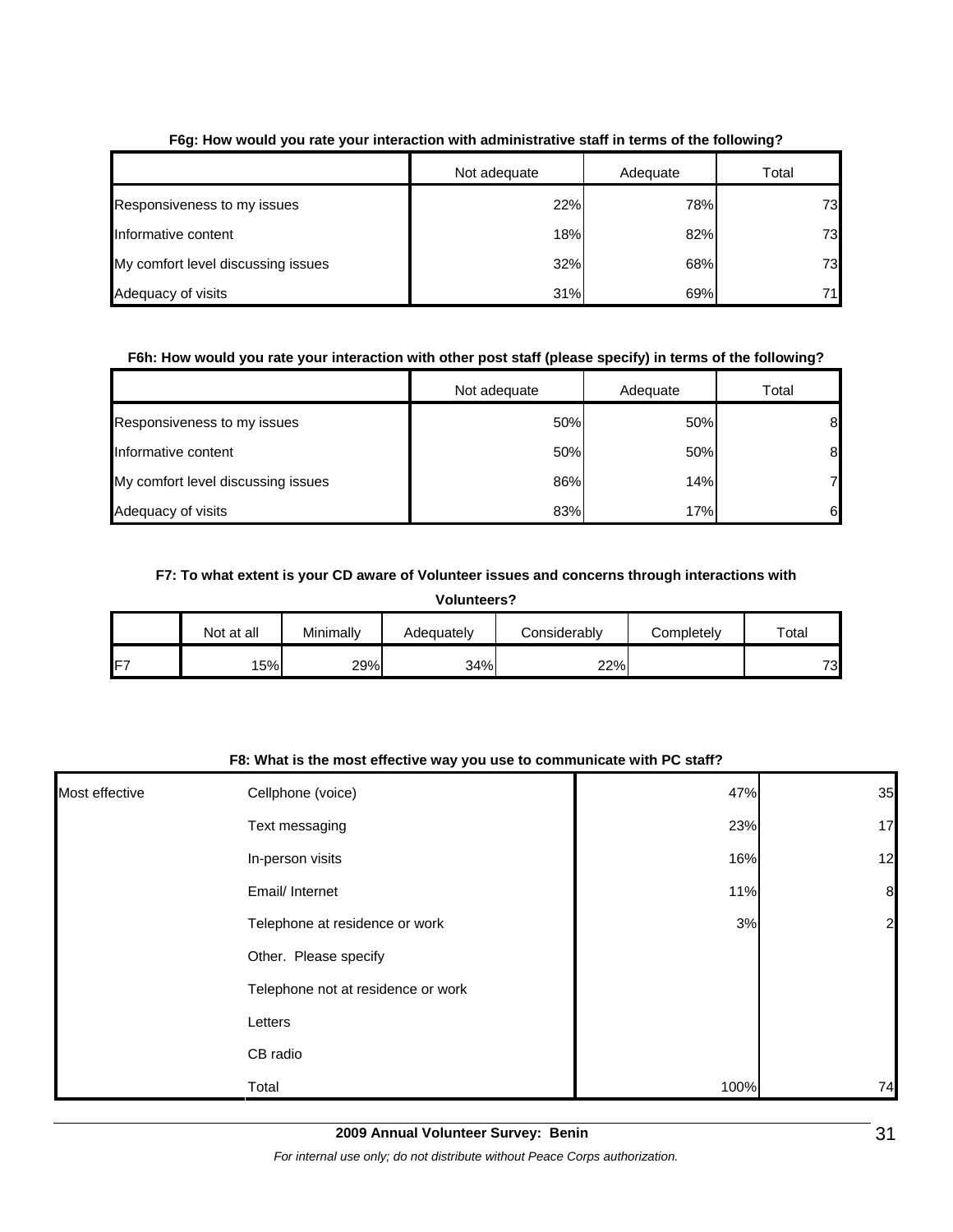**F6g: How would you rate your interaction with administrative staff in terms of the following?**

| | Not adequate | Adequate | Total |
|---|---|---|---|
| Responsiveness to my issues | 22% | 78% | 73 |
| Informative content | 18% | 82% | 73 |
| My comfort level discussing issues | 32% | 68% | 73 |
| Adequacy of visits | 31% | 69% | 71 |

**F6h: How would you rate your interaction with other post staff (please specify) in terms of the following?**

| | Not adequate | Adequate | Total |
|---|---|---|---|
| Responsiveness to my issues | 50% | 50% | 8 |
| Informative content | 50% | 50% | 8 |
| My comfort level discussing issues | 86% | 14% | 7 |
| Adequacy of visits | 83% | 17% | 6 |

**F7: To what extent is your CD aware of Volunteer issues and concerns through interactions with Volunteers?**

| | Not at all | Minimally | Adequately | Considerably | Completely | Total |
|---|---|---|---|---|---|---|
| F7 | 15% | 29% | 34% | 22% | | 73 |

**F8: What is the most effective way you use to communicate with PC staff?**

| | | | |
|---|---|---|---|
| Most effective | Cellphone (voice) | 47% | 35 |
| | Text messaging | 23% | 17 |
| | In-person visits | 16% | 12 |
| | Email/ Internet | 11% | 8 |
| | Telephone at residence or work | 3% | 2 |
| | Other. Please specify | | |
| | Telephone not at residence or work | | |
| | Letters | | |
| | CB radio | | |
| | Total | 100% | 74 |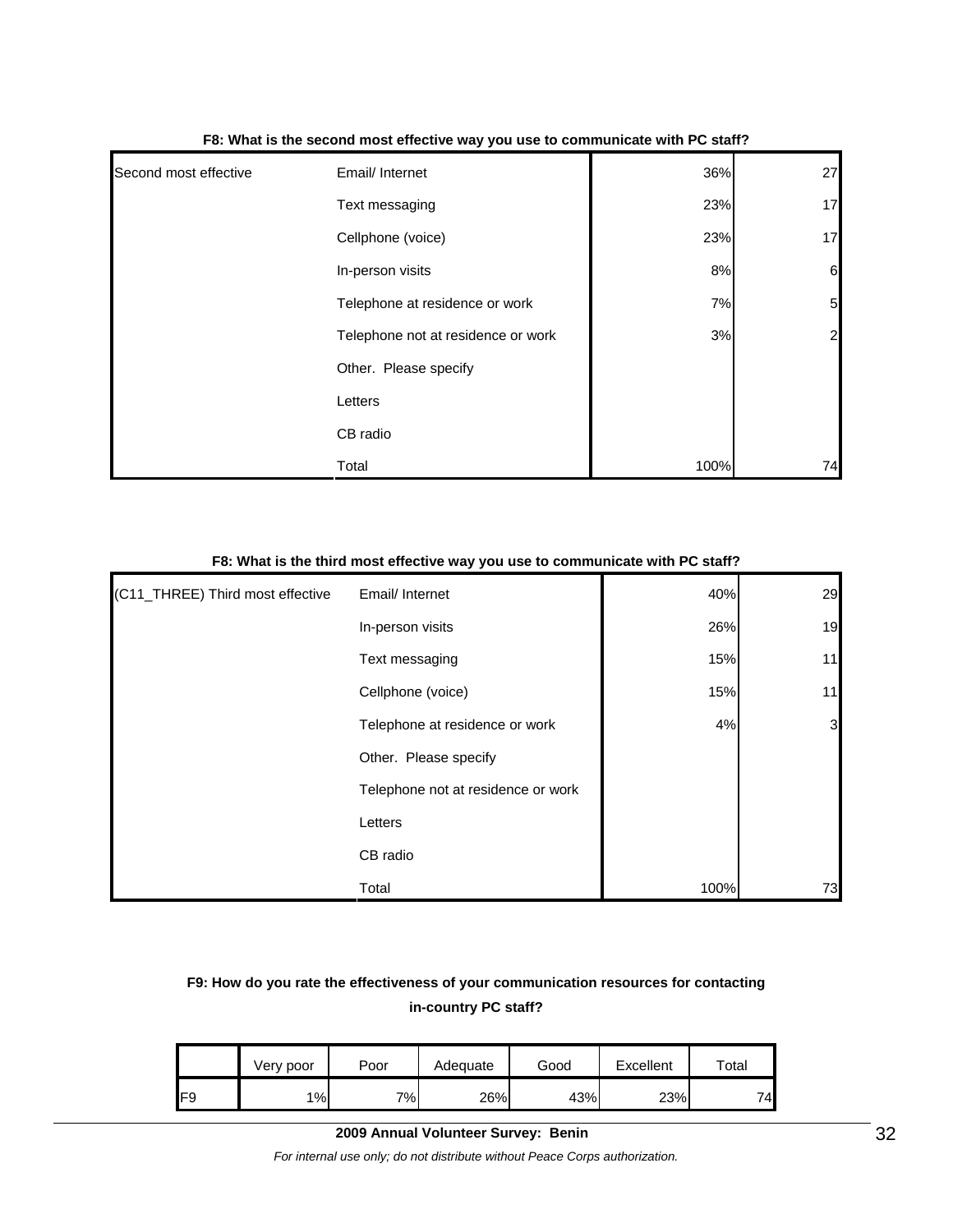**F8: What is the second most effective way you use to communicate with PC staff?**

| | | | |
|---|---|---|---|
| Second most effective | Email/ Internet | 36% | 27 |
| | Text messaging | 23% | 17 |
| | Cellphone (voice) | 23% | 17 |
| | In-person visits | 8% | 6 |
| | Telephone at residence or work | 7% | 5 |
| | Telephone not at residence or work | 3% | 2 |
| | Other. Please specify | | |
| | Letters | | |
| | CB radio | | |
| | Total | 100% | 74 |

**F8: What is the third most effective way you use to communicate with PC staff?**

| | | | |
|---|---|---|---|
| (C11_THREE) Third most effective | Email/ Internet | 40% | 29 |
| | In-person visits | 26% | 19 |
| | Text messaging | 15% | 11 |
| | Cellphone (voice) | 15% | 11 |
| | Telephone at residence or work | 4% | 3 |
| | Other. Please specify | | |
| | Telephone not at residence or work | | |
| | Letters | | |
| | CB radio | | |
| | Total | 100% | 73 |

**F9: How do you rate the effectiveness of your communication resources for contacting in-country PC staff?**

| | Very poor | Poor | Adequate | Good | Excellent | Total |
|---|---|---|---|---|---|---|
| F9 | 1% | 7% | 26% | 43% | 23% | 74 |

**2009 Annual Volunteer Survey: Benin**

*For internal use only; do not distribute without Peace Corps authorization.*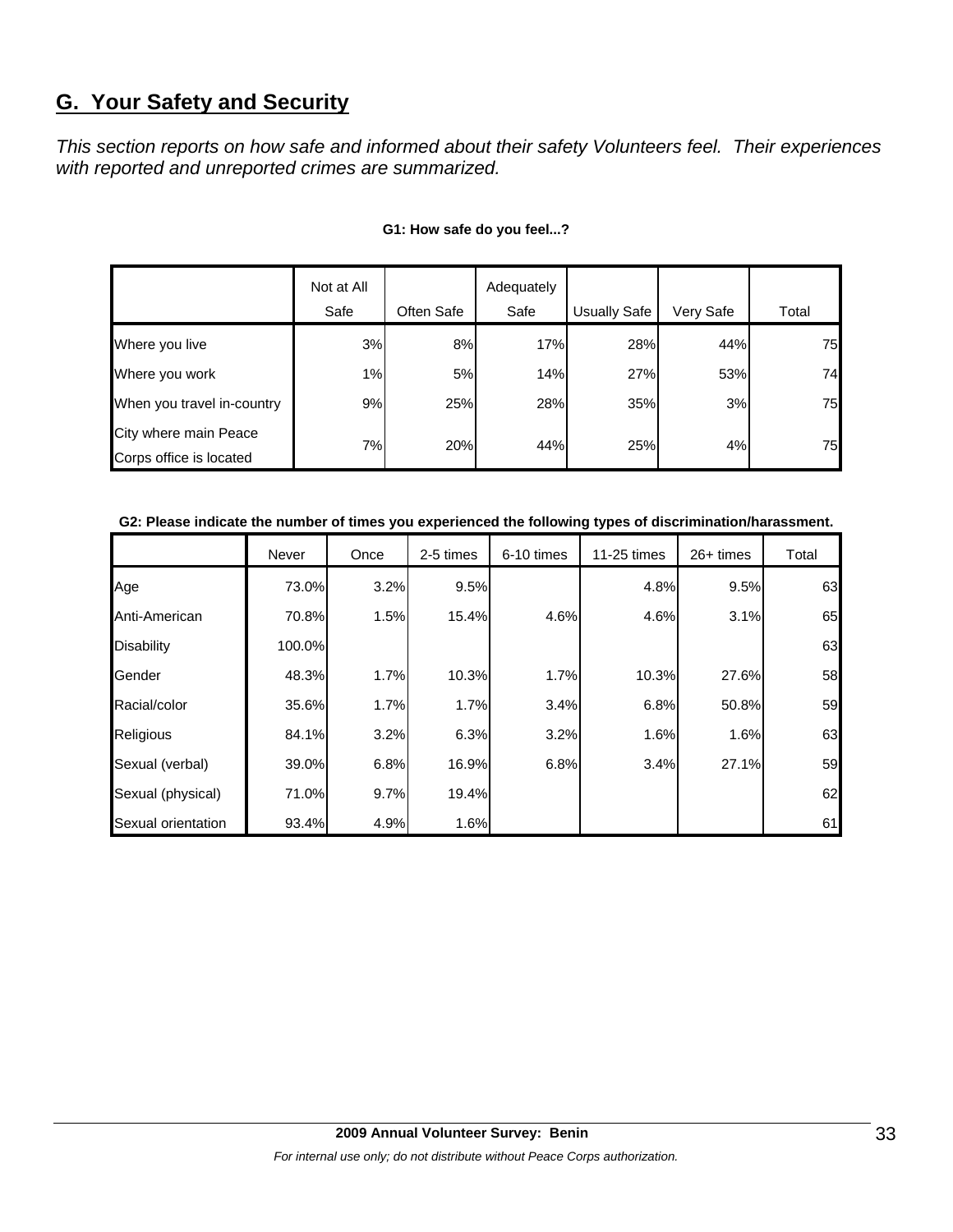## G. Your Safety and Security

*This section reports on how safe and informed about their safety Volunteers feel. Their experiences with reported and unreported crimes are summarized.*

**G1: How safe do you feel...?**

| | Not at All Safe | Often Safe | Adequately Safe | Usually Safe | Very Safe | Total |
|---|---|---|---|---|---|---|
| Where you live | 3% | 8% | 17% | 28% | 44% | 75 |
| Where you work | 1% | 5% | 14% | 27% | 53% | 74 |
| When you travel in-country | 9% | 25% | 28% | 35% | 3% | 75 |
| City where main Peace Corps office is located | 7% | 20% | 44% | 25% | 4% | 75 |

**G2: Please indicate the number of times you experienced the following types of discrimination/harassment.**

| | Never | Once | 2-5 times | 6-10 times | 11-25 times | 26+ times | Total |
|---|---|---|---|---|---|---|---|
| Age | 73.0% | 3.2% | 9.5% | | 4.8% | 9.5% | 63 |
| Anti-American | 70.8% | 1.5% | 15.4% | 4.6% | 4.6% | 3.1% | 65 |
| Disability | 100.0% | | | | | | 63 |
| Gender | 48.3% | 1.7% | 10.3% | 1.7% | 10.3% | 27.6% | 58 |
| Racial/color | 35.6% | 1.7% | 1.7% | 3.4% | 6.8% | 50.8% | 59 |
| Religious | 84.1% | 3.2% | 6.3% | 3.2% | 1.6% | 1.6% | 63 |
| Sexual (verbal) | 39.0% | 6.8% | 16.9% | 6.8% | 3.4% | 27.1% | 59 |
| Sexual (physical) | 71.0% | 9.7% | 19.4% | | | | 62 |
| Sexual orientation | 93.4% | 4.9% | 1.6% | | | | 61 |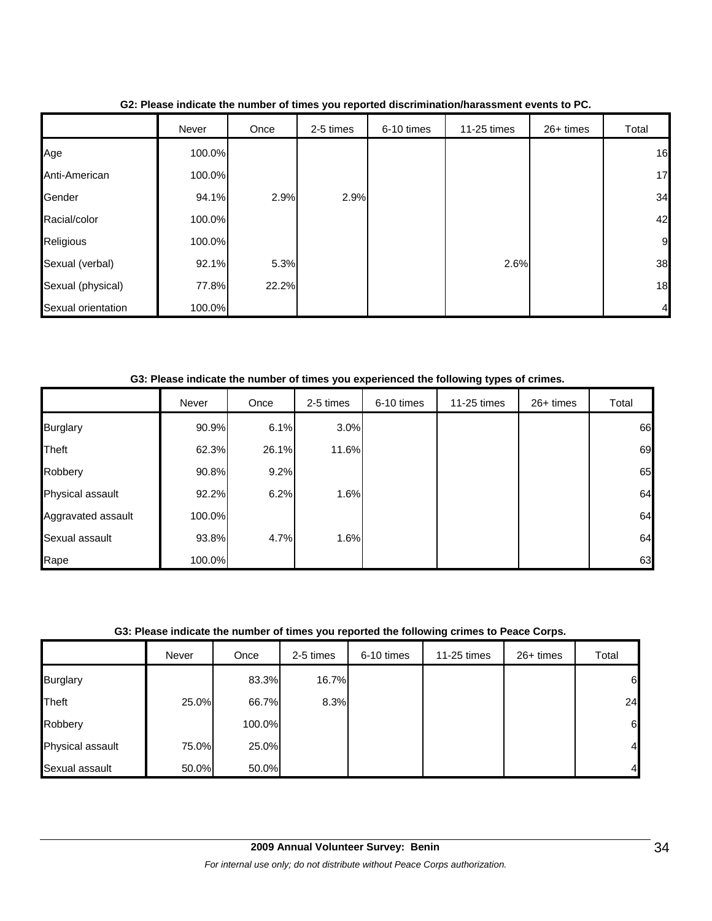**G2: Please indicate the number of times you reported discrimination/harassment events to PC.**

| | Never | Once | 2-5 times | 6-10 times | 11-25 times | 26+ times | Total |
|---|---|---|---|---|---|---|---|
| Age | 100.0% | | | | | | 16 |
| Anti-American | 100.0% | | | | | | 17 |
| Gender | 94.1% | 2.9% | 2.9% | | | | 34 |
| Racial/color | 100.0% | | | | | | 42 |
| Religious | 100.0% | | | | | | 9 |
| Sexual (verbal) | 92.1% | 5.3% | | | 2.6% | | 38 |
| Sexual (physical) | 77.8% | 22.2% | | | | | 18 |
| Sexual orientation | 100.0% | | | | | | 4 |

**G3: Please indicate the number of times you experienced the following types of crimes.**

| | Never | Once | 2-5 times | 6-10 times | 11-25 times | 26+ times | Total |
|---|---|---|---|---|---|---|---|
| Burglary | 90.9% | 6.1% | 3.0% | | | | 66 |
| Theft | 62.3% | 26.1% | 11.6% | | | | 69 |
| Robbery | 90.8% | 9.2% | | | | | 65 |
| Physical assault | 92.2% | 6.2% | 1.6% | | | | 64 |
| Aggravated assault | 100.0% | | | | | | 64 |
| Sexual assault | 93.8% | 4.7% | 1.6% | | | | 64 |
| Rape | 100.0% | | | | | | 63 |

**G3: Please indicate the number of times you reported the following crimes to Peace Corps.**

| | Never | Once | 2-5 times | 6-10 times | 11-25 times | 26+ times | Total |
|---|---|---|---|---|---|---|---|
| Burglary | | 83.3% | 16.7% | | | | 6 |
| Theft | 25.0% | 66.7% | 8.3% | | | | 24 |
| Robbery | | 100.0% | | | | | 6 |
| Physical assault | 75.0% | 25.0% | | | | | 4 |
| Sexual assault | 50.0% | 50.0% | | | | | 4 |

**2009 Annual Volunteer Survey: Benin**

*For internal use only; do not distribute without Peace Corps authorization.*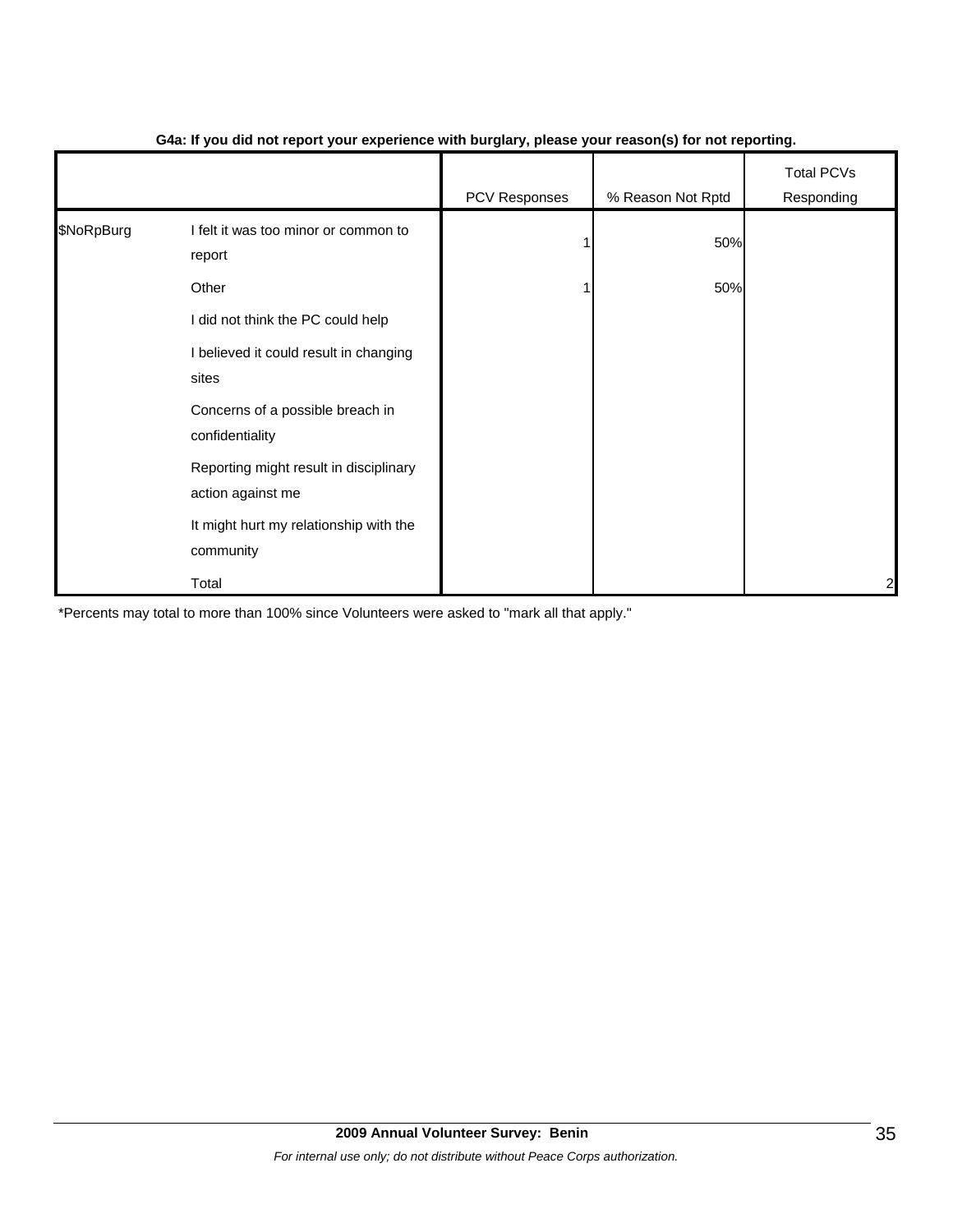**G4a: If you did not report your experience with burglary, please your reason(s) for not reporting.**

| | | PCV Responses | % Reason Not Rptd | Total PCVs Responding |
|---|---|---|---|---|
| $NoRpBurg | I felt it was too minor or common to report | 1 | 50% | |
| | Other | 1 | 50% | |
| | I did not think the PC could help | | | |
| | I believed it could result in changing sites | | | |
| | Concerns of a possible breach in confidentiality | | | |
| | Reporting might result in disciplinary action against me | | | |
| | It might hurt my relationship with the community | | | |
| | Total | | | 2 |

*Percents may total to more than 100% since Volunteers were asked to "mark all that apply."

**2009 Annual Volunteer Survey: Benin**

*For internal use only; do not distribute without Peace Corps authorization.*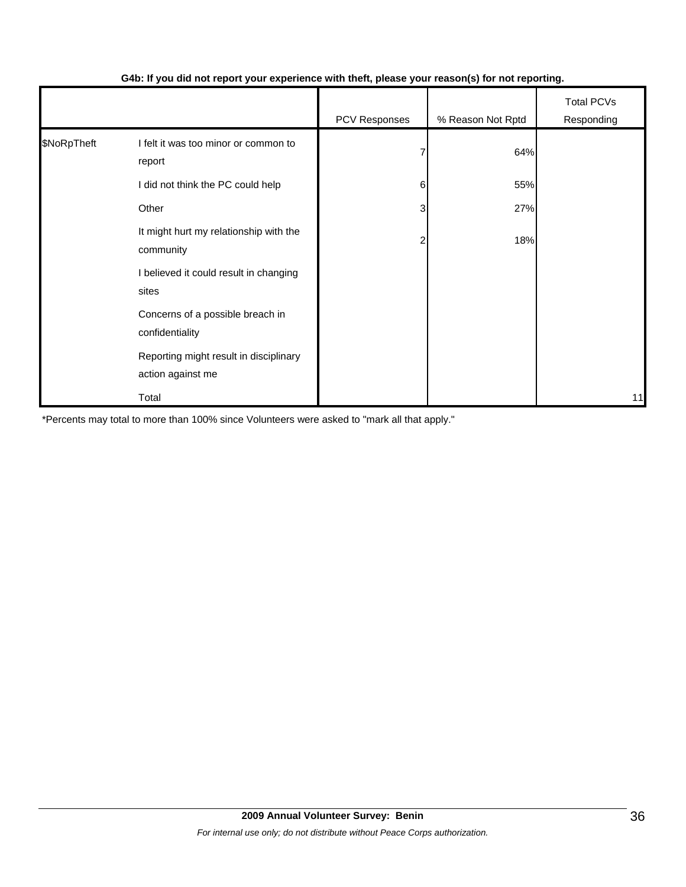**G4b: If you did not report your experience with theft, please your reason(s) for not reporting.**

| | | PCV Responses | % Reason Not Rptd | Total PCVs Responding |
|---|---|---|---|---|
| $NoRpTheft | I felt it was too minor or common to report | 7 | 64% | |
| | I did not think the PC could help | 6 | 55% | |
| | Other | 3 | 27% | |
| | It might hurt my relationship with the community | 2 | 18% | |
| | I believed it could result in changing sites | | | |
| | Concerns of a possible breach in confidentiality | | | |
| | Reporting might result in disciplinary action against me | | | |
| | Total | | | 11 |

*Percents may total to more than 100% since Volunteers were asked to "mark all that apply."

**2009 Annual Volunteer Survey: Benin**

*For internal use only; do not distribute without Peace Corps authorization.*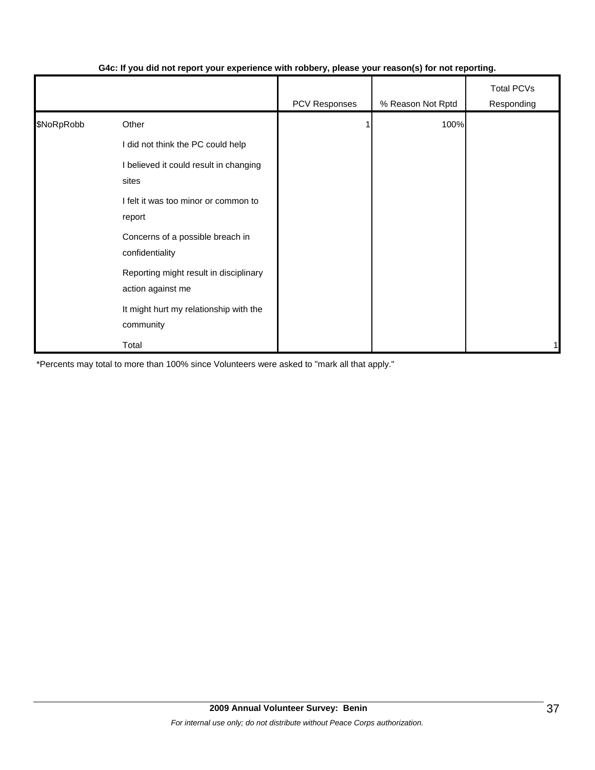**G4c: If you did not report your experience with robbery, please your reason(s) for not reporting.**

| | | PCV Responses | % Reason Not Rptd | Total PCVs Responding |
|---|---|---|---|---|
| $NoRpRobb | Other | 1 | 100% | |
| | I did not think the PC could help | | | |
| | I believed it could result in changing sites | | | |
| | I felt it was too minor or common to report | | | |
| | Concerns of a possible breach in confidentiality | | | |
| | Reporting might result in disciplinary action against me | | | |
| | It might hurt my relationship with the community | | | |
| | Total | | | 1 |

*Percents may total to more than 100% since Volunteers were asked to "mark all that apply."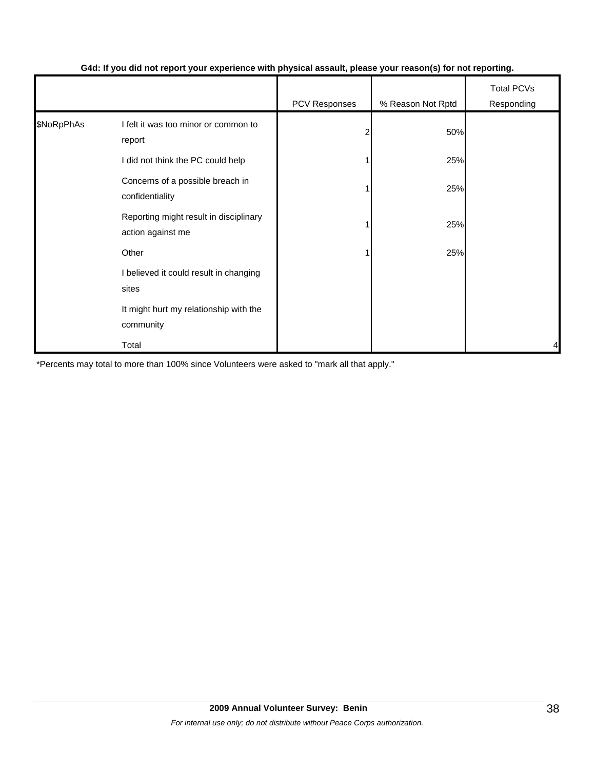**G4d: If you did not report your experience with physical assault, please your reason(s) for not reporting.**

| | | PCV Responses | % Reason Not Rptd | Total PCVs Responding |
|---|---|---|---|---|
| $NoRpPhAs | I felt it was too minor or common to report | 2 | 50% | |
| | I did not think the PC could help | 1 | 25% | |
| | Concerns of a possible breach in confidentiality | 1 | 25% | |
| | Reporting might result in disciplinary action against me | 1 | 25% | |
| | Other | 1 | 25% | |
| | I believed it could result in changing sites | | | |
| | It might hurt my relationship with the community | | | |
| | Total | | | 4 |

*Percents may total to more than 100% since Volunteers were asked to "mark all that apply."

**2009 Annual Volunteer Survey: Benin**

*For internal use only; do not distribute without Peace Corps authorization.*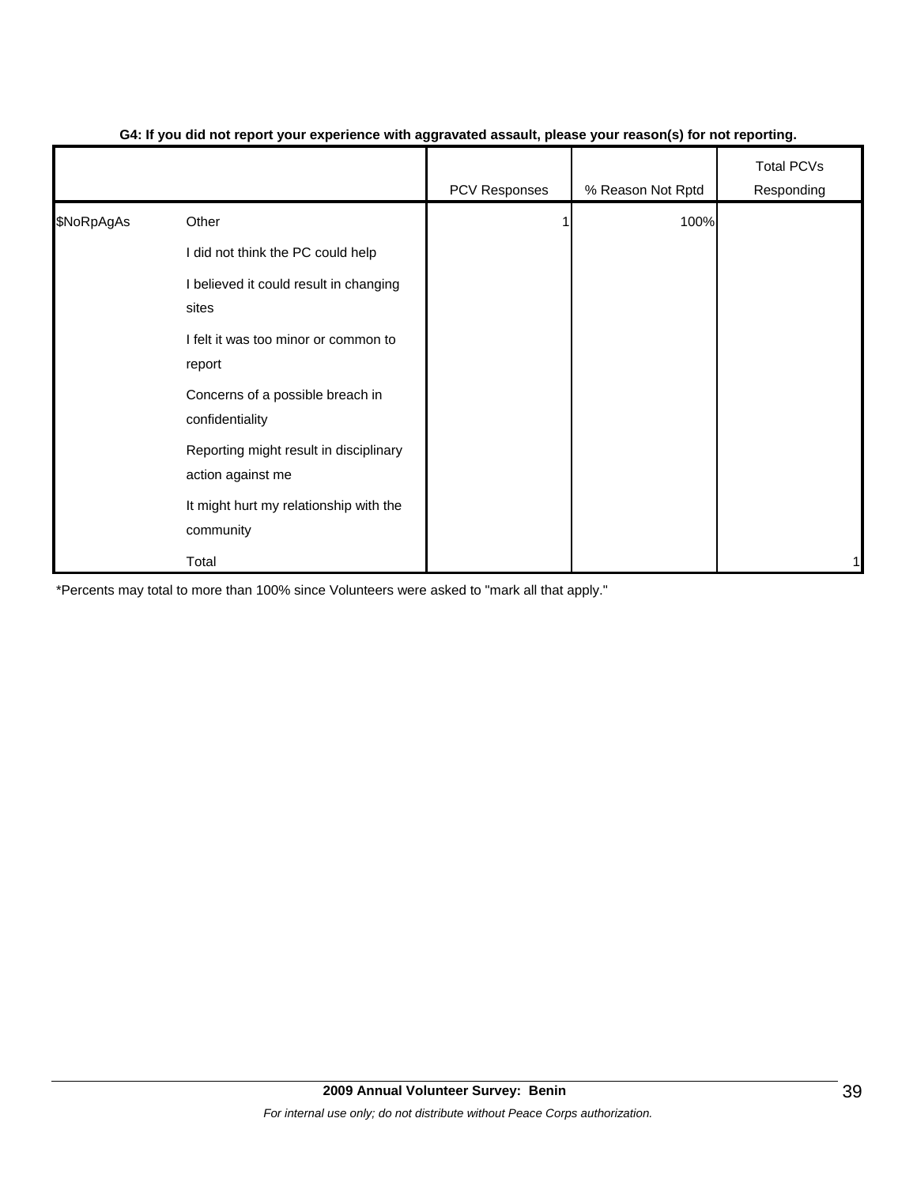**G4: If you did not report your experience with aggravated assault, please your reason(s) for not reporting.**

| | | PCV Responses | % Reason Not Rptd | Total PCVs Responding |
|---|---|---|---|---|
| $NoRpAgAs | Other | 1 | 100% | |
| | I did not think the PC could help | | | |
| | I believed it could result in changing sites | | | |
| | I felt it was too minor or common to report | | | |
| | Concerns of a possible breach in confidentiality | | | |
| | Reporting might result in disciplinary action against me | | | |
| | It might hurt my relationship with the community | | | |
| | Total | | | 1 |

*Percents may total to more than 100% since Volunteers were asked to "mark all that apply."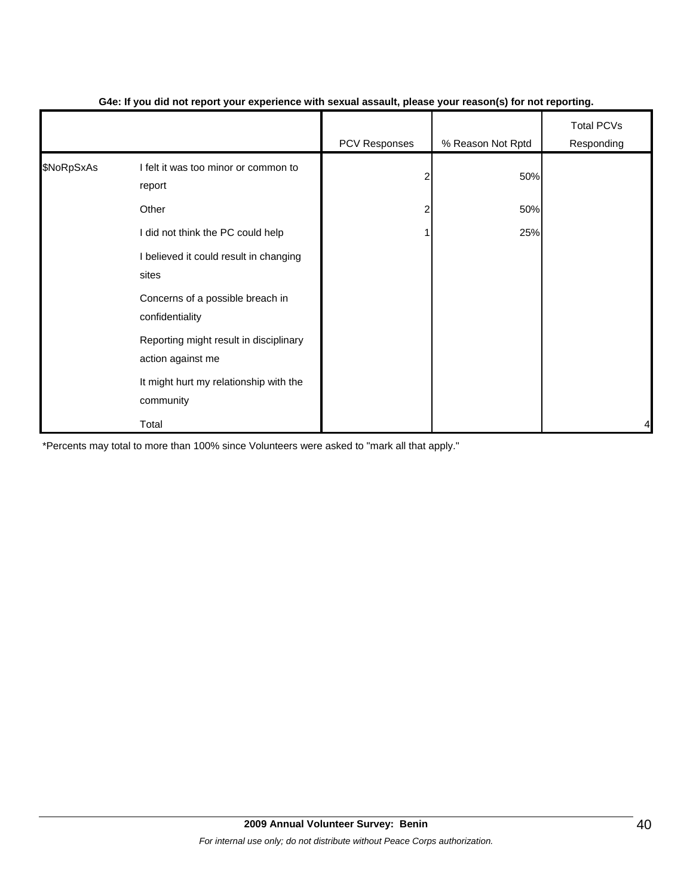**G4e: If you did not report your experience with sexual assault, please your reason(s) for not reporting.**

| | | PCV Responses | % Reason Not Rptd | Total PCVs Responding |
|---|---|---|---|---|
| $NoRpSxAs | I felt it was too minor or common to report | 2 | 50% | |
| | Other | 2 | 50% | |
| | I did not think the PC could help | 1 | 25% | |
| | I believed it could result in changing sites | | | |
| | Concerns of a possible breach in confidentiality | | | |
| | Reporting might result in disciplinary action against me | | | |
| | It might hurt my relationship with the community | | | |
| | Total | | | 4 |

*Percents may total to more than 100% since Volunteers were asked to "mark all that apply."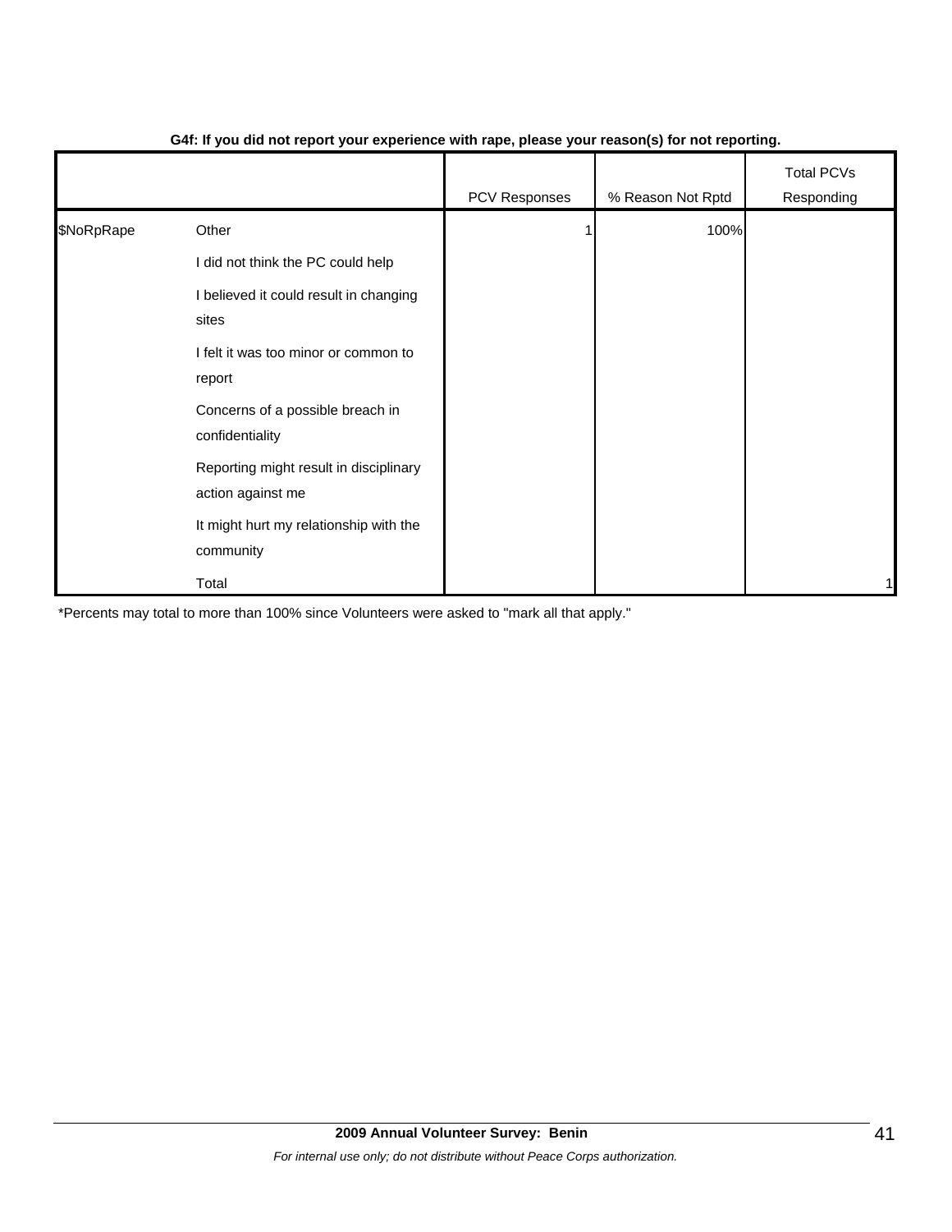**G4f: If you did not report your experience with rape, please your reason(s) for not reporting.**

| | | PCV Responses | % Reason Not Rptd | Total PCVs Responding |
|---|---|---|---|---|
| $NoRpRape | Other | 1 | 100% | |
| | I did not think the PC could help | | | |
| | I believed it could result in changing sites | | | |
| | I felt it was too minor or common to report | | | |
| | Concerns of a possible breach in confidentiality | | | |
| | Reporting might result in disciplinary action against me | | | |
| | It might hurt my relationship with the community | | | |
| | Total | | | 1 |

*Percents may total to more than 100% since Volunteers were asked to "mark all that apply."

**2009 Annual Volunteer Survey: Benin**

*For internal use only; do not distribute without Peace Corps authorization.*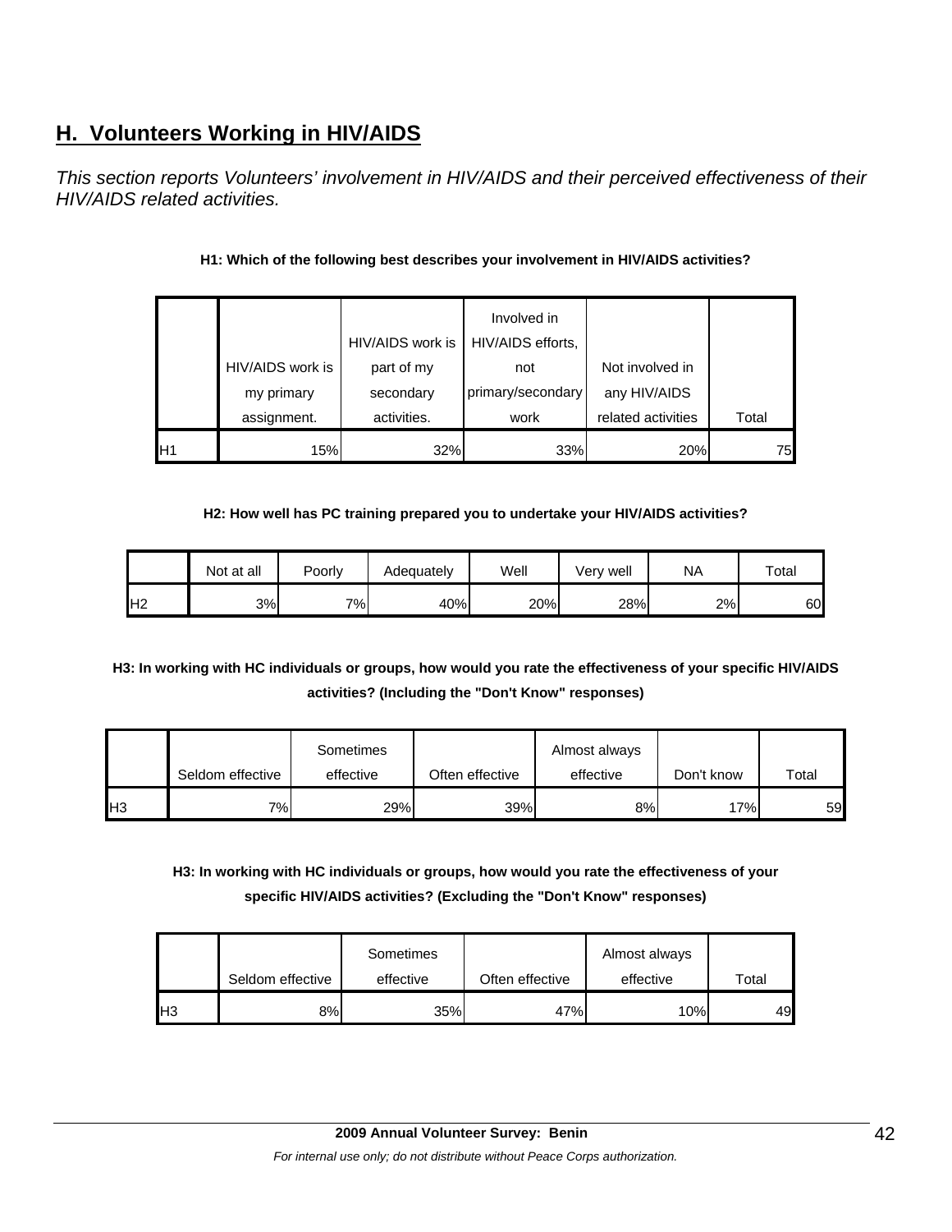## H. Volunteers Working in HIV/AIDS

*This section reports Volunteers' involvement in HIV/AIDS and their perceived effectiveness of their HIV/AIDS related activities.*

**H1: Which of the following best describes your involvement in HIV/AIDS activities?**

| | HIV/AIDS work is my primary assignment. | HIV/AIDS work is part of my secondary activities. | Involved in HIV/AIDS efforts, not primary/secondary work | Not involved in any HIV/AIDS related activities | Total |
|---|---|---|---|---|---|
| H1 | 15% | 32% | 33% | 20% | 75 |

**H2: How well has PC training prepared you to undertake your HIV/AIDS activities?**

| | Not at all | Poorly | Adequately | Well | Very well | NA | Total |
|---|---|---|---|---|---|---|---|
| H2 | 3% | 7% | 40% | 20% | 28% | 2% | 60 |

**H3: In working with HC individuals or groups, how would you rate the effectiveness of your specific HIV/AIDS activities? (Including the "Don't Know" responses)**

| | Seldom effective | Sometimes effective | Often effective | Almost always effective | Don't know | Total |
|---|---|---|---|---|---|---|
| H3 | 7% | 29% | 39% | 8% | 17% | 59 |

**H3: In working with HC individuals or groups, how would you rate the effectiveness of your specific HIV/AIDS activities? (Excluding the "Don't Know" responses)**

| | Seldom effective | Sometimes effective | Often effective | Almost always effective | Total |
|---|---|---|---|---|---|
| H3 | 8% | 35% | 47% | 10% | 49 |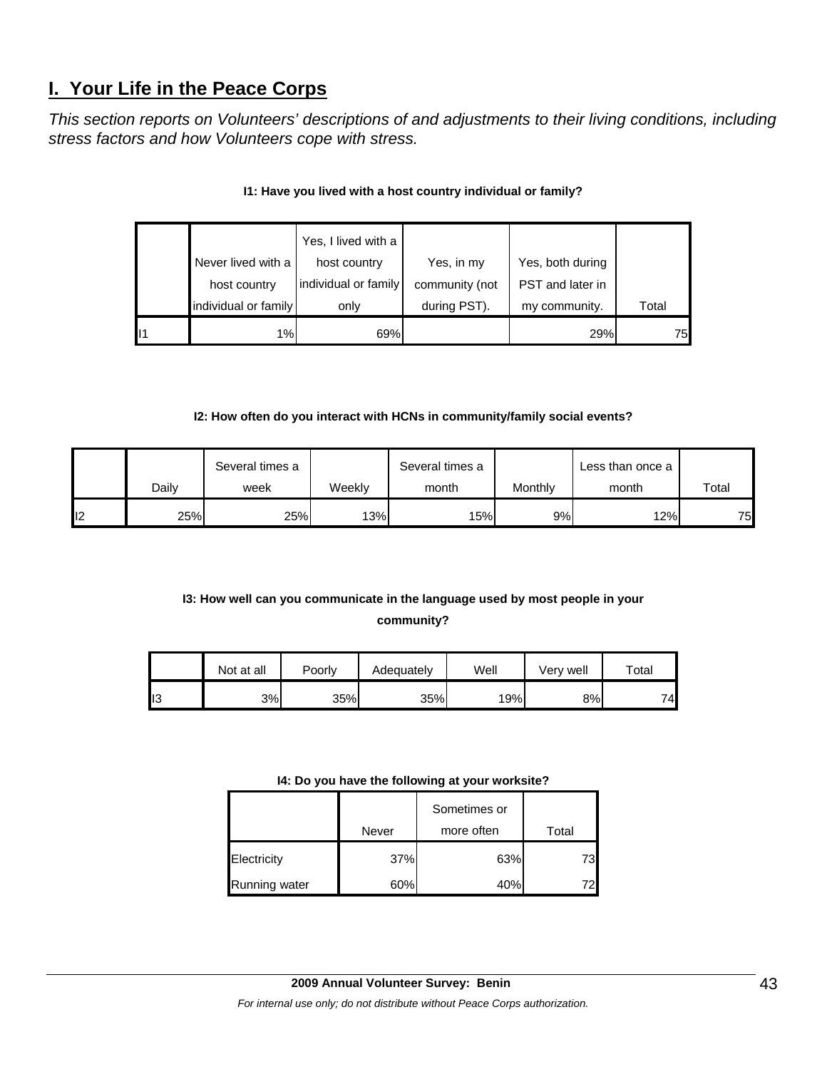## I. Your Life in the Peace Corps

*This section reports on Volunteers' descriptions of and adjustments to their living conditions, including stress factors and how Volunteers cope with stress.*

**I1: Have you lived with a host country individual or family?**

| | Never lived with a host country individual or family | Yes, I lived with a host country individual or family only | Yes, in my community (not during PST). | Yes, both during PST and later in my community. | Total |
|---|---|---|---|---|---|
| I1 | 1% | 69% | | 29% | 75 |

**I2: How often do you interact with HCNs in community/family social events?**

| | Daily | Several times a week | Weekly | Several times a month | Monthly | Less than once a month | Total |
|---|---|---|---|---|---|---|---|
| I2 | 25% | 25% | 13% | 15% | 9% | 12% | 75 |

**I3: How well can you communicate in the language used by most people in your community?**

| | Not at all | Poorly | Adequately | Well | Very well | Total |
|---|---|---|---|---|---|---|
| I3 | 3% | 35% | 35% | 19% | 8% | 74 |

**I4: Do you have the following at your worksite?**

| | Never | Sometimes or more often | Total |
|---|---|---|---|
| Electricity | 37% | 63% | 73 |
| Running water | 60% | 40% | 72 |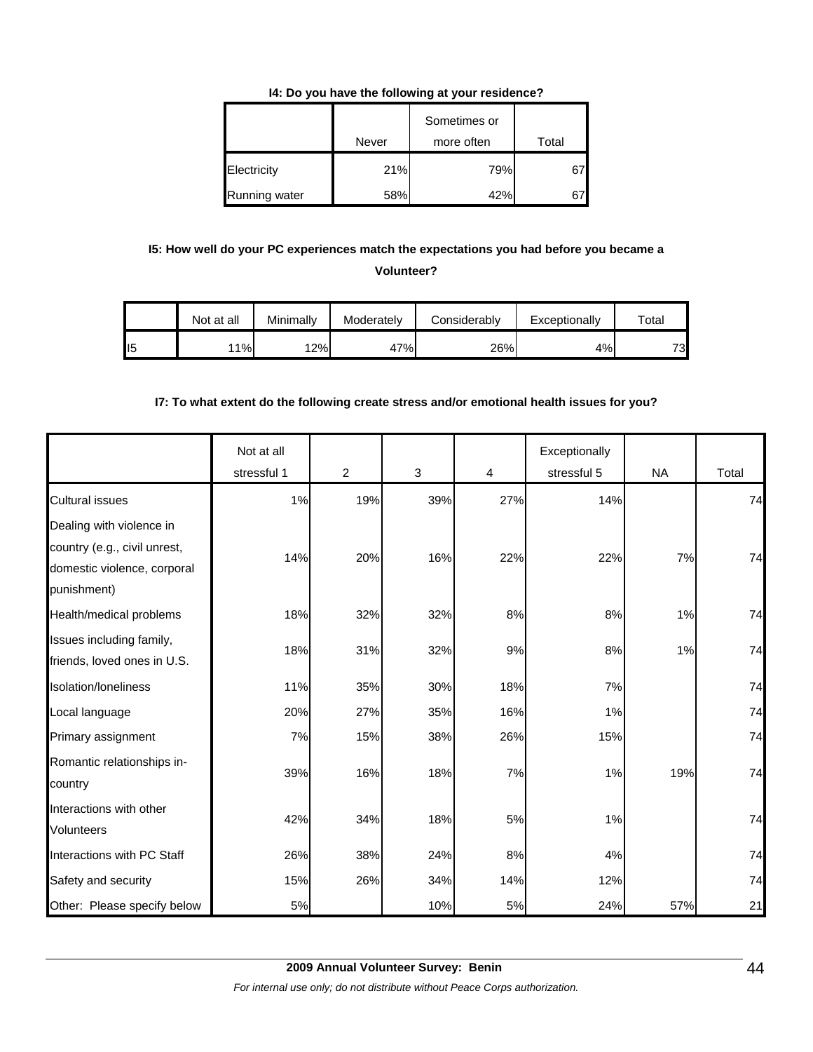**I4: Do you have the following at your residence?**

| | Never | Sometimes or more often | Total |
|---|---|---|---|
| Electricity | 21% | 79% | 67 |
| Running water | 58% | 42% | 67 |

**I5: How well do your PC experiences match the expectations you had before you became a Volunteer?**

| | Not at all | Minimally | Moderately | Considerably | Exceptionally | Total |
|---|---|---|---|---|---|---|
| I5 | 11% | 12% | 47% | 26% | 4% | 73 |

**I7: To what extent do the following create stress and/or emotional health issues for you?**

| | Not at all stressful 1 | 2 | 3 | 4 | Exceptionally stressful 5 | NA | Total |
|---|---|---|---|---|---|---|---|
| Cultural issues | 1% | 19% | 39% | 27% | 14% | | 74 |
| Dealing with violence in country (e.g., civil unrest, domestic violence, corporal punishment) | 14% | 20% | 16% | 22% | 22% | 7% | 74 |
| Health/medical problems | 18% | 32% | 32% | 8% | 8% | 1% | 74 |
| Issues including family, friends, loved ones in U.S. | 18% | 31% | 32% | 9% | 8% | 1% | 74 |
| Isolation/loneliness | 11% | 35% | 30% | 18% | 7% | | 74 |
| Local language | 20% | 27% | 35% | 16% | 1% | | 74 |
| Primary assignment | 7% | 15% | 38% | 26% | 15% | | 74 |
| Romantic relationships in-country | 39% | 16% | 18% | 7% | 1% | 19% | 74 |
| Interactions with other Volunteers | 42% | 34% | 18% | 5% | 1% | | 74 |
| Interactions with PC Staff | 26% | 38% | 24% | 8% | 4% | | 74 |
| Safety and security | 15% | 26% | 34% | 14% | 12% | | 74 |
| Other: Please specify below | 5% | | 10% | 5% | 24% | 57% | 21 |

**2009 Annual Volunteer Survey: Benin**

*For internal use only; do not distribute without Peace Corps authorization.*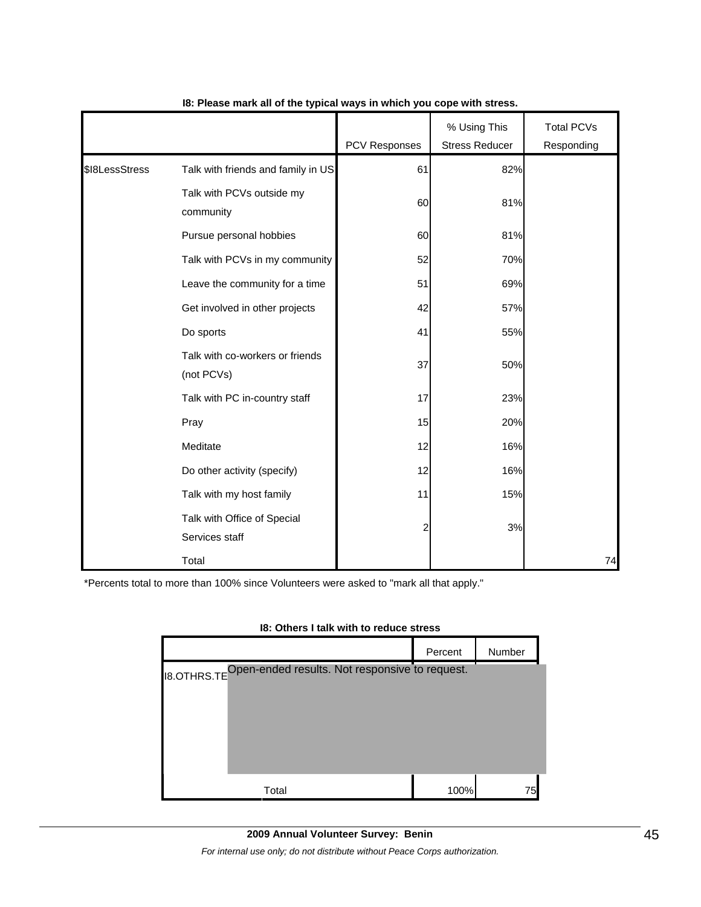**I8: Please mark all of the typical ways in which you cope with stress.**

| | | PCV Responses | % Using This Stress Reducer | Total PCVs Responding |
|---|---|---|---|---|
| $I8LessStress | Talk with friends and family in US | 61 | 82% | |
| | Talk with PCVs outside my community | 60 | 81% | |
| | Pursue personal hobbies | 60 | 81% | |
| | Talk with PCVs in my community | 52 | 70% | |
| | Leave the community for a time | 51 | 69% | |
| | Get involved in other projects | 42 | 57% | |
| | Do sports | 41 | 55% | |
| | Talk with co-workers or friends (not PCVs) | 37 | 50% | |
| | Talk with PC in-country staff | 17 | 23% | |
| | Pray | 15 | 20% | |
| | Meditate | 12 | 16% | |
| | Do other activity (specify) | 12 | 16% | |
| | Talk with my host family | 11 | 15% | |
| | Talk with Office of Special Services staff | 2 | 3% | |
| | Total | | | 74 |

*Percents total to more than 100% since Volunteers were asked to "mark all that apply."

**I8: Others I talk with to reduce stress**

| | | Percent | Number |
|---|---|---|---|
| I8.OTHRS.TE | Open-ended results. Not responsive to request. | | |
| | Total | 100% | 75 |

**2009 Annual Volunteer Survey: Benin**

*For internal use only; do not distribute without Peace Corps authorization.*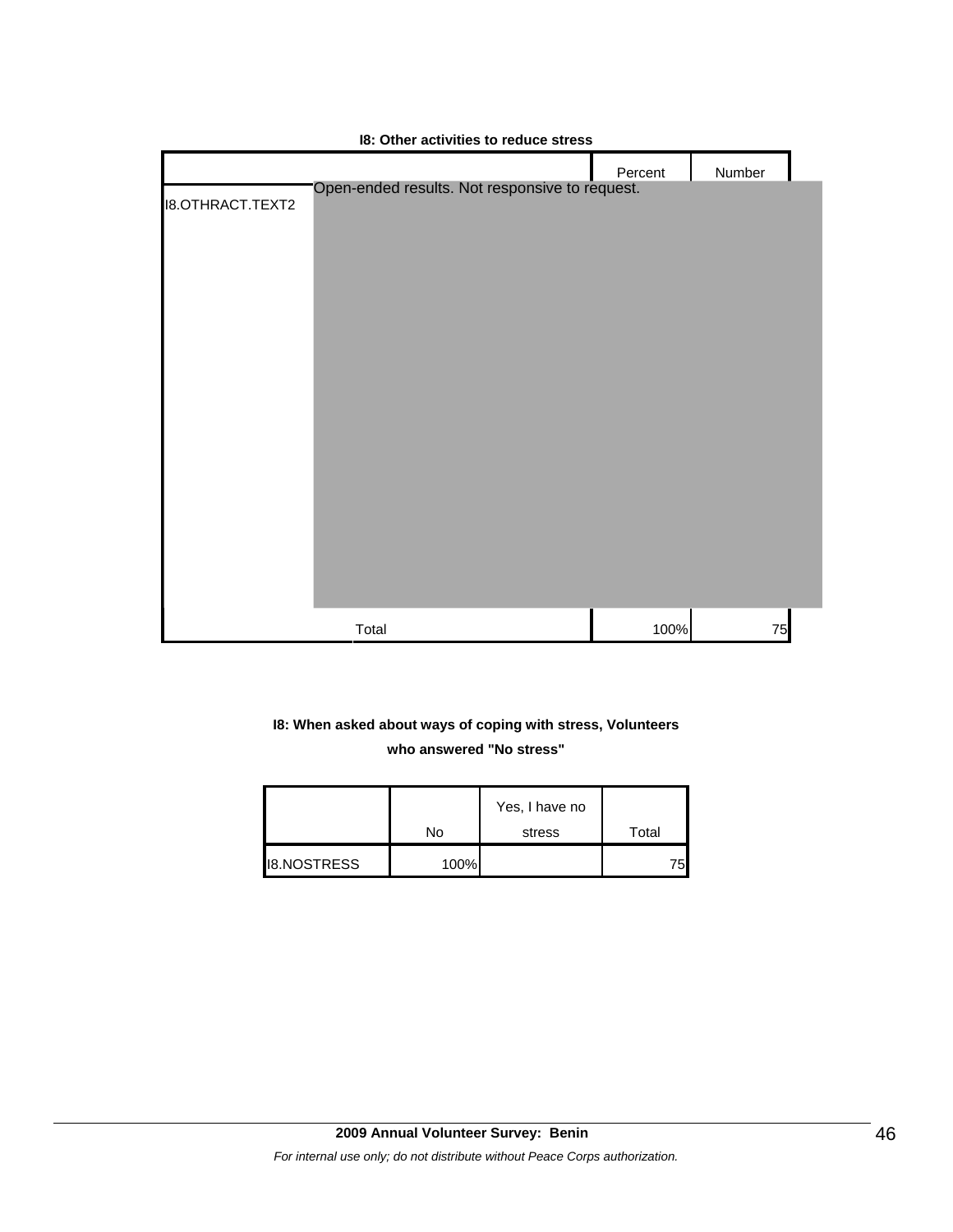**I8: Other activities to reduce stress**

| | | Percent | Number |
|---|---|---|---|
| I8.OTHRACT.TEXT2 | Open-ended results. Not responsive to request. | | |
| | Total | 100% | 75 |

**I8: When asked about ways of coping with stress, Volunteers who answered "No stress"**

| | No | Yes, I have no stress | Total |
|---|---|---|---|
| I8.NOSTRESS | 100% | | 75 |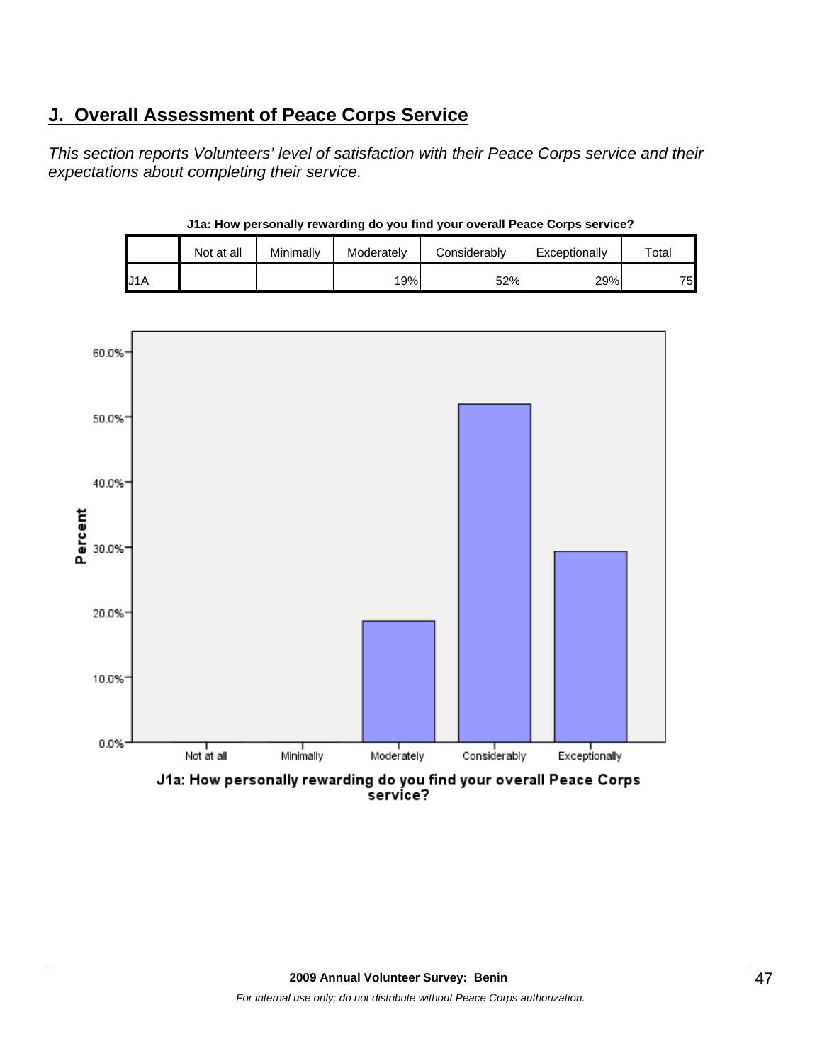## J. Overall Assessment of Peace Corps Service

*This section reports Volunteers' level of satisfaction with their Peace Corps service and their expectations about completing their service.*

**J1a: How personally rewarding do you find your overall Peace Corps service?**

| | Not at all | Minimally | Moderately | Considerably | Exceptionally | Total |
|---|---|---|---|---|---|---|
| J1A | | | 19% | 52% | 29% | 75 |

J1a: How personally rewarding do you find your overall Peace Corps service?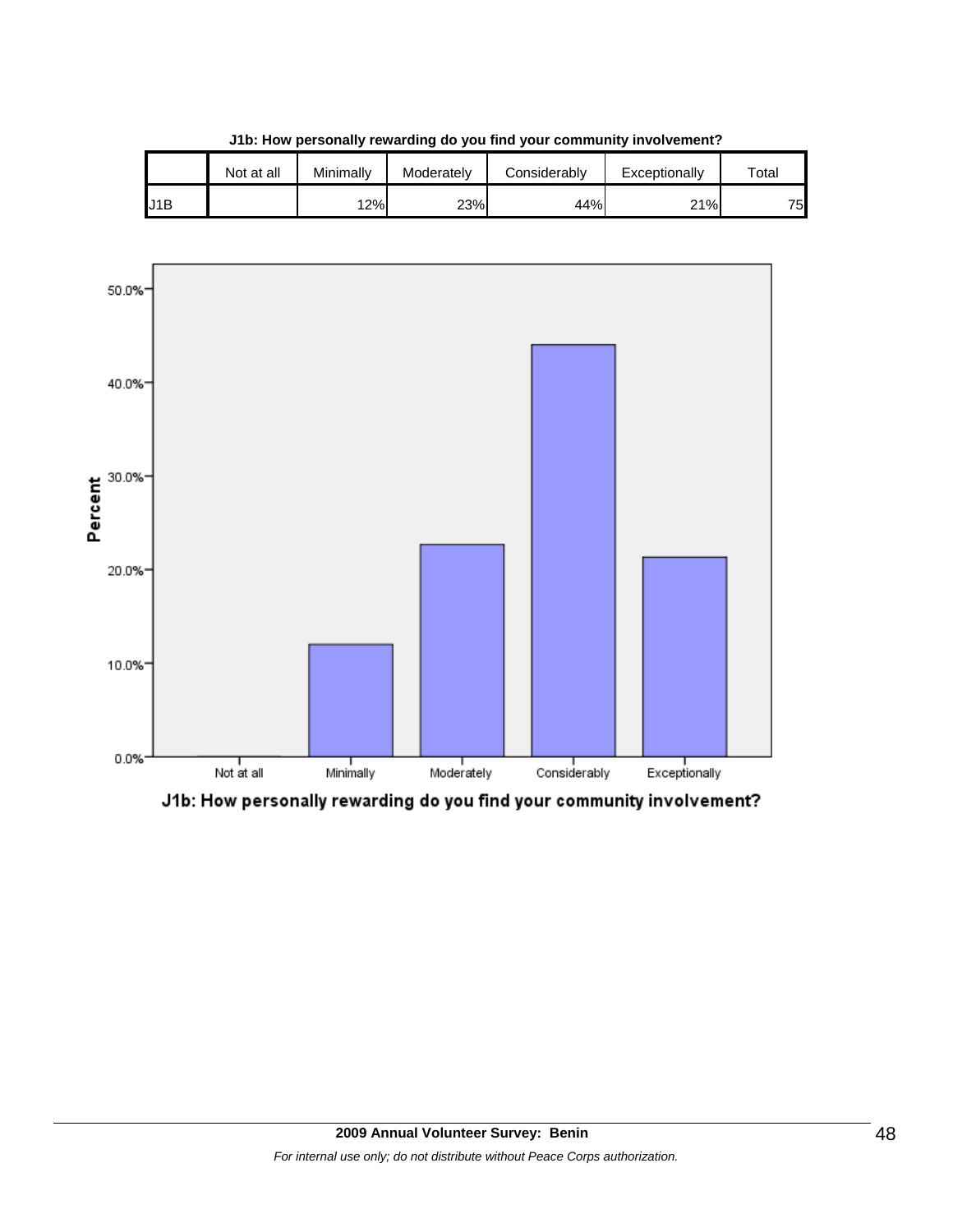**J1b: How personally rewarding do you find your community involvement?**

| | Not at all | Minimally | Moderately | Considerably | Exceptionally | Total |
|---|---|---|---|---|---|---|
| J1B | | 12% | 23% | 44% | 21% | 75 |

Percent

50.0%
40.0%
30.0%
20.0%
10.0%
0.0%

Not at all | Minimally | Moderately | Considerably | Exceptionally

J1b: How personally rewarding do you find your community involvement?

*For internal use only; do not distribute without Peace Corps authorization.*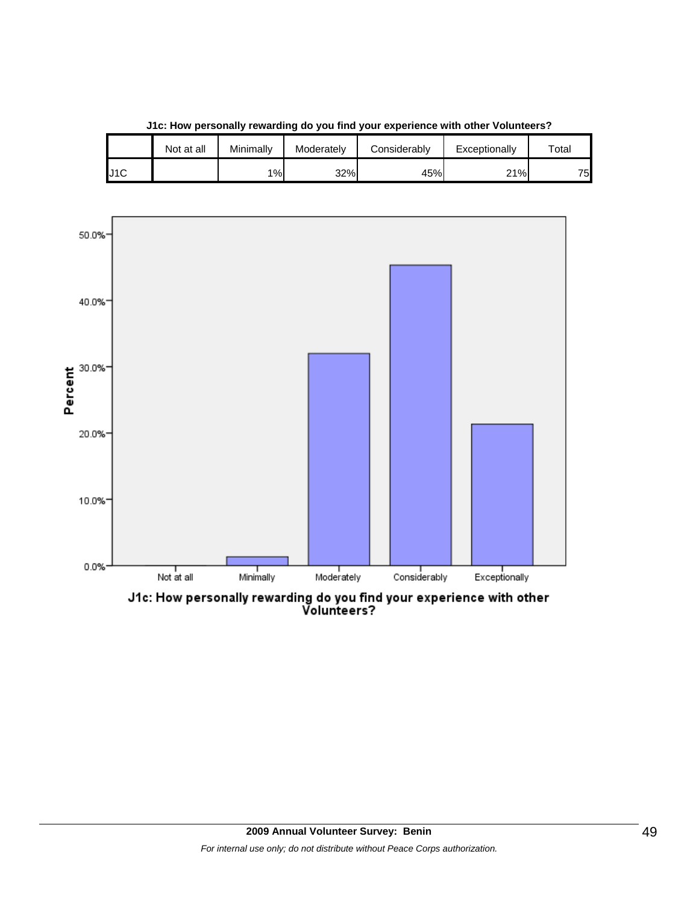**J1c: How personally rewarding do you find your experience with other Volunteers?**

| | Not at all | Minimally | Moderately | Considerably | Exceptionally | Total |
|---|---|---|---|---|---|---|
| J1C | | 1% | 32% | 45% | 21% | 75 |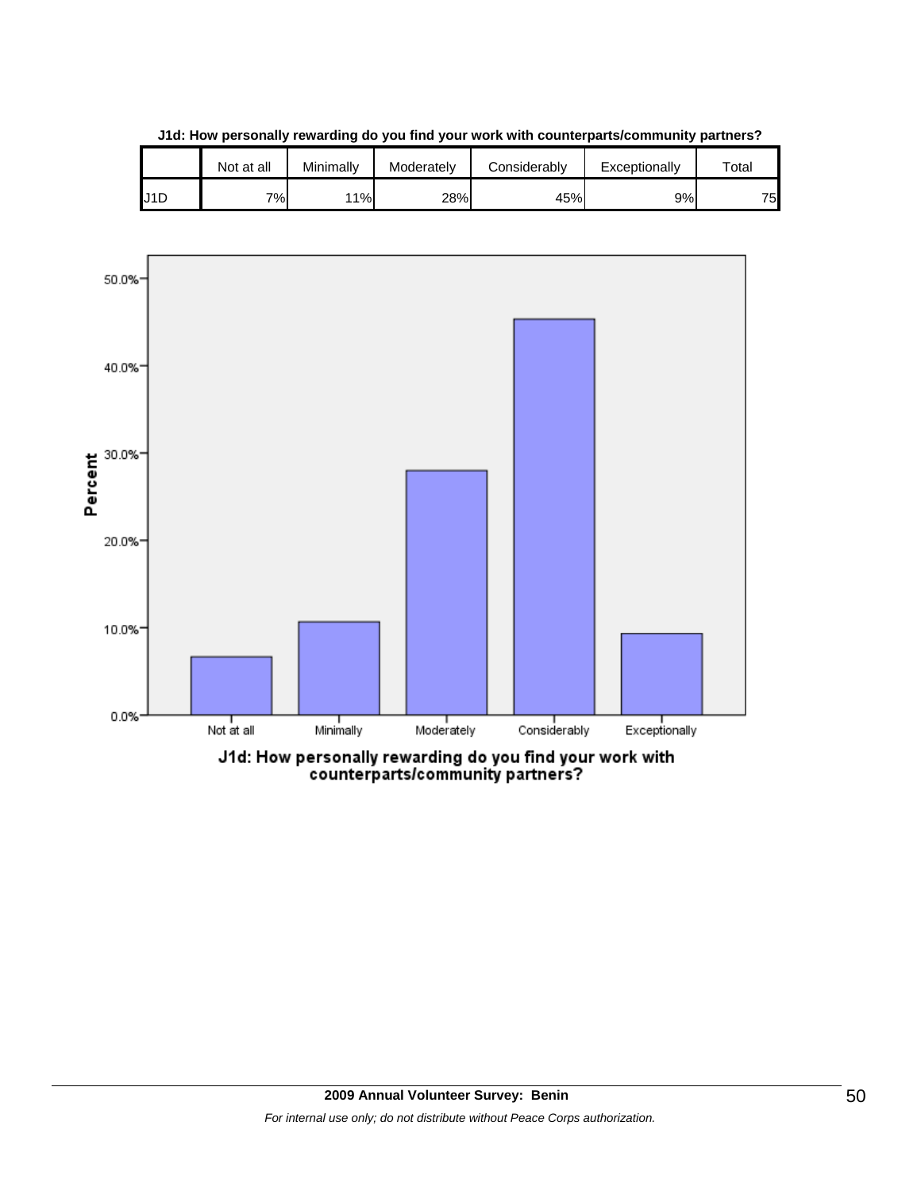**J1d: How personally rewarding do you find your work with counterparts/community partners?**

| | Not at all | Minimally | Moderately | Considerably | Exceptionally | Total |
|---|---|---|---|---|---|---|
| J1D | 7% | 11% | 28% | 45% | 9% | 75 |

J1d: How personally rewarding do you find your work with counterparts/community partners?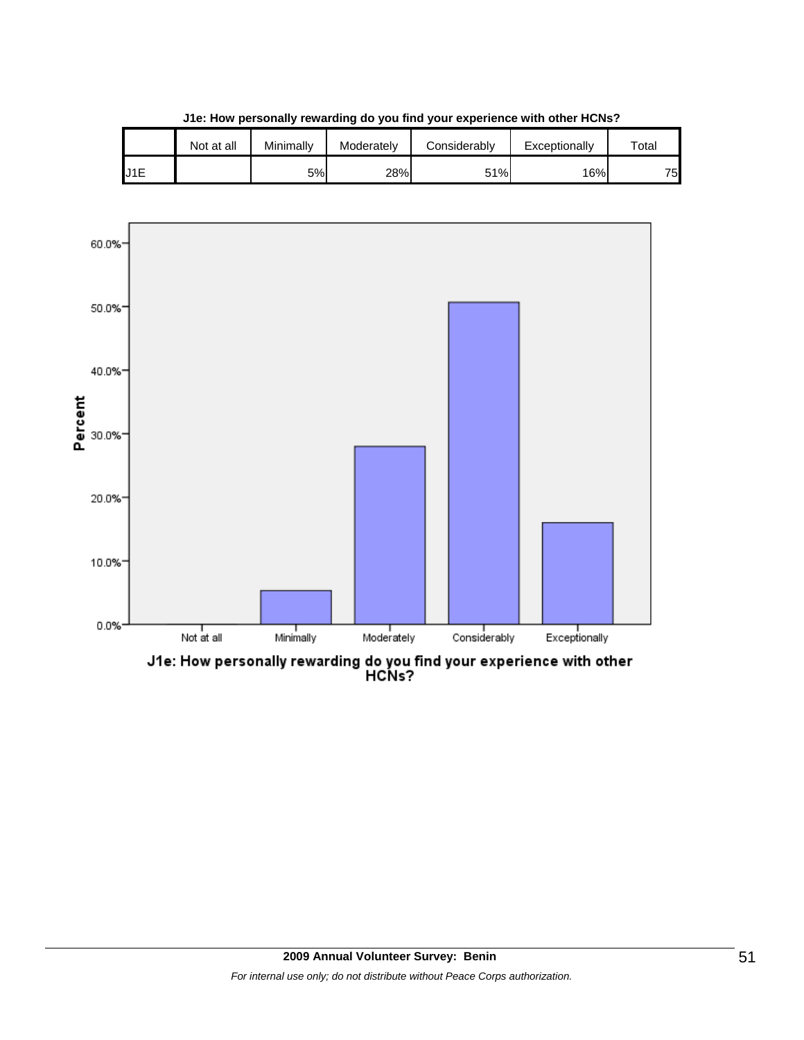**J1e: How personally rewarding do you find your experience with other HCNs?**

| | Not at all | Minimally | Moderately | Considerably | Exceptionally | Total |
|---|---|---|---|---|---|---|
| J1E | | 5% | 28% | 51% | 16% | 75 |

J1e: How personally rewarding do you find your experience with other HCNs?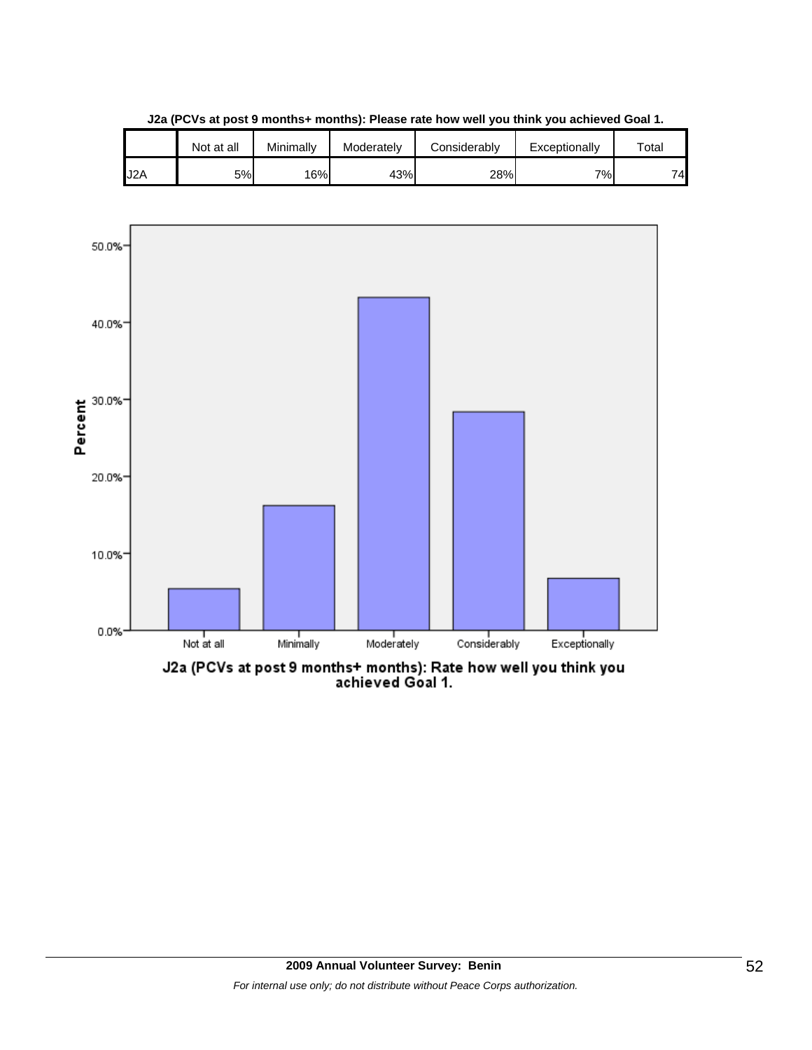**J2a (PCVs at post 9 months+ months): Please rate how well you think you achieved Goal 1.**

| | Not at all | Minimally | Moderately | Considerably | Exceptionally | Total |
|---|---|---|---|---|---|---|
| J2A | 5% | 16% | 43% | 28% | 7% | 74 |

Percent

50.0%
40.0%
30.0%
20.0%
10.0%
0.0%

Not at all | Minimally | Moderately | Considerably | Exceptionally

J2a (PCVs at post 9 months+ months): Rate how well you think you achieved Goal 1.

**2009 Annual Volunteer Survey: Benin**

*For internal use only; do not distribute without Peace Corps authorization.*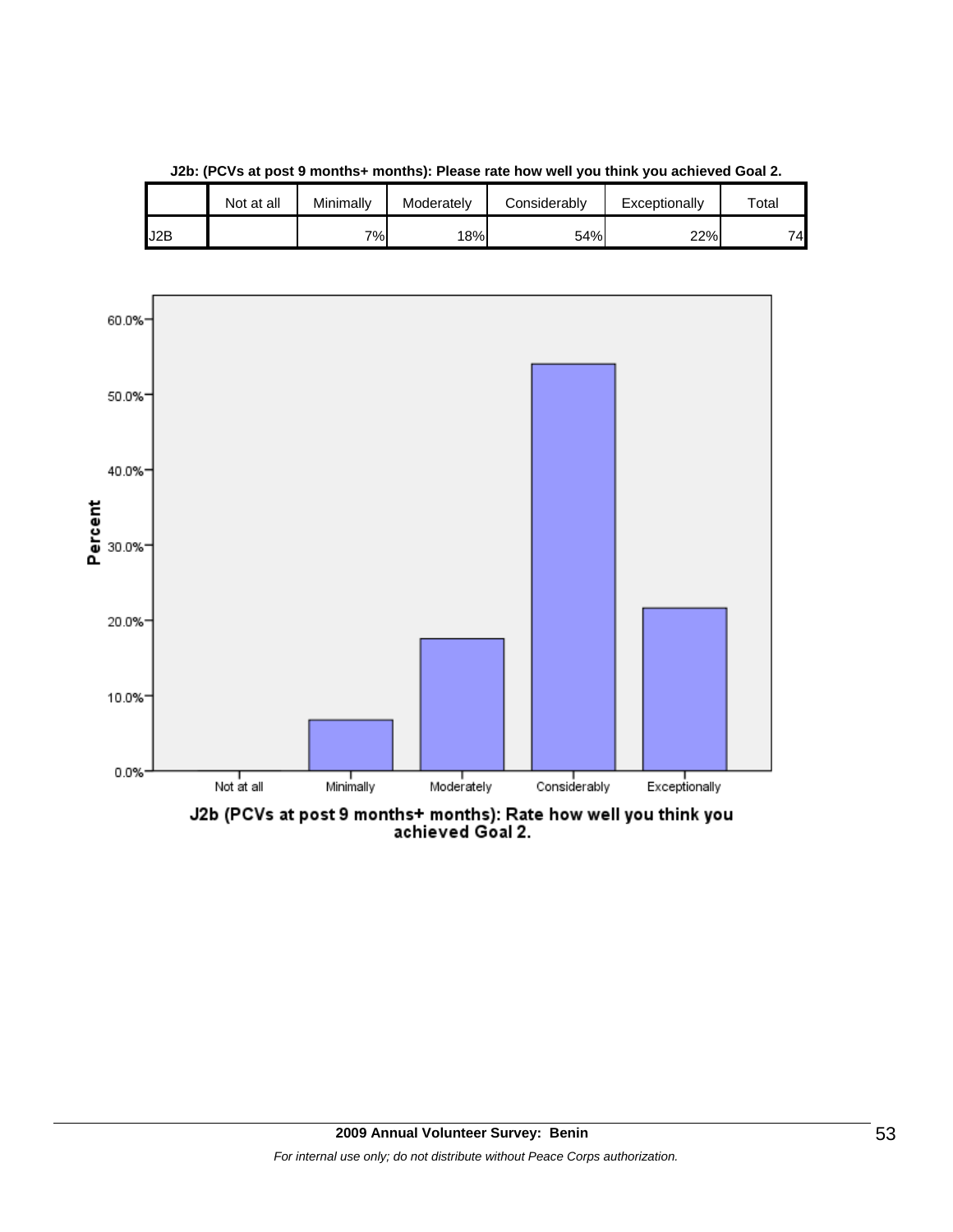**J2b: (PCVs at post 9 months+ months): Please rate how well you think you achieved Goal 2.**

| | Not at all | Minimally | Moderately | Considerably | Exceptionally | Total |
|---|---|---|---|---|---|---|
| J2B | | 7% | 18% | 54% | 22% | 74 |

J2b (PCVs at post 9 months+ months): Rate how well you think you achieved Goal 2.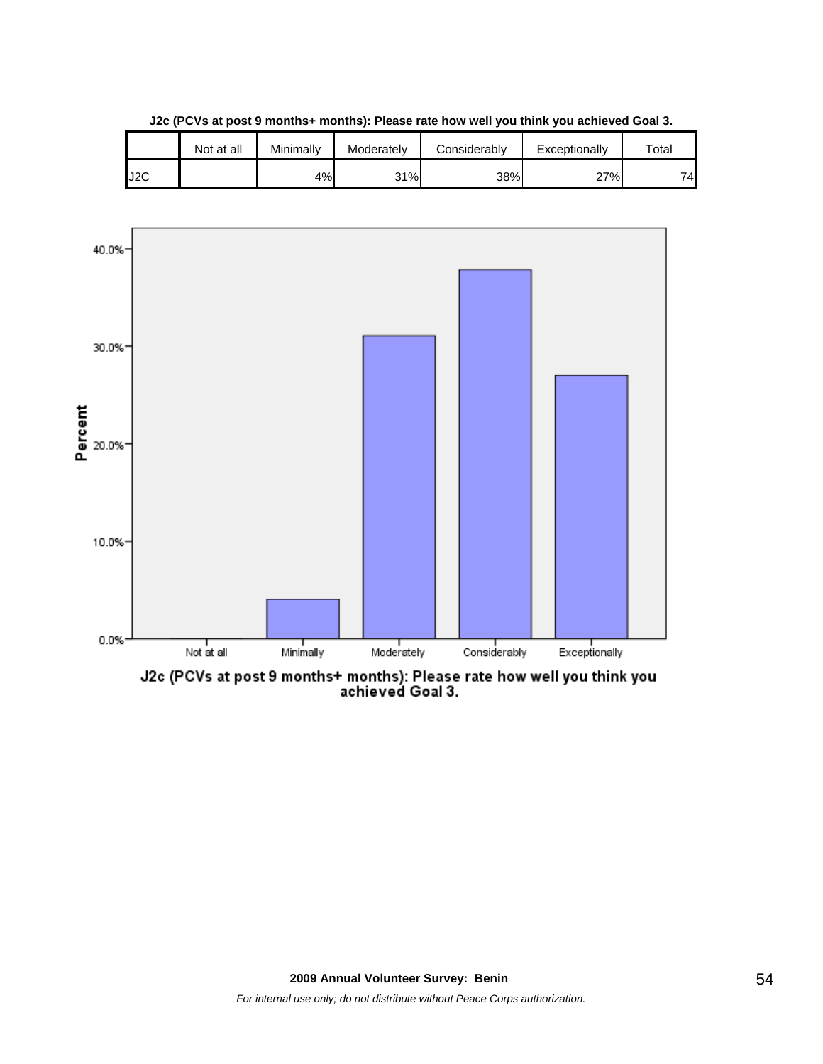**J2c (PCVs at post 9 months+ months): Please rate how well you think you achieved Goal 3.**

| | Not at all | Minimally | Moderately | Considerably | Exceptionally | Total |
|---|---|---|---|---|---|---|
| J2C | | 4% | 31% | 38% | 27% | 74 |

J2c (PCVs at post 9 months+ months): Please rate how well you think you achieved Goal 3.

*For internal use only; do not distribute without Peace Corps authorization.*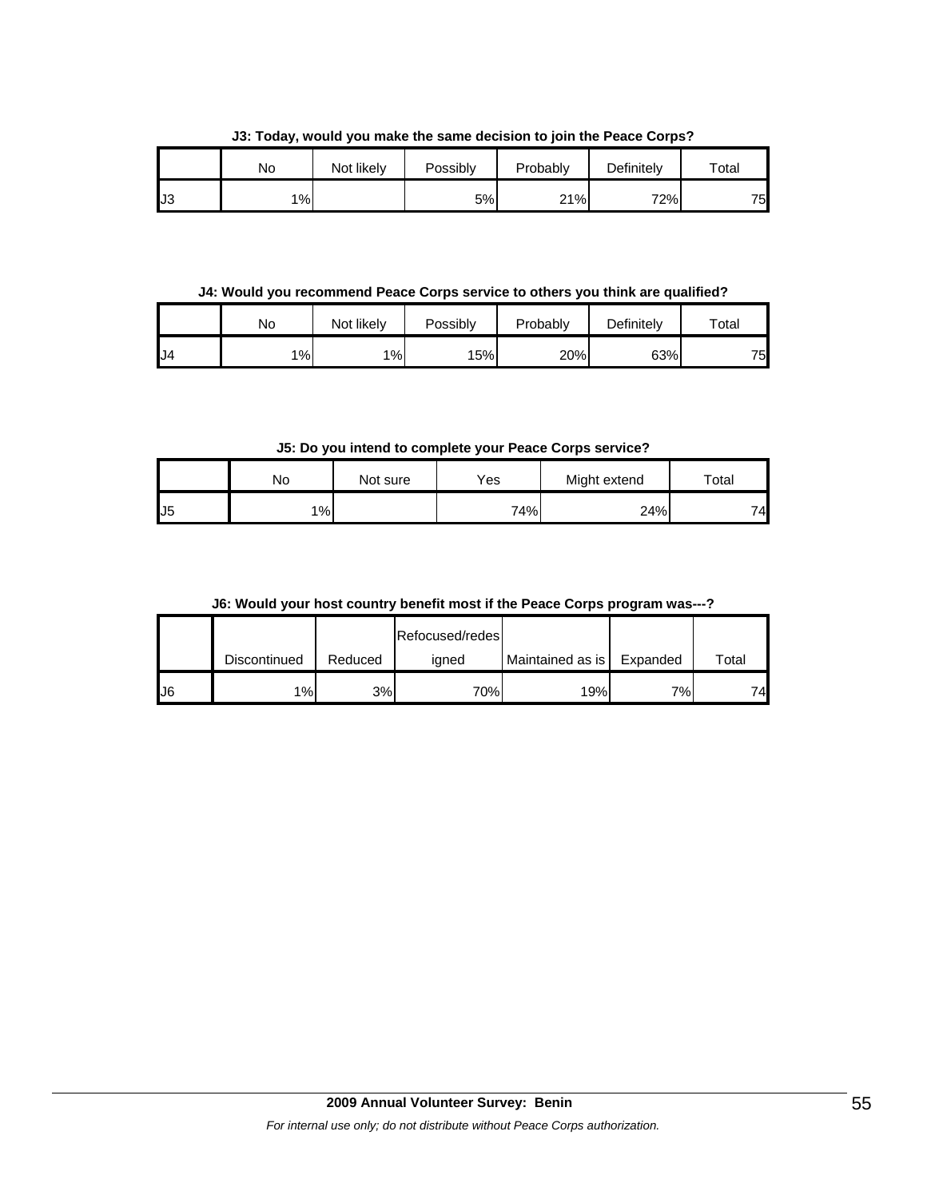**J3: Today, would you make the same decision to join the Peace Corps?**

| | No | Not likely | Possibly | Probably | Definitely | Total |
|---|---|---|---|---|---|---|
| J3 | 1% | | 5% | 21% | 72% | 75 |

**J4: Would you recommend Peace Corps service to others you think are qualified?**

| | No | Not likely | Possibly | Probably | Definitely | Total |
|---|---|---|---|---|---|---|
| J4 | 1% | 1% | 15% | 20% | 63% | 75 |

**J5: Do you intend to complete your Peace Corps service?**

| | No | Not sure | Yes | Might extend | Total |
|---|---|---|---|---|---|
| J5 | 1% | | 74% | 24% | 74 |

**J6: Would your host country benefit most if the Peace Corps program was---?**

| | Discontinued | Reduced | Refocused/redesigned | Maintained as is | Expanded | Total |
|---|---|---|---|---|---|---|
| J6 | 1% | 3% | 70% | 19% | 7% | 74 |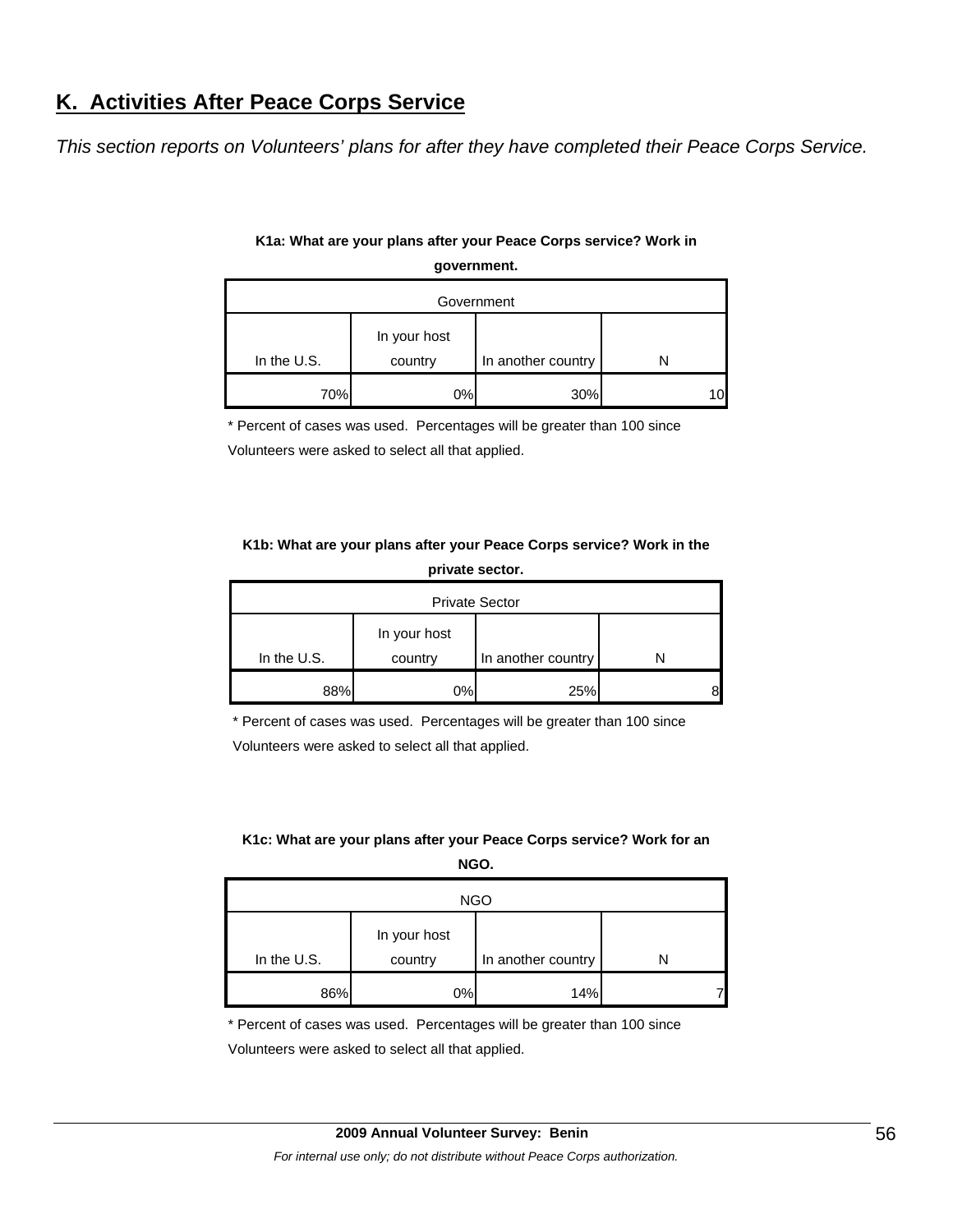## K. Activities After Peace Corps Service

*This section reports on Volunteers' plans for after they have completed their Peace Corps Service.*

**K1a: What are your plans after your Peace Corps service? Work in government.**

| Government | | | |
|---|---|---|---|
| In the U.S. | In your host country | In another country | N |
| 70% | 0% | 30% | 10 |

\* Percent of cases was used. Percentages will be greater than 100 since Volunteers were asked to select all that applied.

**K1b: What are your plans after your Peace Corps service? Work in the private sector.**

| Private Sector | | | |
|---|---|---|---|
| In the U.S. | In your host country | In another country | N |
| 88% | 0% | 25% | 8 |

\* Percent of cases was used. Percentages will be greater than 100 since Volunteers were asked to select all that applied.

**K1c: What are your plans after your Peace Corps service? Work for an NGO.**

| NGO | | | |
|---|---|---|---|
| In the U.S. | In your host country | In another country | N |
| 86% | 0% | 14% | 7 |

\* Percent of cases was used. Percentages will be greater than 100 since Volunteers were asked to select all that applied.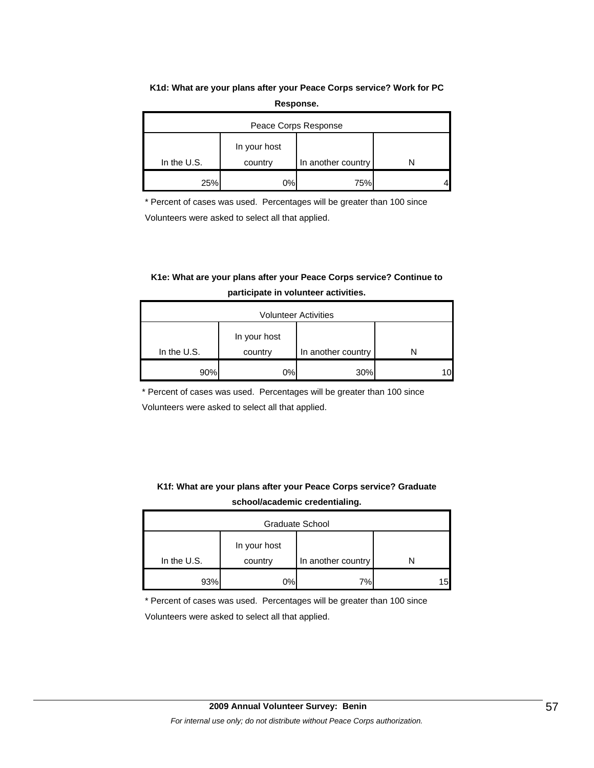**K1d: What are your plans after your Peace Corps service? Work for PC Response.**

| Peace Corps Response | | | |
|---|---|---|---|
| In the U.S. | In your host country | In another country | N |
| 25% | 0% | 75% | 4 |

* Percent of cases was used. Percentages will be greater than 100 since Volunteers were asked to select all that applied.

**K1e: What are your plans after your Peace Corps service? Continue to participate in volunteer activities.**

| Volunteer Activities | | | |
|---|---|---|---|
| In the U.S. | In your host country | In another country | N |
| 90% | 0% | 30% | 10 |

* Percent of cases was used. Percentages will be greater than 100 since Volunteers were asked to select all that applied.

**K1f: What are your plans after your Peace Corps service? Graduate school/academic credentialing.**

| Graduate School | | | |
|---|---|---|---|
| In the U.S. | In your host country | In another country | N |
| 93% | 0% | 7% | 15 |

* Percent of cases was used. Percentages will be greater than 100 since Volunteers were asked to select all that applied.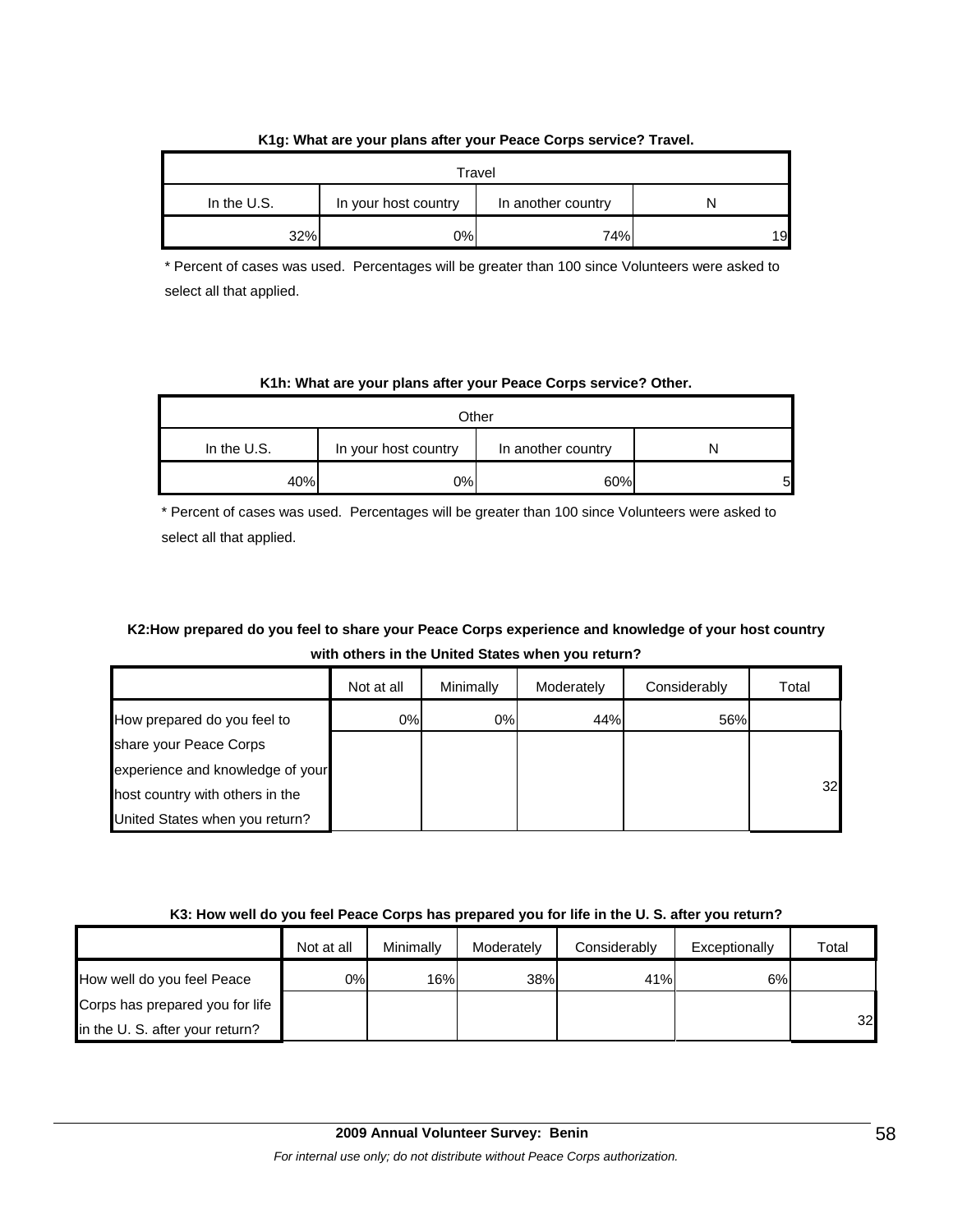**K1g: What are your plans after your Peace Corps service? Travel.**

| Travel | | | |
|---|---|---|---|
| In the U.S. | In your host country | In another country | N |
| 32% | 0% | 74% | 19 |

\* Percent of cases was used. Percentages will be greater than 100 since Volunteers were asked to select all that applied.

**K1h: What are your plans after your Peace Corps service? Other.**

| Other | | | |
|---|---|---|---|
| In the U.S. | In your host country | In another country | N |
| 40% | 0% | 60% | 5 |

\* Percent of cases was used. Percentages will be greater than 100 since Volunteers were asked to select all that applied.

**K2:How prepared do you feel to share your Peace Corps experience and knowledge of your host country with others in the United States when you return?**

| | Not at all | Minimally | Moderately | Considerably | Total |
|---|---|---|---|---|---|
| How prepared do you feel to share your Peace Corps experience and knowledge of your host country with others in the United States when you return? | 0% | 0% | 44% | 56% | 32 |

**K3: How well do you feel Peace Corps has prepared you for life in the U. S. after your return?**

| | Not at all | Minimally | Moderately | Considerably | Exceptionally | Total |
|---|---|---|---|---|---|---|
| How well do you feel Peace Corps has prepared you for life in the U. S. after your return? | 0% | 16% | 38% | 41% | 6% | 32 |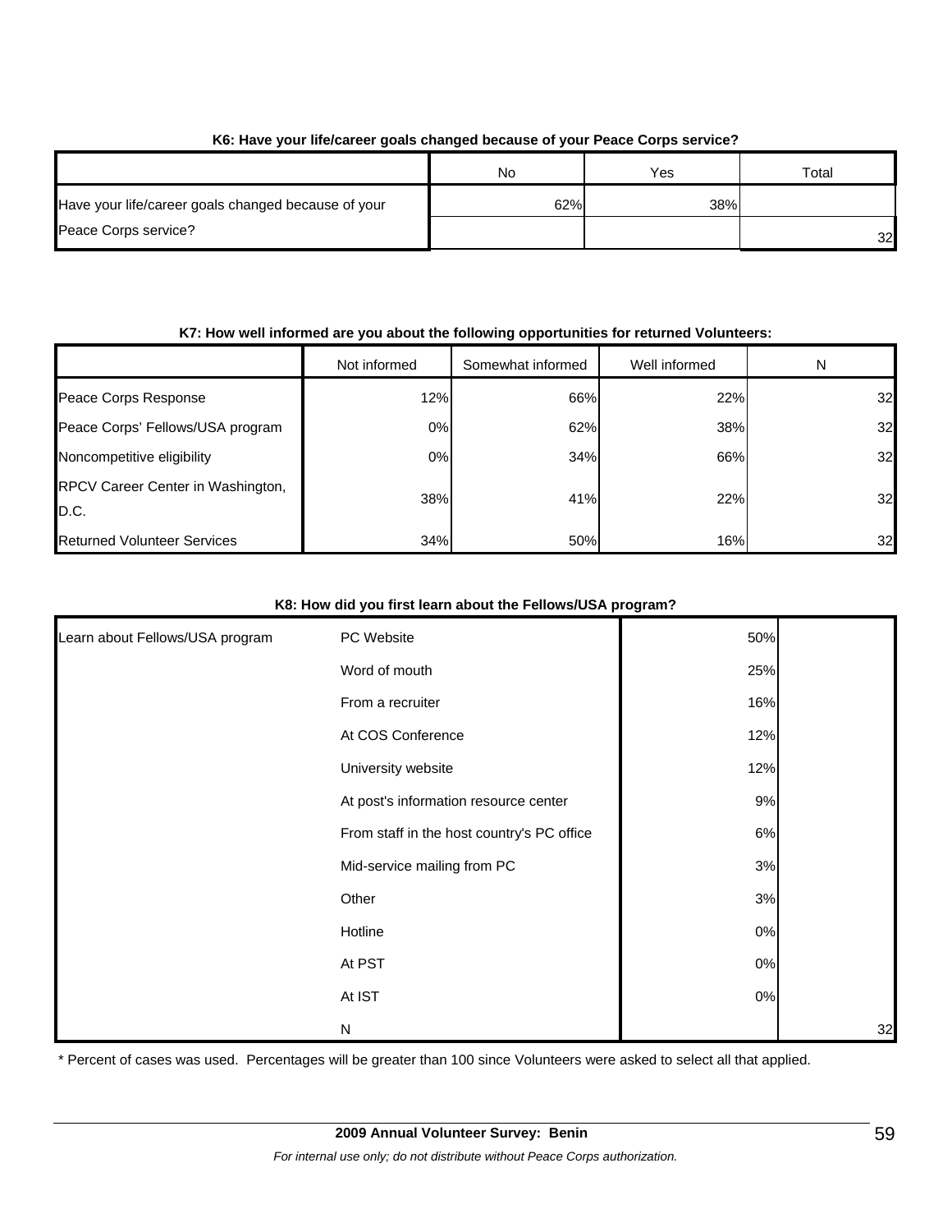**K6: Have your life/career goals changed because of your Peace Corps service?**

| | No | Yes | Total |
|---|---|---|---|
| Have your life/career goals changed because of your Peace Corps service? | 62% | 38% | 32 |

**K7: How well informed are you about the following opportunities for returned Volunteers:**

| | Not informed | Somewhat informed | Well informed | N |
|---|---|---|---|---|
| Peace Corps Response | 12% | 66% | 22% | 32 |
| Peace Corps' Fellows/USA program | 0% | 62% | 38% | 32 |
| Noncompetitive eligibility | 0% | 34% | 66% | 32 |
| RPCV Career Center in Washington, D.C. | 38% | 41% | 22% | 32 |
| Returned Volunteer Services | 34% | 50% | 16% | 32 |

**K8: How did you first learn about the Fellows/USA program?**

| | | | |
|---|---|---|---|
| Learn about Fellows/USA program | PC Website | 50% | |
| | Word of mouth | 25% | |
| | From a recruiter | 16% | |
| | At COS Conference | 12% | |
| | University website | 12% | |
| | At post's information resource center | 9% | |
| | From staff in the host country's PC office | 6% | |
| | Mid-service mailing from PC | 3% | |
| | Other | 3% | |
| | Hotline | 0% | |
| | At PST | 0% | |
| | At IST | 0% | |
| | N | | 32 |

* Percent of cases was used. Percentages will be greater than 100 since Volunteers were asked to select all that applied.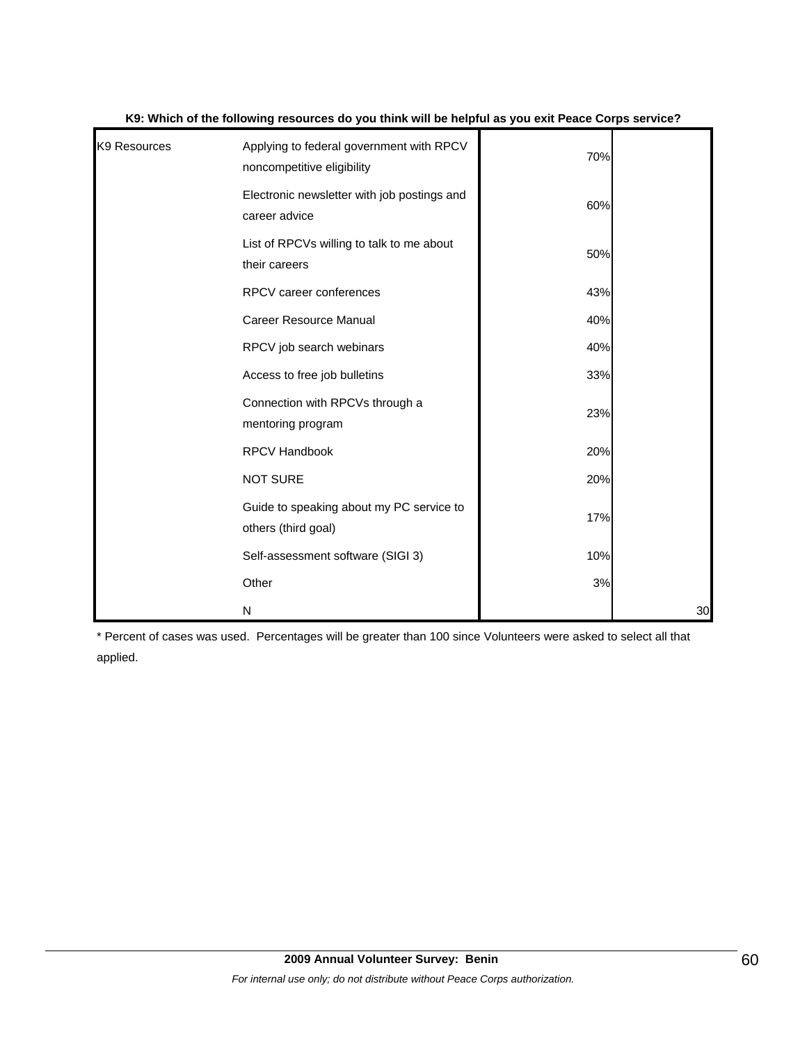**K9: Which of the following resources do you think will be helpful as you exit Peace Corps service?**

| | | | |
|---|---|---|---|
| K9 Resources | Applying to federal government with RPCV noncompetitive eligibility | 70% | |
| | Electronic newsletter with job postings and career advice | 60% | |
| | List of RPCVs willing to talk to me about their careers | 50% | |
| | RPCV career conferences | 43% | |
| | Career Resource Manual | 40% | |
| | RPCV job search webinars | 40% | |
| | Access to free job bulletins | 33% | |
| | Connection with RPCVs through a mentoring program | 23% | |
| | RPCV Handbook | 20% | |
| | NOT SURE | 20% | |
| | Guide to speaking about my PC service to others (third goal) | 17% | |
| | Self-assessment software (SIGI 3) | 10% | |
| | Other | 3% | |
| | N | | 30 |

* Percent of cases was used. Percentages will be greater than 100 since Volunteers were asked to select all that applied.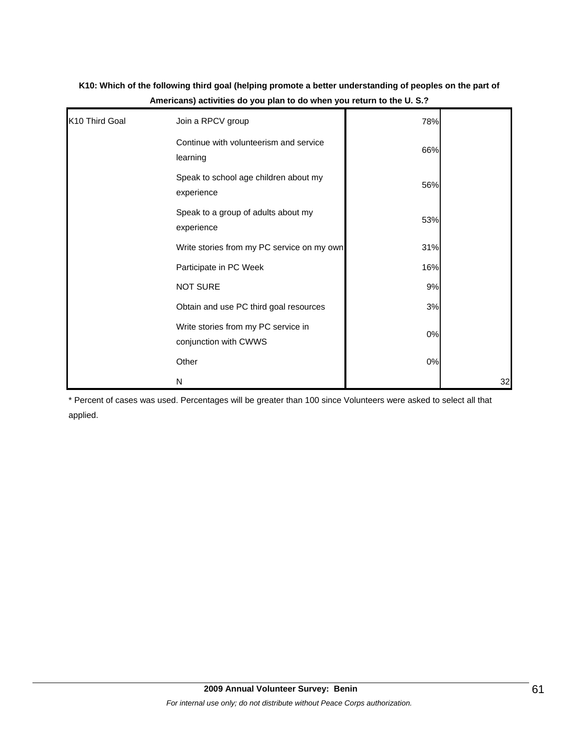**K10: Which of the following third goal (helping promote a better understanding of peoples on the part of Americans) activities do you plan to do when you return to the U. S.?**

| | | | |
|---|---|---|---|
| K10 Third Goal | Join a RPCV group | 78% | |
| | Continue with volunteerism and service learning | 66% | |
| | Speak to school age children about my experience | 56% | |
| | Speak to a group of adults about my experience | 53% | |
| | Write stories from my PC service on my own | 31% | |
| | Participate in PC Week | 16% | |
| | NOT SURE | 9% | |
| | Obtain and use PC third goal resources | 3% | |
| | Write stories from my PC service in conjunction with CWWS | 0% | |
| | Other | 0% | |
| | N | | 32 |

* Percent of cases was used. Percentages will be greater than 100 since Volunteers were asked to select all that applied.